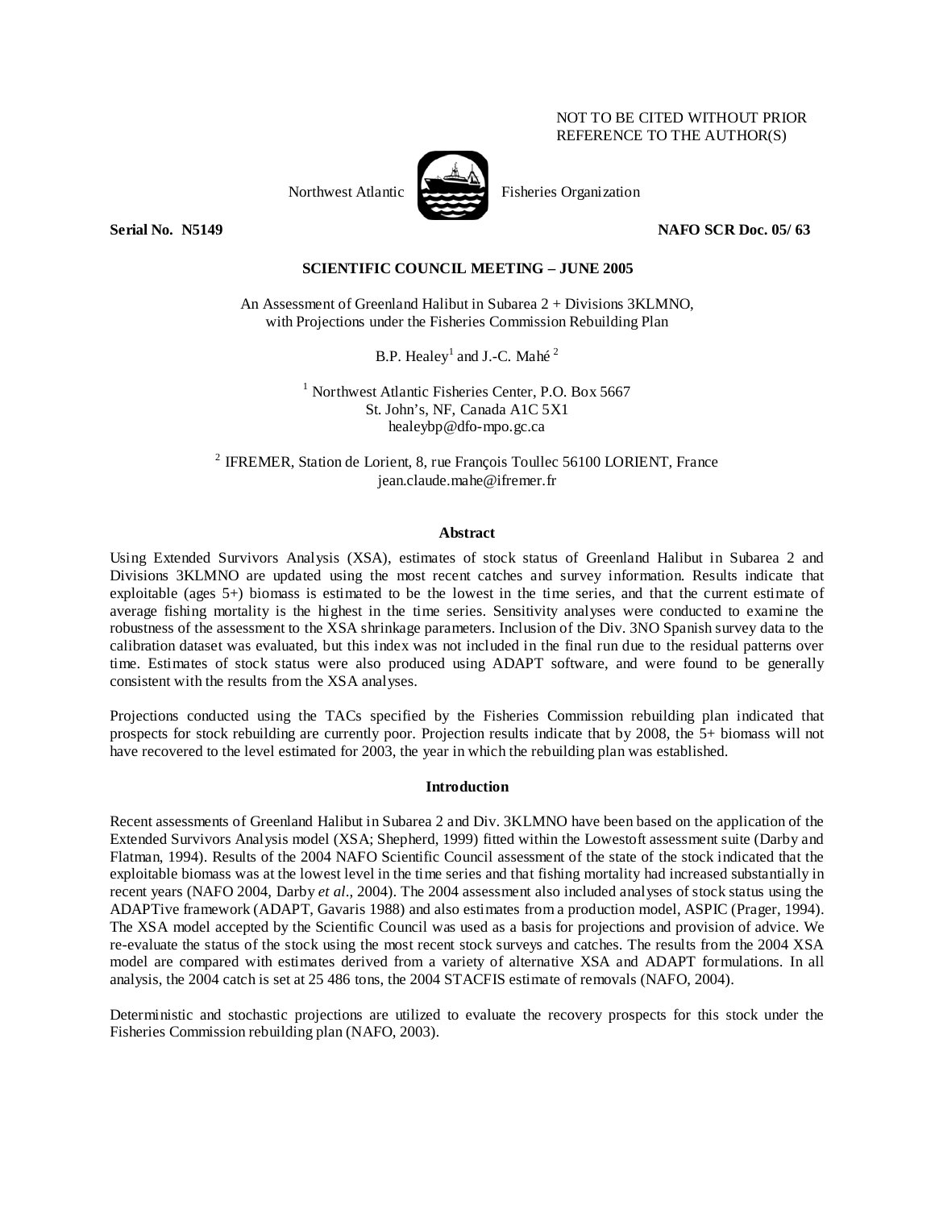NOT TO BE CITED WITHOUT PRIOR REFERENCE TO THE AUTHOR(S)

Northwest Atlantic Fisheries Organization

**Serial No. N5149** **NAFO SCR Doc. 05/ 63**

**SCIENTIFIC COUNCIL MEETING – JUNE 2005**

An Assessment of Greenland Halibut in Subarea 2 + Divisions 3KLMNO, with Projections under the Fisheries Commission Rebuilding Plan

B.P. Healey[1] and J.-C. Mahé[2]

[1] Northwest Atlantic Fisheries Center, P.O. Box 5667
St. John's, NF, Canada A1C 5X1
healeybp@dfo-mpo.gc.ca

[2] IFREMER, Station de Lorient, 8, rue François Toullec 56100 LORIENT, France
jean.claude.mahe@ifremer.fr

## Abstract

Using Extended Survivors Analysis (XSA), estimates of stock status of Greenland Halibut in Subarea 2 and Divisions 3KLMNO are updated using the most recent catches and survey information. Results indicate that exploitable (ages 5+) biomass is estimated to be the lowest in the time series, and that the current estimate of average fishing mortality is the highest in the time series. Sensitivity analyses were conducted to examine the robustness of the assessment to the XSA shrinkage parameters. Inclusion of the Div. 3NO Spanish survey data to the calibration dataset was evaluated, but this index was not included in the final run due to the residual patterns over time. Estimates of stock status were also produced using ADAPT software, and were found to be generally consistent with the results from the XSA analyses.

Projections conducted using the TACs specified by the Fisheries Commission rebuilding plan indicated that prospects for stock rebuilding are currently poor. Projection results indicate that by 2008, the 5+ biomass will not have recovered to the level estimated for 2003, the year in which the rebuilding plan was established.

## Introduction

Recent assessments of Greenland Halibut in Subarea 2 and Div. 3KLMNO have been based on the application of the Extended Survivors Analysis model (XSA; Shepherd, 1999) fitted within the Lowestoft assessment suite (Darby and Flatman, 1994). Results of the 2004 NAFO Scientific Council assessment of the state of the stock indicated that the exploitable biomass was at the lowest level in the time series and that fishing mortality had increased substantially in recent years (NAFO 2004, Darby *et al*., 2004). The 2004 assessment also included analyses of stock status using the ADAPTive framework (ADAPT, Gavaris 1988) and also estimates from a production model, ASPIC (Prager, 1994). The XSA model accepted by the Scientific Council was used as a basis for projections and provision of advice. We re-evaluate the status of the stock using the most recent stock surveys and catches. The results from the 2004 XSA model are compared with estimates derived from a variety of alternative XSA and ADAPT formulations. In all analysis, the 2004 catch is set at 25 486 tons, the 2004 STACFIS estimate of removals (NAFO, 2004).

Deterministic and stochastic projections are utilized to evaluate the recovery prospects for this stock under the Fisheries Commission rebuilding plan (NAFO, 2003).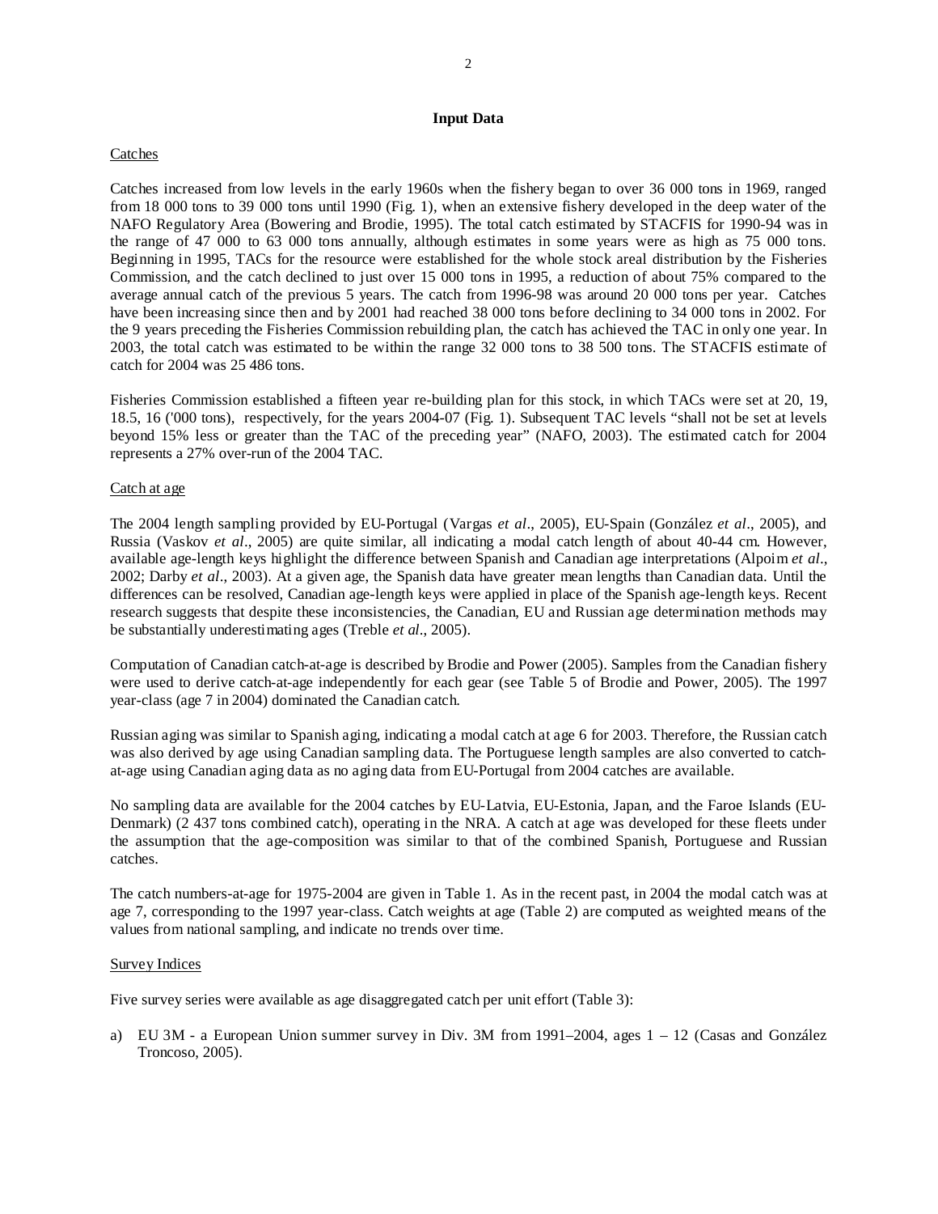## Input Data

### Catches

Catches increased from low levels in the early 1960s when the fishery began to over 36 000 tons in 1969, ranged from 18 000 tons to 39 000 tons until 1990 (Fig. 1), when an extensive fishery developed in the deep water of the NAFO Regulatory Area (Bowering and Brodie, 1995). The total catch estimated by STACFIS for 1990-94 was in the range of 47 000 to 63 000 tons annually, although estimates in some years were as high as 75 000 tons. Beginning in 1995, TACs for the resource were established for the whole stock areal distribution by the Fisheries Commission, and the catch declined to just over 15 000 tons in 1995, a reduction of about 75% compared to the average annual catch of the previous 5 years. The catch from 1996-98 was around 20 000 tons per year. Catches have been increasing since then and by 2001 had reached 38 000 tons before declining to 34 000 tons in 2002. For the 9 years preceding the Fisheries Commission rebuilding plan, the catch has achieved the TAC in only one year. In 2003, the total catch was estimated to be within the range 32 000 tons to 38 500 tons. The STACFIS estimate of catch for 2004 was 25 486 tons.

Fisheries Commission established a fifteen year re-building plan for this stock, in which TACs were set at 20, 19, 18.5, 16 ('000 tons), respectively, for the years 2004-07 (Fig. 1). Subsequent TAC levels "shall not be set at levels beyond 15% less or greater than the TAC of the preceding year" (NAFO, 2003). The estimated catch for 2004 represents a 27% over-run of the 2004 TAC.

### Catch at age

The 2004 length sampling provided by EU-Portugal (Vargas *et al*., 2005), EU-Spain (González *et al*., 2005), and Russia (Vaskov *et al*., 2005) are quite similar, all indicating a modal catch length of about 40-44 cm. However, available age-length keys highlight the difference between Spanish and Canadian age interpretations (Alpoim *et al*., 2002; Darby *et al*., 2003). At a given age, the Spanish data have greater mean lengths than Canadian data. Until the differences can be resolved, Canadian age-length keys were applied in place of the Spanish age-length keys. Recent research suggests that despite these inconsistencies, the Canadian, EU and Russian age determination methods may be substantially underestimating ages (Treble *et al*., 2005).

Computation of Canadian catch-at-age is described by Brodie and Power (2005). Samples from the Canadian fishery were used to derive catch-at-age independently for each gear (see Table 5 of Brodie and Power, 2005). The 1997 year-class (age 7 in 2004) dominated the Canadian catch.

Russian aging was similar to Spanish aging, indicating a modal catch at age 6 for 2003. Therefore, the Russian catch was also derived by age using Canadian sampling data. The Portuguese length samples are also converted to catch-at-age using Canadian aging data as no aging data from EU-Portugal from 2004 catches are available.

No sampling data are available for the 2004 catches by EU-Latvia, EU-Estonia, Japan, and the Faroe Islands (EU-Denmark) (2 437 tons combined catch), operating in the NRA. A catch at age was developed for these fleets under the assumption that the age-composition was similar to that of the combined Spanish, Portuguese and Russian catches.

The catch numbers-at-age for 1975-2004 are given in Table 1. As in the recent past, in 2004 the modal catch was at age 7, corresponding to the 1997 year-class. Catch weights at age (Table 2) are computed as weighted means of the values from national sampling, and indicate no trends over time.

### Survey Indices

Five survey series were available as age disaggregated catch per unit effort (Table 3):

a) EU 3M - a European Union summer survey in Div. 3M from 1991–2004, ages 1 – 12 (Casas and González Troncoso, 2005).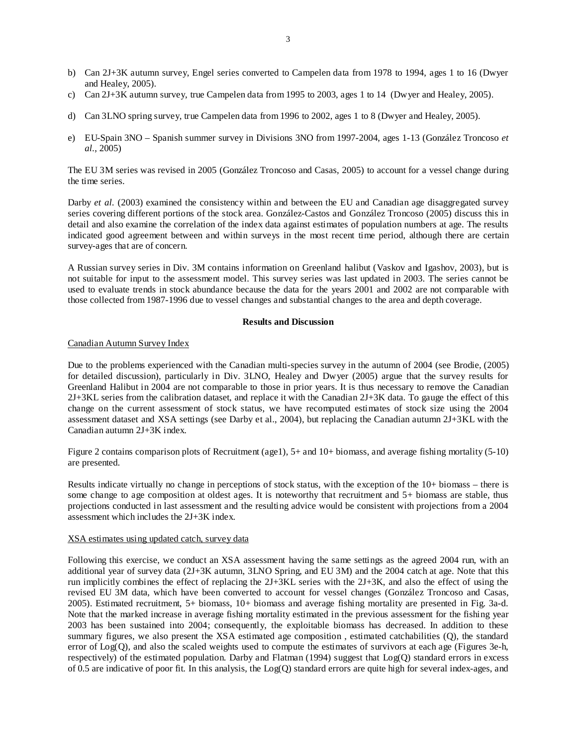b) Can 2J+3K autumn survey, Engel series converted to Campelen data from 1978 to 1994, ages 1 to 16 (Dwyer and Healey, 2005).

c) Can 2J+3K autumn survey, true Campelen data from 1995 to 2003, ages 1 to 14 (Dwyer and Healey, 2005).

d) Can 3LNO spring survey, true Campelen data from 1996 to 2002, ages 1 to 8 (Dwyer and Healey, 2005).

e) EU-Spain 3NO – Spanish summer survey in Divisions 3NO from 1997-2004, ages 1-13 (González Troncoso *et al.*, 2005)

The EU 3M series was revised in 2005 (González Troncoso and Casas, 2005) to account for a vessel change during the time series.

Darby *et al.* (2003) examined the consistency within and between the EU and Canadian age disaggregated survey series covering different portions of the stock area. González-Castos and González Troncoso (2005) discuss this in detail and also examine the correlation of the index data against estimates of population numbers at age. The results indicated good agreement between and within surveys in the most recent time period, although there are certain survey-ages that are of concern.

A Russian survey series in Div. 3M contains information on Greenland halibut (Vaskov and Igashov, 2003), but is not suitable for input to the assessment model. This survey series was last updated in 2003. The series cannot be used to evaluate trends in stock abundance because the data for the years 2001 and 2002 are not comparable with those collected from 1987-1996 due to vessel changes and substantial changes to the area and depth coverage.

## Results and Discussion

### Canadian Autumn Survey Index

Due to the problems experienced with the Canadian multi-species survey in the autumn of 2004 (see Brodie, (2005) for detailed discussion), particularly in Div. 3LNO, Healey and Dwyer (2005) argue that the survey results for Greenland Halibut in 2004 are not comparable to those in prior years. It is thus necessary to remove the Canadian 2J+3KL series from the calibration dataset, and replace it with the Canadian 2J+3K data. To gauge the effect of this change on the current assessment of stock status, we have recomputed estimates of stock size using the 2004 assessment dataset and XSA settings (see Darby et al., 2004), but replacing the Canadian autumn 2J+3KL with the Canadian autumn 2J+3K index.

Figure 2 contains comparison plots of Recruitment (age1), 5+ and 10+ biomass, and average fishing mortality (5-10) are presented.

Results indicate virtually no change in perceptions of stock status, with the exception of the 10+ biomass – there is some change to age composition at oldest ages. It is noteworthy that recruitment and 5+ biomass are stable, thus projections conducted in last assessment and the resulting advice would be consistent with projections from a 2004 assessment which includes the 2J+3K index.

### XSA estimates using updated catch, survey data

Following this exercise, we conduct an XSA assessment having the same settings as the agreed 2004 run, with an additional year of survey data (2J+3K autumn, 3LNO Spring, and EU 3M) and the 2004 catch at age. Note that this run implicitly combines the effect of replacing the 2J+3KL series with the 2J+3K, and also the effect of using the revised EU 3M data, which have been converted to account for vessel changes (González Troncoso and Casas, 2005). Estimated recruitment, 5+ biomass, 10+ biomass and average fishing mortality are presented in Fig. 3a-d. Note that the marked increase in average fishing mortality estimated in the previous assessment for the fishing year 2003 has been sustained into 2004; consequently, the exploitable biomass has decreased. In addition to these summary figures, we also present the XSA estimated age composition , estimated catchabilities (Q), the standard error of Log(Q), and also the scaled weights used to compute the estimates of survivors at each age (Figures 3e-h, respectively) of the estimated population. Darby and Flatman (1994) suggest that Log(Q) standard errors in excess of 0.5 are indicative of poor fit. In this analysis, the Log(Q) standard errors are quite high for several index-ages, and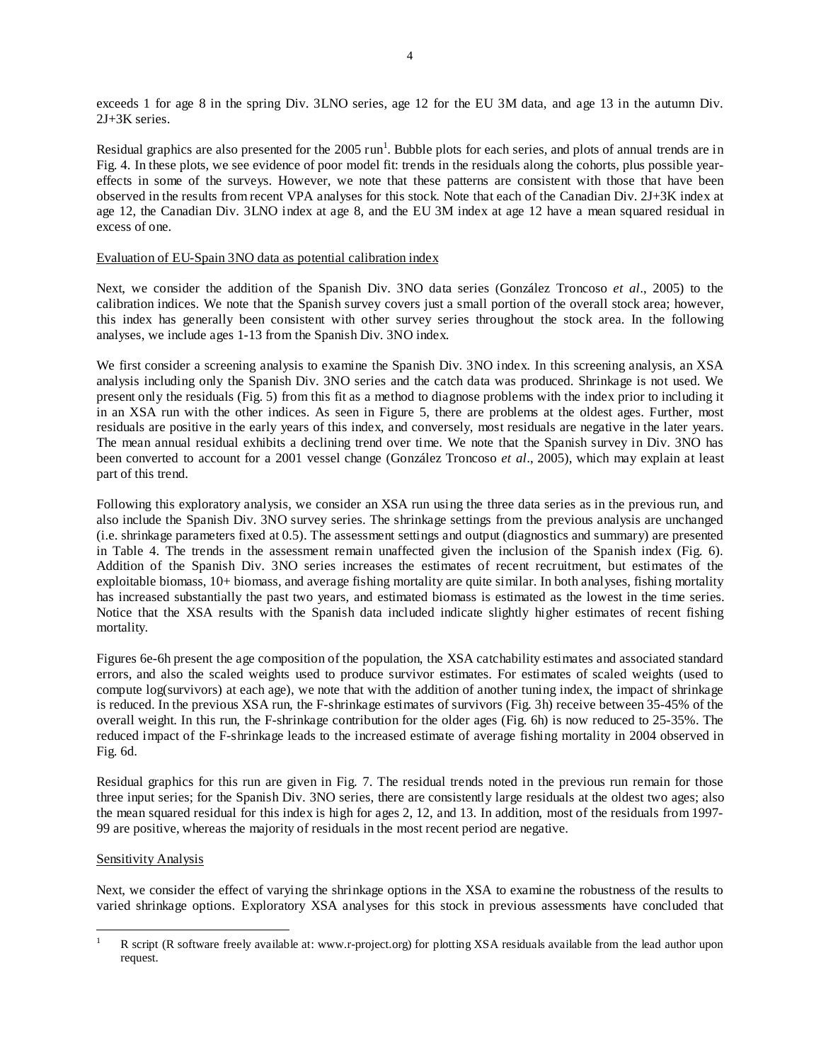exceeds 1 for age 8 in the spring Div. 3LNO series, age 12 for the EU 3M data, and age 13 in the autumn Div. 2J+3K series.

Residual graphics are also presented for the 2005 run[1]. Bubble plots for each series, and plots of annual trends are in Fig. 4. In these plots, we see evidence of poor model fit: trends in the residuals along the cohorts, plus possible year-effects in some of the surveys. However, we note that these patterns are consistent with those that have been observed in the results from recent VPA analyses for this stock. Note that each of the Canadian Div. 2J+3K index at age 12, the Canadian Div. 3LNO index at age 8, and the EU 3M index at age 12 have a mean squared residual in excess of one.

## Evaluation of EU-Spain 3NO data as potential calibration index

Next, we consider the addition of the Spanish Div. 3NO data series (González Troncoso *et al*., 2005) to the calibration indices. We note that the Spanish survey covers just a small portion of the overall stock area; however, this index has generally been consistent with other survey series throughout the stock area. In the following analyses, we include ages 1-13 from the Spanish Div. 3NO index.

We first consider a screening analysis to examine the Spanish Div. 3NO index. In this screening analysis, an XSA analysis including only the Spanish Div. 3NO series and the catch data was produced. Shrinkage is not used. We present only the residuals (Fig. 5) from this fit as a method to diagnose problems with the index prior to including it in an XSA run with the other indices. As seen in Figure 5, there are problems at the oldest ages. Further, most residuals are positive in the early years of this index, and conversely, most residuals are negative in the later years. The mean annual residual exhibits a declining trend over time. We note that the Spanish survey in Div. 3NO has been converted to account for a 2001 vessel change (González Troncoso *et al*., 2005), which may explain at least part of this trend.

Following this exploratory analysis, we consider an XSA run using the three data series as in the previous run, and also include the Spanish Div. 3NO survey series. The shrinkage settings from the previous analysis are unchanged (i.e. shrinkage parameters fixed at 0.5). The assessment settings and output (diagnostics and summary) are presented in Table 4. The trends in the assessment remain unaffected given the inclusion of the Spanish index (Fig. 6). Addition of the Spanish Div. 3NO series increases the estimates of recent recruitment, but estimates of the exploitable biomass, 10+ biomass, and average fishing mortality are quite similar. In both analyses, fishing mortality has increased substantially the past two years, and estimated biomass is estimated as the lowest in the time series. Notice that the XSA results with the Spanish data included indicate slightly higher estimates of recent fishing mortality.

Figures 6e-6h present the age composition of the population, the XSA catchability estimates and associated standard errors, and also the scaled weights used to produce survivor estimates. For estimates of scaled weights (used to compute log(survivors) at each age), we note that with the addition of another tuning index, the impact of shrinkage is reduced. In the previous XSA run, the F-shrinkage estimates of survivors (Fig. 3h) receive between 35-45% of the overall weight. In this run, the F-shrinkage contribution for the older ages (Fig. 6h) is now reduced to 25-35%. The reduced impact of the F-shrinkage leads to the increased estimate of average fishing mortality in 2004 observed in Fig. 6d.

Residual graphics for this run are given in Fig. 7. The residual trends noted in the previous run remain for those three input series; for the Spanish Div. 3NO series, there are consistently large residuals at the oldest two ages; also the mean squared residual for this index is high for ages 2, 12, and 13. In addition, most of the residuals from 1997-99 are positive, whereas the majority of residuals in the most recent period are negative.

## Sensitivity Analysis

Next, we consider the effect of varying the shrinkage options in the XSA to examine the robustness of the results to varied shrinkage options. Exploratory XSA analyses for this stock in previous assessments have concluded that

---

[1] R script (R software freely available at: www.r-project.org) for plotting XSA residuals available from the lead author upon request.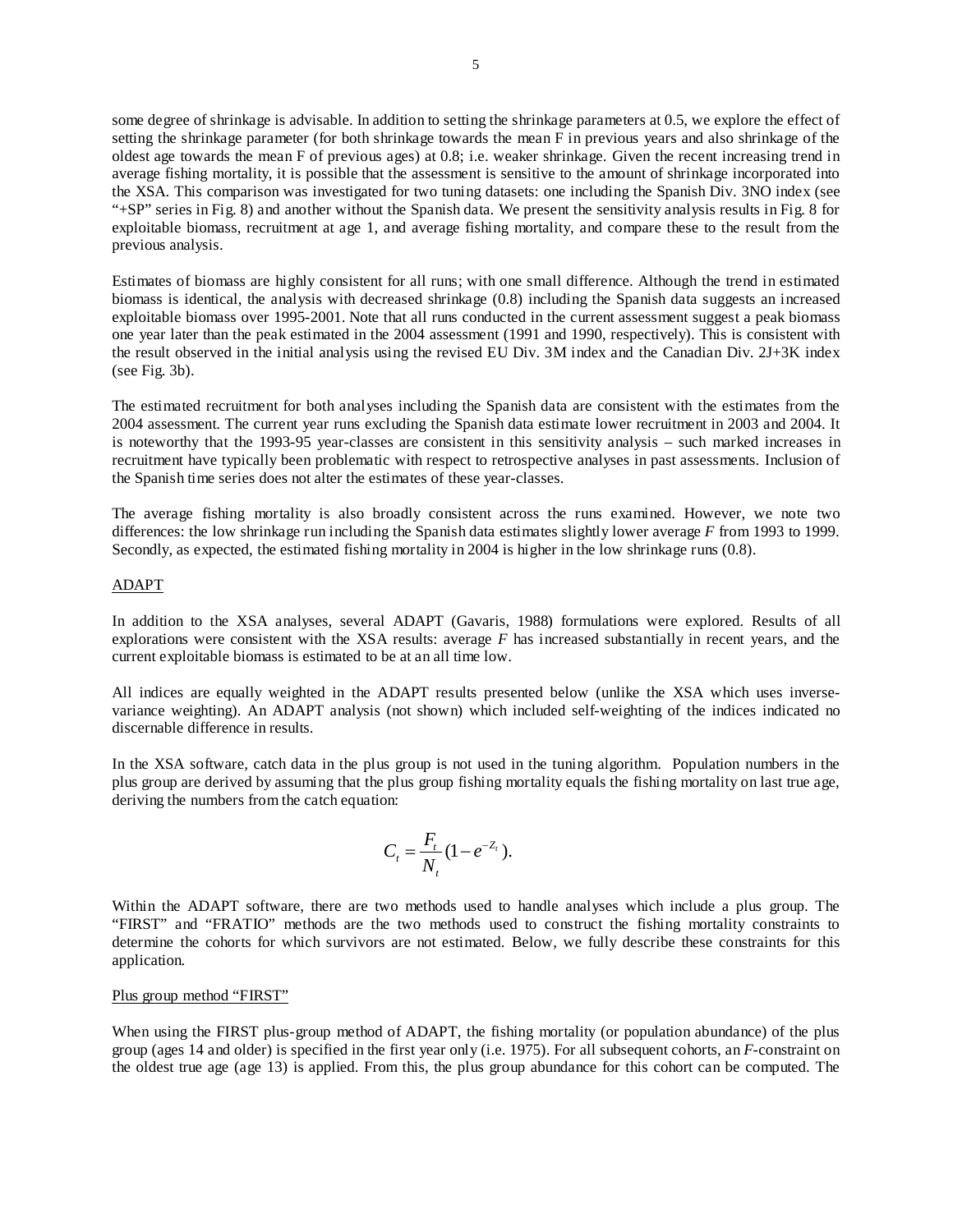some degree of shrinkage is advisable. In addition to setting the shrinkage parameters at 0.5, we explore the effect of setting the shrinkage parameter (for both shrinkage towards the mean F in previous years and also shrinkage of the oldest age towards the mean F of previous ages) at 0.8; i.e. weaker shrinkage. Given the recent increasing trend in average fishing mortality, it is possible that the assessment is sensitive to the amount of shrinkage incorporated into the XSA. This comparison was investigated for two tuning datasets: one including the Spanish Div. 3NO index (see "+SP" series in Fig. 8) and another without the Spanish data. We present the sensitivity analysis results in Fig. 8 for exploitable biomass, recruitment at age 1, and average fishing mortality, and compare these to the result from the previous analysis.

Estimates of biomass are highly consistent for all runs; with one small difference. Although the trend in estimated biomass is identical, the analysis with decreased shrinkage (0.8) including the Spanish data suggests an increased exploitable biomass over 1995-2001. Note that all runs conducted in the current assessment suggest a peak biomass one year later than the peak estimated in the 2004 assessment (1991 and 1990, respectively). This is consistent with the result observed in the initial analysis using the revised EU Div. 3M index and the Canadian Div. 2J+3K index (see Fig. 3b).

The estimated recruitment for both analyses including the Spanish data are consistent with the estimates from the 2004 assessment. The current year runs excluding the Spanish data estimate lower recruitment in 2003 and 2004. It is noteworthy that the 1993-95 year-classes are consistent in this sensitivity analysis – such marked increases in recruitment have typically been problematic with respect to retrospective analyses in past assessments. Inclusion of the Spanish time series does not alter the estimates of these year-classes.

The average fishing mortality is also broadly consistent across the runs examined. However, we note two differences: the low shrinkage run including the Spanish data estimates slightly lower average *F* from 1993 to 1999. Secondly, as expected, the estimated fishing mortality in 2004 is higher in the low shrinkage runs (0.8).

## ADAPT

In addition to the XSA analyses, several ADAPT (Gavaris, 1988) formulations were explored. Results of all explorations were consistent with the XSA results: average *F* has increased substantially in recent years, and the current exploitable biomass is estimated to be at an all time low.

All indices are equally weighted in the ADAPT results presented below (unlike the XSA which uses inverse-variance weighting). An ADAPT analysis (not shown) which included self-weighting of the indices indicated no discernable difference in results.

In the XSA software, catch data in the plus group is not used in the tuning algorithm. Population numbers in the plus group are derived by assuming that the plus group fishing mortality equals the fishing mortality on last true age, deriving the numbers from the catch equation:

$$C_t = \frac{F_t}{N_t}(1 - e^{-Z_t}).$$

Within the ADAPT software, there are two methods used to handle analyses which include a plus group. The "FIRST" and "FRATIO" methods are the two methods used to construct the fishing mortality constraints to determine the cohorts for which survivors are not estimated. Below, we fully describe these constraints for this application.

### Plus group method "FIRST"

When using the FIRST plus-group method of ADAPT, the fishing mortality (or population abundance) of the plus group (ages 14 and older) is specified in the first year only (i.e. 1975). For all subsequent cohorts, an *F*-constraint on the oldest true age (age 13) is applied. From this, the plus group abundance for this cohort can be computed. The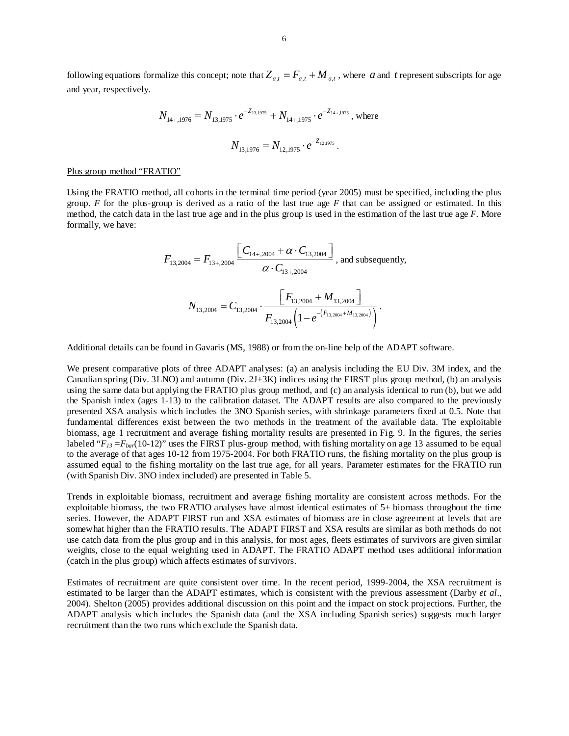following equations formalize this concept; note that $Z_{a,t} = F_{a,t} + M_{a,t}$, where $a$ and $t$ represent subscripts for age and year, respectively.

$$N_{14+,1976} = N_{13,1975} \cdot e^{-Z_{13,1975}} + N_{14+,1975} \cdot e^{-Z_{14+,1975}} \text{, where}$$

$$N_{13,1976} = N_{12,1975} \cdot e^{-Z_{12,1975}} .$$

Plus group method "FRATIO"

Using the FRATIO method, all cohorts in the terminal time period (year 2005) must be specified, including the plus group. $F$ for the plus-group is derived as a ratio of the last true age $F$ that can be assigned or estimated. In this method, the catch data in the last true age and in the plus group is used in the estimation of the last true age $F$. More formally, we have:

$$F_{13,2004} = F_{13+,2004} \frac{\left[ C_{14+,2004} + \alpha \cdot C_{13,2004} \right]}{\alpha \cdot C_{13+,2004}} \text{, and subsequently,}$$

$$N_{13,2004} = C_{13,2004} \cdot \frac{\left[ F_{13,2004} + M_{13,2004} \right]}{F_{13,2004} \left( 1 - e^{-\left( F_{13,2004} + M_{13,2004} \right)} \right)} .$$

Additional details can be found in Gavaris (MS, 1988) or from the on-line help of the ADAPT software.

We present comparative plots of three ADAPT analyses: (a) an analysis including the EU Div. 3M index, and the Canadian spring (Div. 3LNO) and autumn (Div. 2J+3K) indices using the FIRST plus group method, (b) an analysis using the same data but applying the FRATIO plus group method, and (c) an analysis identical to run (b), but we add the Spanish index (ages 1-13) to the calibration dataset. The ADAPT results are also compared to the previously presented XSA analysis which includes the 3NO Spanish series, with shrinkage parameters fixed at 0.5. Note that fundamental differences exist between the two methods in the treatment of the available data. The exploitable biomass, age 1 recruitment and average fishing mortality results are presented in Fig. 9. In the figures, the series labeled "$F_{13} = F_{bar}(10\text{-}12)$" uses the FIRST plus-group method, with fishing mortality on age 13 assumed to be equal to the average of that ages 10-12 from 1975-2004. For both FRATIO runs, the fishing mortality on the plus group is assumed equal to the fishing mortality on the last true age, for all years. Parameter estimates for the FRATIO run (with Spanish Div. 3NO index included) are presented in Table 5.

Trends in exploitable biomass, recruitment and average fishing mortality are consistent across methods. For the exploitable biomass, the two FRATIO analyses have almost identical estimates of 5+ biomass throughout the time series. However, the ADAPT FIRST run and XSA estimates of biomass are in close agreement at levels that are somewhat higher than the FRATIO results. The ADAPT FIRST and XSA results are similar as both methods do not use catch data from the plus group and in this analysis, for most ages, fleets estimates of survivors are given similar weights, close to the equal weighting used in ADAPT. The FRATIO ADAPT method uses additional information (catch in the plus group) which affects estimates of survivors.

Estimates of recruitment are quite consistent over time. In the recent period, 1999-2004, the XSA recruitment is estimated to be larger than the ADAPT estimates, which is consistent with the previous assessment (Darby *et al*., 2004). Shelton (2005) provides additional discussion on this point and the impact on stock projections. Further, the ADAPT analysis which includes the Spanish data (and the XSA including Spanish series) suggests much larger recruitment than the two runs which exclude the Spanish data.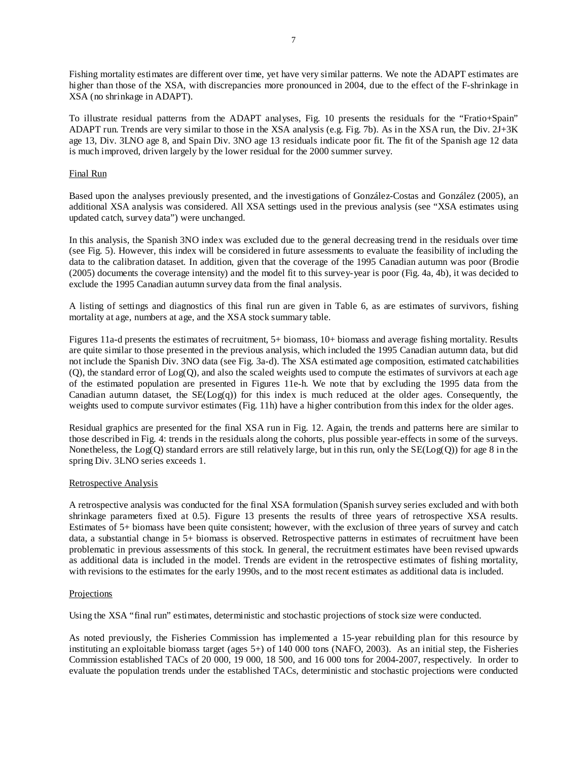Fishing mortality estimates are different over time, yet have very similar patterns. We note the ADAPT estimates are higher than those of the XSA, with discrepancies more pronounced in 2004, due to the effect of the F-shrinkage in XSA (no shrinkage in ADAPT).

To illustrate residual patterns from the ADAPT analyses, Fig. 10 presents the residuals for the "Fratio+Spain" ADAPT run. Trends are very similar to those in the XSA analysis (e.g. Fig. 7b). As in the XSA run, the Div. 2J+3K age 13, Div. 3LNO age 8, and Spain Div. 3NO age 13 residuals indicate poor fit. The fit of the Spanish age 12 data is much improved, driven largely by the lower residual for the 2000 summer survey.

## Final Run

Based upon the analyses previously presented, and the investigations of González-Costas and González (2005), an additional XSA analysis was considered. All XSA settings used in the previous analysis (see "XSA estimates using updated catch, survey data") were unchanged.

In this analysis, the Spanish 3NO index was excluded due to the general decreasing trend in the residuals over time (see Fig. 5). However, this index will be considered in future assessments to evaluate the feasibility of including the data to the calibration dataset. In addition, given that the coverage of the 1995 Canadian autumn was poor (Brodie (2005) documents the coverage intensity) and the model fit to this survey-year is poor (Fig. 4a, 4b), it was decided to exclude the 1995 Canadian autumn survey data from the final analysis.

A listing of settings and diagnostics of this final run are given in Table 6, as are estimates of survivors, fishing mortality at age, numbers at age, and the XSA stock summary table.

Figures 11a-d presents the estimates of recruitment, 5+ biomass, 10+ biomass and average fishing mortality. Results are quite similar to those presented in the previous analysis, which included the 1995 Canadian autumn data, but did not include the Spanish Div. 3NO data (see Fig. 3a-d). The XSA estimated age composition, estimated catchabilities (Q), the standard error of Log(Q), and also the scaled weights used to compute the estimates of survivors at each age of the estimated population are presented in Figures 11e-h. We note that by excluding the 1995 data from the Canadian autumn dataset, the SE(Log(q)) for this index is much reduced at the older ages. Consequently, the weights used to compute survivor estimates (Fig. 11h) have a higher contribution from this index for the older ages.

Residual graphics are presented for the final XSA run in Fig. 12. Again, the trends and patterns here are similar to those described in Fig. 4: trends in the residuals along the cohorts, plus possible year-effects in some of the surveys. Nonetheless, the Log(Q) standard errors are still relatively large, but in this run, only the SE(Log(Q)) for age 8 in the spring Div. 3LNO series exceeds 1.

## Retrospective Analysis

A retrospective analysis was conducted for the final XSA formulation (Spanish survey series excluded and with both shrinkage parameters fixed at 0.5). Figure 13 presents the results of three years of retrospective XSA results. Estimates of 5+ biomass have been quite consistent; however, with the exclusion of three years of survey and catch data, a substantial change in 5+ biomass is observed. Retrospective patterns in estimates of recruitment have been problematic in previous assessments of this stock. In general, the recruitment estimates have been revised upwards as additional data is included in the model. Trends are evident in the retrospective estimates of fishing mortality, with revisions to the estimates for the early 1990s, and to the most recent estimates as additional data is included.

## Projections

Using the XSA "final run" estimates, deterministic and stochastic projections of stock size were conducted.

As noted previously, the Fisheries Commission has implemented a 15-year rebuilding plan for this resource by instituting an exploitable biomass target (ages 5+) of 140 000 tons (NAFO, 2003). As an initial step, the Fisheries Commission established TACs of 20 000, 19 000, 18 500, and 16 000 tons for 2004-2007, respectively. In order to evaluate the population trends under the established TACs, deterministic and stochastic projections were conducted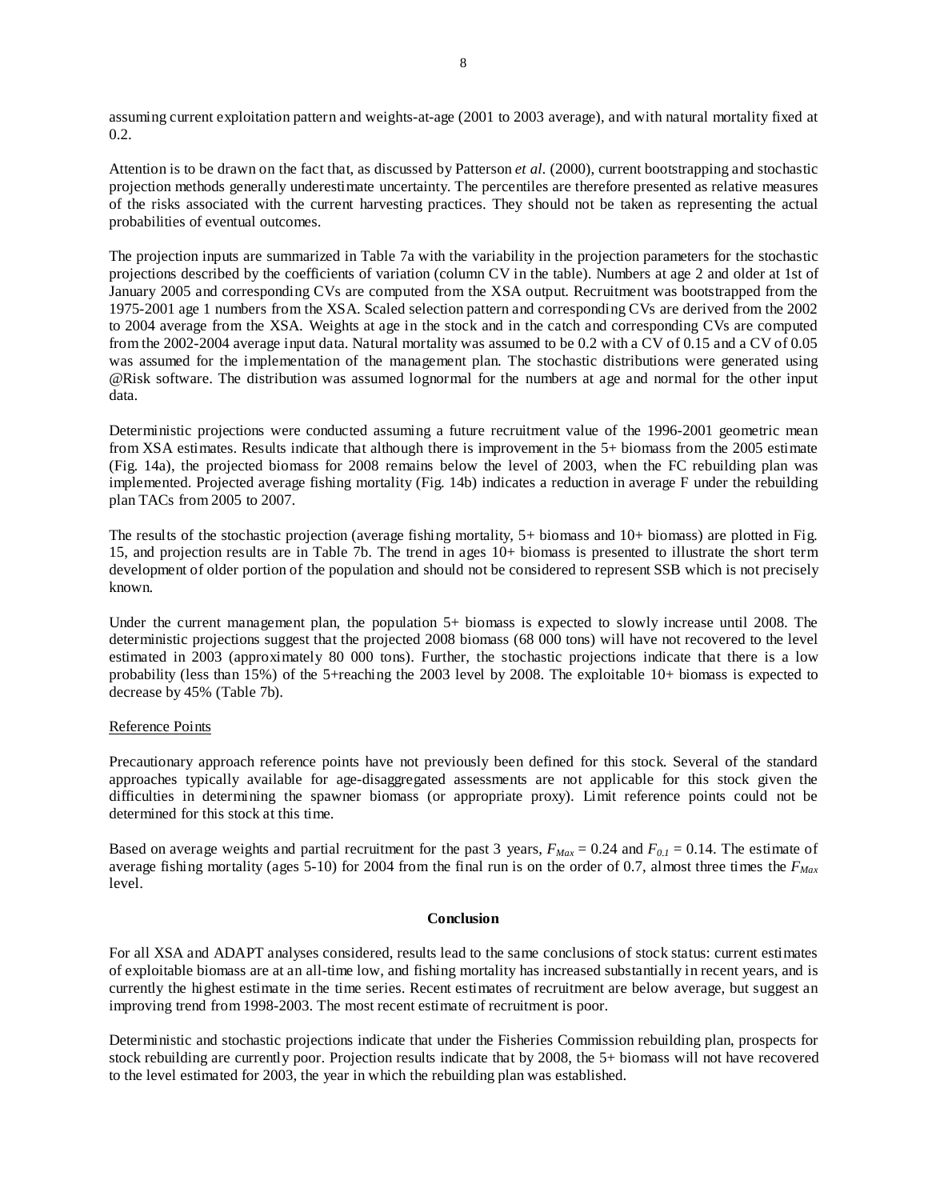assuming current exploitation pattern and weights-at-age (2001 to 2003 average), and with natural mortality fixed at 0.2.

Attention is to be drawn on the fact that, as discussed by Patterson *et al*. (2000), current bootstrapping and stochastic projection methods generally underestimate uncertainty. The percentiles are therefore presented as relative measures of the risks associated with the current harvesting practices. They should not be taken as representing the actual probabilities of eventual outcomes.

The projection inputs are summarized in Table 7a with the variability in the projection parameters for the stochastic projections described by the coefficients of variation (column CV in the table). Numbers at age 2 and older at 1st of January 2005 and corresponding CVs are computed from the XSA output. Recruitment was bootstrapped from the 1975-2001 age 1 numbers from the XSA. Scaled selection pattern and corresponding CVs are derived from the 2002 to 2004 average from the XSA. Weights at age in the stock and in the catch and corresponding CVs are computed from the 2002-2004 average input data. Natural mortality was assumed to be 0.2 with a CV of 0.15 and a CV of 0.05 was assumed for the implementation of the management plan. The stochastic distributions were generated using @Risk software. The distribution was assumed lognormal for the numbers at age and normal for the other input data.

Deterministic projections were conducted assuming a future recruitment value of the 1996-2001 geometric mean from XSA estimates. Results indicate that although there is improvement in the 5+ biomass from the 2005 estimate (Fig. 14a), the projected biomass for 2008 remains below the level of 2003, when the FC rebuilding plan was implemented. Projected average fishing mortality (Fig. 14b) indicates a reduction in average F under the rebuilding plan TACs from 2005 to 2007.

The results of the stochastic projection (average fishing mortality, 5+ biomass and 10+ biomass) are plotted in Fig. 15, and projection results are in Table 7b. The trend in ages 10+ biomass is presented to illustrate the short term development of older portion of the population and should not be considered to represent SSB which is not precisely known.

Under the current management plan, the population 5+ biomass is expected to slowly increase until 2008. The deterministic projections suggest that the projected 2008 biomass (68 000 tons) will have not recovered to the level estimated in 2003 (approximately 80 000 tons). Further, the stochastic projections indicate that there is a low probability (less than 15%) of the 5+reaching the 2003 level by 2008. The exploitable 10+ biomass is expected to decrease by 45% (Table 7b).

Reference Points

Precautionary approach reference points have not previously been defined for this stock. Several of the standard approaches typically available for age-disaggregated assessments are not applicable for this stock given the difficulties in determining the spawner biomass (or appropriate proxy). Limit reference points could not be determined for this stock at this time.

Based on average weights and partial recruitment for the past 3 years, $F_{Max} = 0.24$ and $F_{0.1} = 0.14$. The estimate of average fishing mortality (ages 5-10) for 2004 from the final run is on the order of 0.7, almost three times the $F_{Max}$ level.

**Conclusion**

For all XSA and ADAPT analyses considered, results lead to the same conclusions of stock status: current estimates of exploitable biomass are at an all-time low, and fishing mortality has increased substantially in recent years, and is currently the highest estimate in the time series. Recent estimates of recruitment are below average, but suggest an improving trend from 1998-2003. The most recent estimate of recruitment is poor.

Deterministic and stochastic projections indicate that under the Fisheries Commission rebuilding plan, prospects for stock rebuilding are currently poor. Projection results indicate that by 2008, the 5+ biomass will not have recovered to the level estimated for 2003, the year in which the rebuilding plan was established.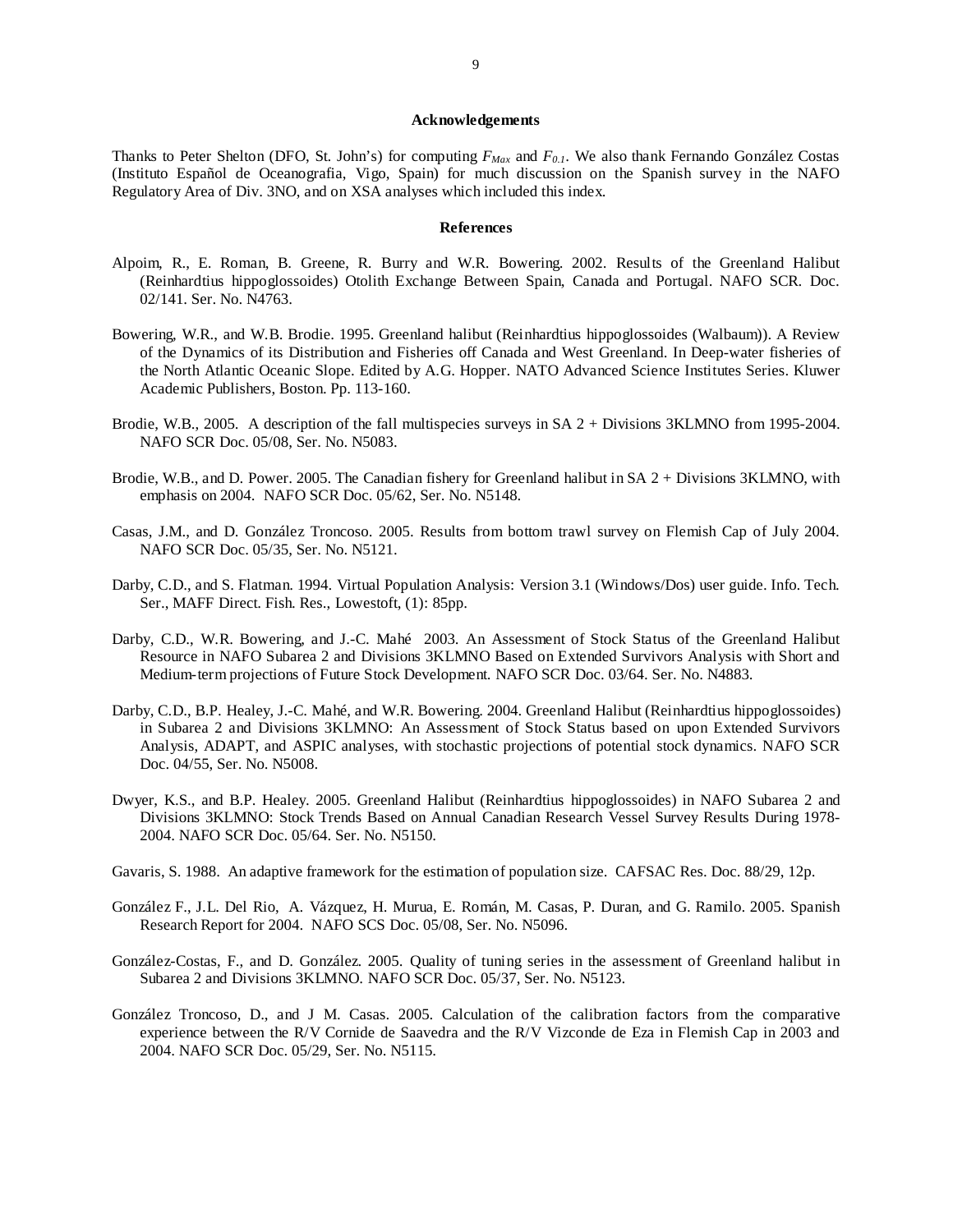## Acknowledgements

Thanks to Peter Shelton (DFO, St. John's) for computing $F_{Max}$ and $F_{0.1}$. We also thank Fernando González Costas (Instituto Español de Oceanografia, Vigo, Spain) for much discussion on the Spanish survey in the NAFO Regulatory Area of Div. 3NO, and on XSA analyses which included this index.

## References

Alpoim, R., E. Roman, B. Greene, R. Burry and W.R. Bowering. 2002. Results of the Greenland Halibut (Reinhardtius hippoglossoides) Otolith Exchange Between Spain, Canada and Portugal. NAFO SCR. Doc. 02/141. Ser. No. N4763.

Bowering, W.R., and W.B. Brodie. 1995. Greenland halibut (Reinhardtius hippoglossoides (Walbaum)). A Review of the Dynamics of its Distribution and Fisheries off Canada and West Greenland. In Deep-water fisheries of the North Atlantic Oceanic Slope. Edited by A.G. Hopper. NATO Advanced Science Institutes Series. Kluwer Academic Publishers, Boston. Pp. 113-160.

Brodie, W.B., 2005. A description of the fall multispecies surveys in SA 2 + Divisions 3KLMNO from 1995-2004. NAFO SCR Doc. 05/08, Ser. No. N5083.

Brodie, W.B., and D. Power. 2005. The Canadian fishery for Greenland halibut in SA 2 + Divisions 3KLMNO, with emphasis on 2004. NAFO SCR Doc. 05/62, Ser. No. N5148.

Casas, J.M., and D. González Troncoso. 2005. Results from bottom trawl survey on Flemish Cap of July 2004. NAFO SCR Doc. 05/35, Ser. No. N5121.

Darby, C.D., and S. Flatman. 1994. Virtual Population Analysis: Version 3.1 (Windows/Dos) user guide. Info. Tech. Ser., MAFF Direct. Fish. Res., Lowestoft, (1): 85pp.

Darby, C.D., W.R. Bowering, and J.-C. Mahé 2003. An Assessment of Stock Status of the Greenland Halibut Resource in NAFO Subarea 2 and Divisions 3KLMNO Based on Extended Survivors Analysis with Short and Medium-term projections of Future Stock Development. NAFO SCR Doc. 03/64. Ser. No. N4883.

Darby, C.D., B.P. Healey, J.-C. Mahé, and W.R. Bowering. 2004. Greenland Halibut (Reinhardtius hippoglossoides) in Subarea 2 and Divisions 3KLMNO: An Assessment of Stock Status based on upon Extended Survivors Analysis, ADAPT, and ASPIC analyses, with stochastic projections of potential stock dynamics. NAFO SCR Doc. 04/55, Ser. No. N5008.

Dwyer, K.S., and B.P. Healey. 2005. Greenland Halibut (Reinhardtius hippoglossoides) in NAFO Subarea 2 and Divisions 3KLMNO: Stock Trends Based on Annual Canadian Research Vessel Survey Results During 1978-2004. NAFO SCR Doc. 05/64. Ser. No. N5150.

Gavaris, S. 1988. An adaptive framework for the estimation of population size. CAFSAC Res. Doc. 88/29, 12p.

González F., J.L. Del Rio, A. Vázquez, H. Murua, E. Román, M. Casas, P. Duran, and G. Ramilo. 2005. Spanish Research Report for 2004. NAFO SCS Doc. 05/08, Ser. No. N5096.

González-Costas, F., and D. González. 2005. Quality of tuning series in the assessment of Greenland halibut in Subarea 2 and Divisions 3KLMNO. NAFO SCR Doc. 05/37, Ser. No. N5123.

González Troncoso, D., and J M. Casas. 2005. Calculation of the calibration factors from the comparative experience between the R/V Cornide de Saavedra and the R/V Vizconde de Eza in Flemish Cap in 2003 and 2004. NAFO SCR Doc. 05/29, Ser. No. N5115.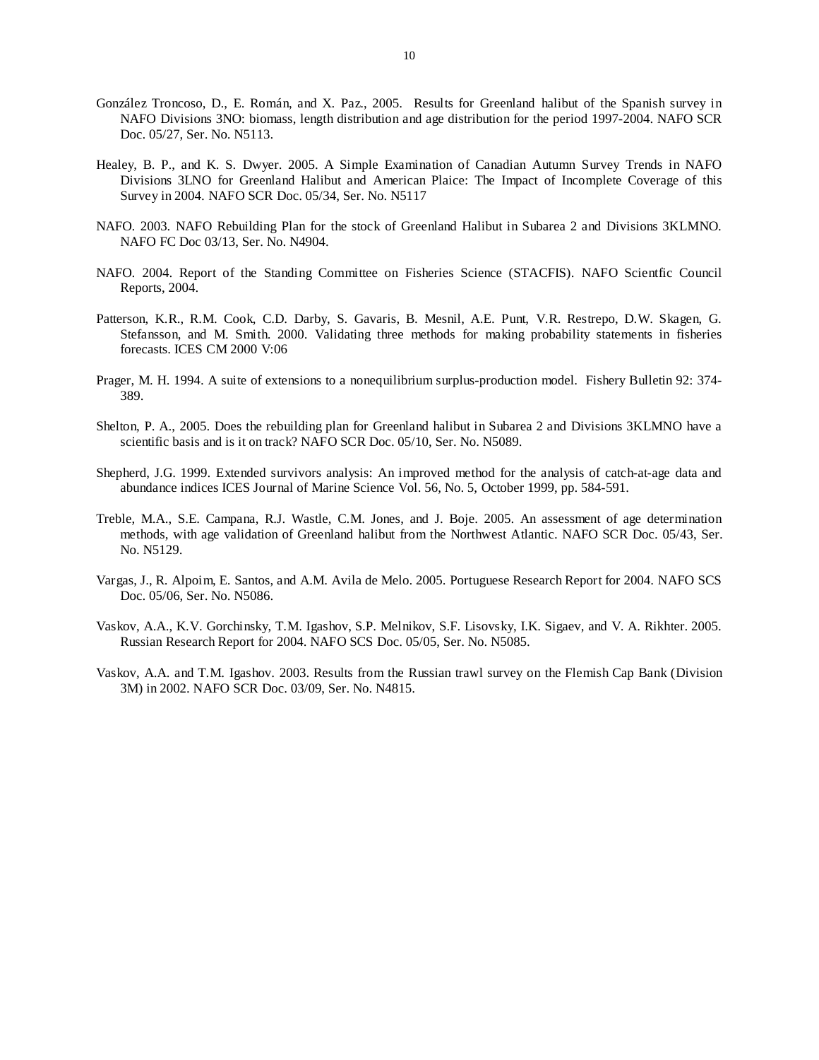González Troncoso, D., E. Román, and X. Paz., 2005. Results for Greenland halibut of the Spanish survey in NAFO Divisions 3NO: biomass, length distribution and age distribution for the period 1997-2004. NAFO SCR Doc. 05/27, Ser. No. N5113.

Healey, B. P., and K. S. Dwyer. 2005. A Simple Examination of Canadian Autumn Survey Trends in NAFO Divisions 3LNO for Greenland Halibut and American Plaice: The Impact of Incomplete Coverage of this Survey in 2004. NAFO SCR Doc. 05/34, Ser. No. N5117

NAFO. 2003. NAFO Rebuilding Plan for the stock of Greenland Halibut in Subarea 2 and Divisions 3KLMNO. NAFO FC Doc 03/13, Ser. No. N4904.

NAFO. 2004. Report of the Standing Committee on Fisheries Science (STACFIS). NAFO Scientfic Council Reports, 2004.

Patterson, K.R., R.M. Cook, C.D. Darby, S. Gavaris, B. Mesnil, A.E. Punt, V.R. Restrepo, D.W. Skagen, G. Stefansson, and M. Smith. 2000. Validating three methods for making probability statements in fisheries forecasts. ICES CM 2000 V:06

Prager, M. H. 1994. A suite of extensions to a nonequilibrium surplus-production model. Fishery Bulletin 92: 374-389.

Shelton, P. A., 2005. Does the rebuilding plan for Greenland halibut in Subarea 2 and Divisions 3KLMNO have a scientific basis and is it on track? NAFO SCR Doc. 05/10, Ser. No. N5089.

Shepherd, J.G. 1999. Extended survivors analysis: An improved method for the analysis of catch-at-age data and abundance indices ICES Journal of Marine Science Vol. 56, No. 5, October 1999, pp. 584-591.

Treble, M.A., S.E. Campana, R.J. Wastle, C.M. Jones, and J. Boje. 2005. An assessment of age determination methods, with age validation of Greenland halibut from the Northwest Atlantic. NAFO SCR Doc. 05/43, Ser. No. N5129.

Vargas, J., R. Alpoim, E. Santos, and A.M. Avila de Melo. 2005. Portuguese Research Report for 2004. NAFO SCS Doc. 05/06, Ser. No. N5086.

Vaskov, A.A., K.V. Gorchinsky, T.M. Igashov, S.P. Melnikov, S.F. Lisovsky, I.K. Sigaev, and V. A. Rikhter. 2005. Russian Research Report for 2004. NAFO SCS Doc. 05/05, Ser. No. N5085.

Vaskov, A.A. and T.M. Igashov. 2003. Results from the Russian trawl survey on the Flemish Cap Bank (Division 3M) in 2002. NAFO SCR Doc. 03/09, Ser. No. N4815.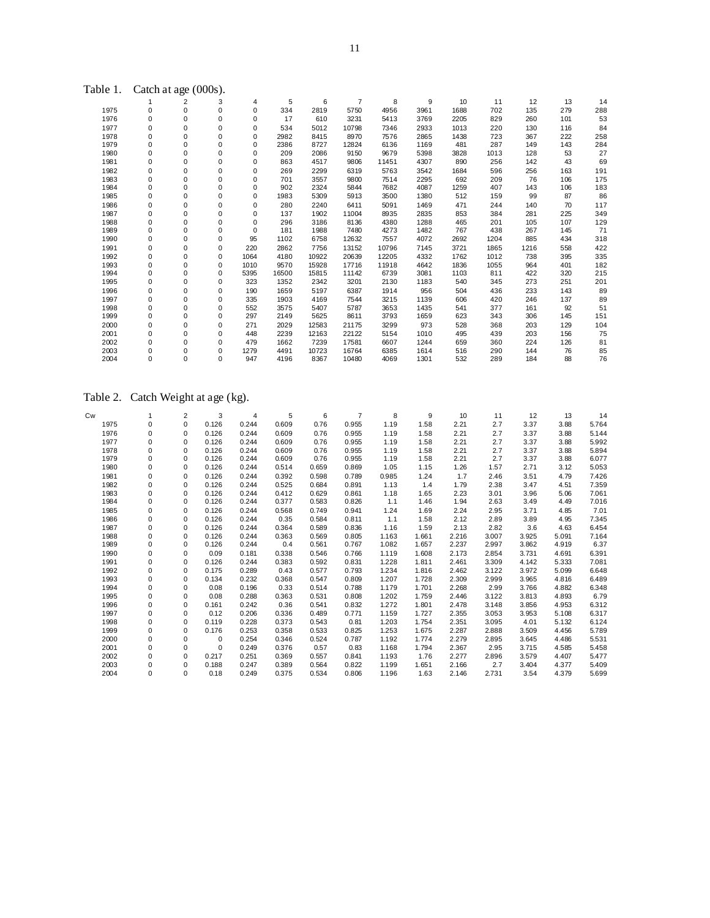Table 1. Catch at age (000s).

| | 1 | 2 | 3 | 4 | 5 | 6 | 7 | 8 | 9 | 10 | 11 | 12 | 13 | 14 |
|---|---|---|---|---|---|---|---|---|---|---|---|---|---|---|
| 1975 | 0 | 0 | 0 | 0 | 334 | 2819 | 5750 | 4956 | 3961 | 1688 | 702 | 135 | 279 | 288 |
| 1976 | 0 | 0 | 0 | 0 | 17 | 610 | 3231 | 5413 | 3769 | 2205 | 829 | 260 | 101 | 53 |
| 1977 | 0 | 0 | 0 | 0 | 534 | 5012 | 10798 | 7346 | 2933 | 1013 | 220 | 130 | 116 | 84 |
| 1978 | 0 | 0 | 0 | 0 | 2982 | 8415 | 8970 | 7576 | 2865 | 1438 | 723 | 367 | 222 | 258 |
| 1979 | 0 | 0 | 0 | 0 | 2386 | 8727 | 12824 | 6136 | 1169 | 481 | 287 | 149 | 143 | 284 |
| 1980 | 0 | 0 | 0 | 0 | 209 | 2086 | 9150 | 9679 | 5398 | 3828 | 1013 | 128 | 53 | 27 |
| 1981 | 0 | 0 | 0 | 0 | 863 | 4517 | 9806 | 11451 | 4307 | 890 | 256 | 142 | 43 | 69 |
| 1982 | 0 | 0 | 0 | 0 | 269 | 2299 | 6319 | 5763 | 3542 | 1684 | 596 | 256 | 163 | 191 |
| 1983 | 0 | 0 | 0 | 0 | 701 | 3557 | 9800 | 7514 | 2295 | 692 | 209 | 76 | 106 | 175 |
| 1984 | 0 | 0 | 0 | 0 | 902 | 2324 | 5844 | 7682 | 4087 | 1259 | 407 | 143 | 106 | 183 |
| 1985 | 0 | 0 | 0 | 0 | 1983 | 5309 | 5913 | 3500 | 1380 | 512 | 159 | 99 | 87 | 86 |
| 1986 | 0 | 0 | 0 | 0 | 280 | 2240 | 6411 | 5091 | 1469 | 471 | 244 | 140 | 70 | 117 |
| 1987 | 0 | 0 | 0 | 0 | 137 | 1902 | 11004 | 8935 | 2835 | 853 | 384 | 281 | 225 | 349 |
| 1988 | 0 | 0 | 0 | 0 | 296 | 3186 | 8136 | 4380 | 1288 | 465 | 201 | 105 | 107 | 129 |
| 1989 | 0 | 0 | 0 | 0 | 181 | 1988 | 7480 | 4273 | 1482 | 767 | 438 | 267 | 145 | 71 |
| 1990 | 0 | 0 | 0 | 95 | 1102 | 6758 | 12632 | 7557 | 4072 | 2692 | 1204 | 885 | 434 | 318 |
| 1991 | 0 | 0 | 0 | 220 | 2862 | 7756 | 13152 | 10796 | 7145 | 3721 | 1865 | 1216 | 558 | 422 |
| 1992 | 0 | 0 | 0 | 1064 | 4180 | 10922 | 20639 | 12205 | 4332 | 1762 | 1012 | 738 | 395 | 335 |
| 1993 | 0 | 0 | 0 | 1010 | 9570 | 15928 | 17716 | 11918 | 4642 | 1836 | 1055 | 964 | 401 | 182 |
| 1994 | 0 | 0 | 0 | 5395 | 16500 | 15815 | 11142 | 6739 | 3081 | 1103 | 811 | 422 | 320 | 215 |
| 1995 | 0 | 0 | 0 | 323 | 1352 | 2342 | 3201 | 2130 | 1183 | 540 | 345 | 273 | 251 | 201 |
| 1996 | 0 | 0 | 0 | 190 | 1659 | 5197 | 6387 | 1914 | 956 | 504 | 436 | 233 | 143 | 89 |
| 1997 | 0 | 0 | 0 | 335 | 1903 | 4169 | 7544 | 3215 | 1139 | 606 | 420 | 246 | 137 | 89 |
| 1998 | 0 | 0 | 0 | 552 | 3575 | 5407 | 5787 | 3653 | 1435 | 541 | 377 | 161 | 92 | 51 |
| 1999 | 0 | 0 | 0 | 297 | 2149 | 5625 | 8611 | 3793 | 1659 | 623 | 343 | 306 | 145 | 151 |
| 2000 | 0 | 0 | 0 | 271 | 2029 | 12583 | 21175 | 3299 | 973 | 528 | 368 | 203 | 129 | 104 |
| 2001 | 0 | 0 | 0 | 448 | 2239 | 12163 | 22122 | 5154 | 1010 | 495 | 439 | 203 | 156 | 75 |
| 2002 | 0 | 0 | 0 | 479 | 1662 | 7239 | 17581 | 6607 | 1244 | 659 | 360 | 224 | 126 | 81 |
| 2003 | 0 | 0 | 0 | 1279 | 4491 | 10723 | 16764 | 6385 | 1614 | 516 | 290 | 144 | 76 | 85 |
| 2004 | 0 | 0 | 0 | 947 | 4196 | 8367 | 10480 | 4069 | 1301 | 532 | 289 | 184 | 88 | 76 |

Table 2. Catch Weight at age (kg).

| Cw | 1 | 2 | 3 | 4 | 5 | 6 | 7 | 8 | 9 | 10 | 11 | 12 | 13 | 14 |
|---|---|---|---|---|---|---|---|---|---|---|---|---|---|---|
| 1975 | 0 | 0 | 0.126 | 0.244 | 0.609 | 0.76 | 0.955 | 1.19 | 1.58 | 2.21 | 2.7 | 3.37 | 3.88 | 5.764 |
| 1976 | 0 | 0 | 0.126 | 0.244 | 0.609 | 0.76 | 0.955 | 1.19 | 1.58 | 2.21 | 2.7 | 3.37 | 3.88 | 5.144 |
| 1977 | 0 | 0 | 0.126 | 0.244 | 0.609 | 0.76 | 0.955 | 1.19 | 1.58 | 2.21 | 2.7 | 3.37 | 3.88 | 5.992 |
| 1978 | 0 | 0 | 0.126 | 0.244 | 0.609 | 0.76 | 0.955 | 1.19 | 1.58 | 2.21 | 2.7 | 3.37 | 3.88 | 5.894 |
| 1979 | 0 | 0 | 0.126 | 0.244 | 0.609 | 0.76 | 0.955 | 1.19 | 1.58 | 2.21 | 2.7 | 3.37 | 3.88 | 6.077 |
| 1980 | 0 | 0 | 0.126 | 0.244 | 0.514 | 0.659 | 0.869 | 1.05 | 1.15 | 1.26 | 1.57 | 2.71 | 3.12 | 5.053 |
| 1981 | 0 | 0 | 0.126 | 0.244 | 0.392 | 0.598 | 0.789 | 0.985 | 1.24 | 1.7 | 2.46 | 3.51 | 4.79 | 7.426 |
| 1982 | 0 | 0 | 0.126 | 0.244 | 0.525 | 0.684 | 0.891 | 1.13 | 1.4 | 1.79 | 2.38 | 3.47 | 4.51 | 7.359 |
| 1983 | 0 | 0 | 0.126 | 0.244 | 0.412 | 0.629 | 0.861 | 1.18 | 1.65 | 2.23 | 3.01 | 3.96 | 5.06 | 7.061 |
| 1984 | 0 | 0 | 0.126 | 0.244 | 0.377 | 0.583 | 0.826 | 1.1 | 1.46 | 1.94 | 2.63 | 3.49 | 4.49 | 7.016 |
| 1985 | 0 | 0 | 0.126 | 0.244 | 0.568 | 0.749 | 0.941 | 1.24 | 1.69 | 2.24 | 2.95 | 3.71 | 4.85 | 7.01 |
| 1986 | 0 | 0 | 0.126 | 0.244 | 0.35 | 0.584 | 0.811 | 1.1 | 1.58 | 2.12 | 2.89 | 3.89 | 4.95 | 7.345 |
| 1987 | 0 | 0 | 0.126 | 0.244 | 0.364 | 0.589 | 0.836 | 1.16 | 1.59 | 2.13 | 2.82 | 3.6 | 4.63 | 6.454 |
| 1988 | 0 | 0 | 0.126 | 0.244 | 0.363 | 0.569 | 0.805 | 1.163 | 1.661 | 2.216 | 3.007 | 3.925 | 5.091 | 7.164 |
| 1989 | 0 | 0 | 0.126 | 0.244 | 0.4 | 0.561 | 0.767 | 1.082 | 1.657 | 2.237 | 2.997 | 3.862 | 4.919 | 6.37 |
| 1990 | 0 | 0 | 0.09 | 0.181 | 0.338 | 0.546 | 0.766 | 1.119 | 1.608 | 2.173 | 2.854 | 3.731 | 4.691 | 6.391 |
| 1991 | 0 | 0 | 0.126 | 0.244 | 0.383 | 0.592 | 0.831 | 1.228 | 1.811 | 2.461 | 3.309 | 4.142 | 5.333 | 7.081 |
| 1992 | 0 | 0 | 0.175 | 0.289 | 0.43 | 0.577 | 0.793 | 1.234 | 1.816 | 2.462 | 3.122 | 3.972 | 5.099 | 6.648 |
| 1993 | 0 | 0 | 0.134 | 0.232 | 0.368 | 0.547 | 0.809 | 1.207 | 1.728 | 2.309 | 2.999 | 3.965 | 4.816 | 6.489 |
| 1994 | 0 | 0 | 0.08 | 0.196 | 0.33 | 0.514 | 0.788 | 1.179 | 1.701 | 2.268 | 2.99 | 3.766 | 4.882 | 6.348 |
| 1995 | 0 | 0 | 0.08 | 0.288 | 0.363 | 0.531 | 0.808 | 1.202 | 1.759 | 2.446 | 3.122 | 3.813 | 4.893 | 6.79 |
| 1996 | 0 | 0 | 0.161 | 0.242 | 0.36 | 0.541 | 0.832 | 1.272 | 1.801 | 2.478 | 3.148 | 3.856 | 4.953 | 6.312 |
| 1997 | 0 | 0 | 0.12 | 0.206 | 0.336 | 0.489 | 0.771 | 1.159 | 1.727 | 2.355 | 3.053 | 3.953 | 5.108 | 6.317 |
| 1998 | 0 | 0 | 0.119 | 0.228 | 0.373 | 0.543 | 0.81 | 1.203 | 1.754 | 2.351 | 3.095 | 4.01 | 5.132 | 6.124 |
| 1999 | 0 | 0 | 0.176 | 0.253 | 0.358 | 0.533 | 0.825 | 1.253 | 1.675 | 2.287 | 2.888 | 3.509 | 4.456 | 5.789 |
| 2000 | 0 | 0 | 0 | 0.254 | 0.346 | 0.524 | 0.787 | 1.192 | 1.774 | 2.279 | 2.895 | 3.645 | 4.486 | 5.531 |
| 2001 | 0 | 0 | 0 | 0.249 | 0.376 | 0.57 | 0.83 | 1.168 | 1.794 | 2.367 | 2.95 | 3.715 | 4.585 | 5.458 |
| 2002 | 0 | 0 | 0.217 | 0.251 | 0.369 | 0.557 | 0.841 | 1.193 | 1.76 | 2.277 | 2.896 | 3.579 | 4.407 | 5.477 |
| 2003 | 0 | 0 | 0.188 | 0.247 | 0.389 | 0.564 | 0.822 | 1.199 | 1.651 | 2.166 | 2.7 | 3.404 | 4.377 | 5.409 |
| 2004 | 0 | 0 | 0.18 | 0.249 | 0.375 | 0.534 | 0.806 | 1.196 | 1.63 | 2.146 | 2.731 | 3.54 | 4.379 | 5.699 |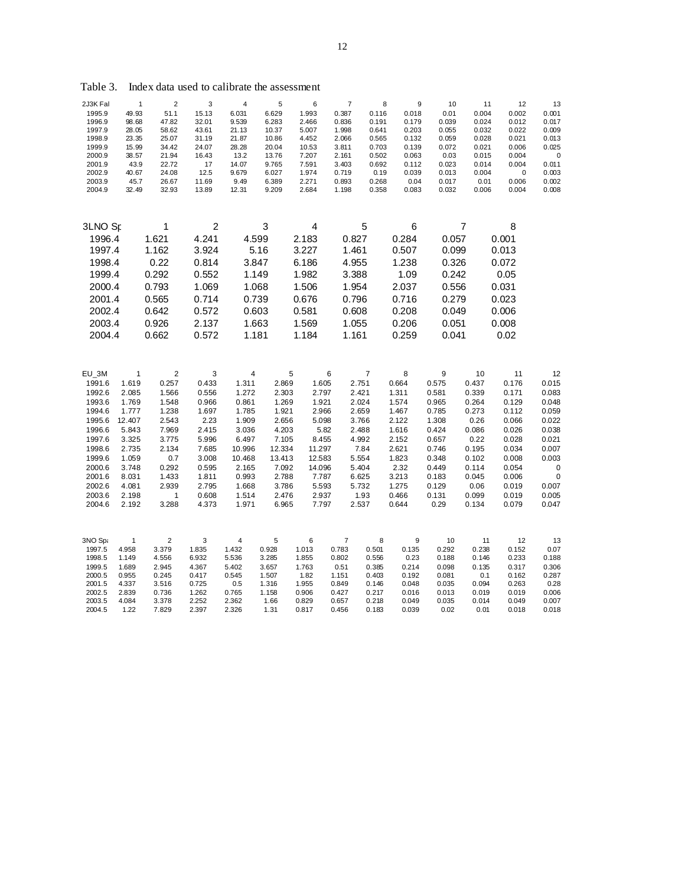Table 3. Index data used to calibrate the assessment

| 2J3K Fal | 1 | 2 | 3 | 4 | 5 | 6 | 7 | 8 | 9 | 10 | 11 | 12 | 13 |
|---|---|---|---|---|---|---|---|---|---|---|---|---|---|
| 1995.9 | 49.93 | 51.1 | 15.13 | 6.031 | 6.629 | 1.993 | 0.387 | 0.116 | 0.018 | 0.01 | 0.004 | 0.002 | 0.001 |
| 1996.9 | 98.68 | 47.82 | 32.01 | 9.539 | 6.283 | 2.466 | 0.836 | 0.191 | 0.179 | 0.039 | 0.024 | 0.012 | 0.017 |
| 1997.9 | 28.05 | 58.62 | 43.61 | 21.13 | 10.37 | 5.007 | 1.998 | 0.641 | 0.203 | 0.055 | 0.032 | 0.022 | 0.009 |
| 1998.9 | 23.35 | 25.07 | 31.19 | 21.87 | 10.86 | 4.452 | 2.066 | 0.565 | 0.132 | 0.059 | 0.028 | 0.021 | 0.013 |
| 1999.9 | 15.99 | 34.42 | 24.07 | 28.28 | 20.04 | 10.53 | 3.811 | 0.703 | 0.139 | 0.072 | 0.021 | 0.006 | 0.025 |
| 2000.9 | 38.57 | 21.94 | 16.43 | 13.2 | 13.76 | 7.207 | 2.161 | 0.502 | 0.063 | 0.03 | 0.015 | 0.004 | 0 |
| 2001.9 | 43.9 | 22.72 | 17 | 14.07 | 9.765 | 7.591 | 3.403 | 0.692 | 0.112 | 0.023 | 0.014 | 0.004 | 0.011 |
| 2002.9 | 40.67 | 24.08 | 12.5 | 9.679 | 6.027 | 1.974 | 0.719 | 0.19 | 0.039 | 0.013 | 0.004 | 0 | 0.003 |
| 2003.9 | 45.7 | 26.67 | 11.69 | 9.49 | 6.389 | 2.271 | 0.893 | 0.268 | 0.04 | 0.017 | 0.01 | 0.006 | 0.002 |
| 2004.9 | 32.49 | 32.93 | 13.89 | 12.31 | 9.209 | 2.684 | 1.198 | 0.358 | 0.083 | 0.032 | 0.006 | 0.004 | 0.008 |

| 3LNO Sp | 1 | 2 | 3 | 4 | 5 | 6 | 7 | 8 |
|---|---|---|---|---|---|---|---|---|
| 1996.4 | 1.621 | 4.241 | 4.599 | 2.183 | 0.827 | 0.284 | 0.057 | 0.001 |
| 1997.4 | 1.162 | 3.924 | 5.16 | 3.227 | 1.461 | 0.507 | 0.099 | 0.013 |
| 1998.4 | 0.22 | 0.814 | 3.847 | 6.186 | 4.955 | 1.238 | 0.326 | 0.072 |
| 1999.4 | 0.292 | 0.552 | 1.149 | 1.982 | 3.388 | 1.09 | 0.242 | 0.05 |
| 2000.4 | 0.793 | 1.069 | 1.068 | 1.506 | 1.954 | 2.037 | 0.556 | 0.031 |
| 2001.4 | 0.565 | 0.714 | 0.739 | 0.676 | 0.796 | 0.716 | 0.279 | 0.023 |
| 2002.4 | 0.642 | 0.572 | 0.603 | 0.581 | 0.608 | 0.208 | 0.049 | 0.006 |
| 2003.4 | 0.926 | 2.137 | 1.663 | 1.569 | 1.055 | 0.206 | 0.051 | 0.008 |
| 2004.4 | 0.662 | 0.572 | 1.181 | 1.184 | 1.161 | 0.259 | 0.041 | 0.02 |

| EU_3M | 1 | 2 | 3 | 4 | 5 | 6 | 7 | 8 | 9 | 10 | 11 | 12 |
|---|---|---|---|---|---|---|---|---|---|---|---|---|
| 1991.6 | 1.619 | 0.257 | 0.433 | 1.311 | 2.869 | 1.605 | 2.751 | 0.664 | 0.575 | 0.437 | 0.176 | 0.015 |
| 1992.6 | 2.085 | 1.566 | 0.556 | 1.272 | 2.303 | 2.797 | 2.421 | 1.311 | 0.581 | 0.339 | 0.171 | 0.083 |
| 1993.6 | 1.769 | 1.548 | 0.966 | 0.861 | 1.269 | 1.921 | 2.024 | 1.574 | 0.965 | 0.264 | 0.129 | 0.048 |
| 1994.6 | 1.777 | 1.238 | 1.697 | 1.785 | 1.921 | 2.966 | 2.659 | 1.467 | 0.785 | 0.273 | 0.112 | 0.059 |
| 1995.6 | 12.407 | 2.543 | 2.23 | 1.909 | 2.656 | 5.098 | 3.766 | 2.122 | 1.308 | 0.26 | 0.066 | 0.022 |
| 1996.6 | 5.843 | 7.969 | 2.415 | 3.036 | 4.203 | 5.82 | 2.488 | 1.616 | 0.424 | 0.086 | 0.026 | 0.038 |
| 1997.6 | 3.325 | 3.775 | 5.996 | 6.497 | 7.105 | 8.455 | 4.992 | 2.152 | 0.657 | 0.22 | 0.028 | 0.021 |
| 1998.6 | 2.735 | 2.134 | 7.685 | 10.996 | 12.334 | 11.297 | 7.84 | 2.621 | 0.746 | 0.195 | 0.034 | 0.007 |
| 1999.6 | 1.059 | 0.7 | 3.008 | 10.468 | 13.413 | 12.583 | 5.554 | 1.823 | 0.348 | 0.102 | 0.008 | 0.003 |
| 2000.6 | 3.748 | 0.292 | 0.595 | 2.165 | 7.092 | 14.096 | 5.404 | 2.32 | 0.449 | 0.114 | 0.054 | 0 |
| 2001.6 | 8.031 | 1.433 | 1.811 | 0.993 | 2.788 | 7.787 | 6.625 | 3.213 | 0.183 | 0.045 | 0.006 | 0 |
| 2002.6 | 4.081 | 2.939 | 2.795 | 1.668 | 3.786 | 5.593 | 5.732 | 1.275 | 0.129 | 0.06 | 0.019 | 0.007 |
| 2003.6 | 2.198 | 1 | 0.608 | 1.514 | 2.476 | 2.937 | 1.93 | 0.466 | 0.131 | 0.099 | 0.019 | 0.005 |
| 2004.6 | 2.192 | 3.288 | 4.373 | 1.971 | 6.965 | 7.797 | 2.537 | 0.644 | 0.29 | 0.134 | 0.079 | 0.047 |

| 3NO Sp | 1 | 2 | 3 | 4 | 5 | 6 | 7 | 8 | 9 | 10 | 11 | 12 | 13 |
|---|---|---|---|---|---|---|---|---|---|---|---|---|---|
| 1997.5 | 4.958 | 3.379 | 1.835 | 1.432 | 0.928 | 1.013 | 0.783 | 0.501 | 0.135 | 0.292 | 0.238 | 0.152 | 0.07 |
| 1998.5 | 1.149 | 4.556 | 6.932 | 5.536 | 3.285 | 1.855 | 0.802 | 0.556 | 0.23 | 0.188 | 0.146 | 0.233 | 0.188 |
| 1999.5 | 1.689 | 2.945 | 4.367 | 5.402 | 3.657 | 1.763 | 0.51 | 0.385 | 0.214 | 0.098 | 0.135 | 0.317 | 0.306 |
| 2000.5 | 0.955 | 0.245 | 0.417 | 0.545 | 1.507 | 1.82 | 1.151 | 0.403 | 0.192 | 0.081 | 0.1 | 0.162 | 0.287 |
| 2001.5 | 4.337 | 3.516 | 0.725 | 0.5 | 1.316 | 1.955 | 0.849 | 0.146 | 0.048 | 0.035 | 0.094 | 0.263 | 0.28 |
| 2002.5 | 2.839 | 0.736 | 1.262 | 0.765 | 1.158 | 0.906 | 0.427 | 0.217 | 0.016 | 0.013 | 0.019 | 0.019 | 0.006 |
| 2003.5 | 4.084 | 3.378 | 2.252 | 2.362 | 1.66 | 0.829 | 0.657 | 0.218 | 0.049 | 0.035 | 0.014 | 0.049 | 0.007 |
| 2004.5 | 1.22 | 7.829 | 2.397 | 2.326 | 1.31 | 0.817 | 0.456 | 0.183 | 0.039 | 0.02 | 0.01 | 0.018 | 0.018 |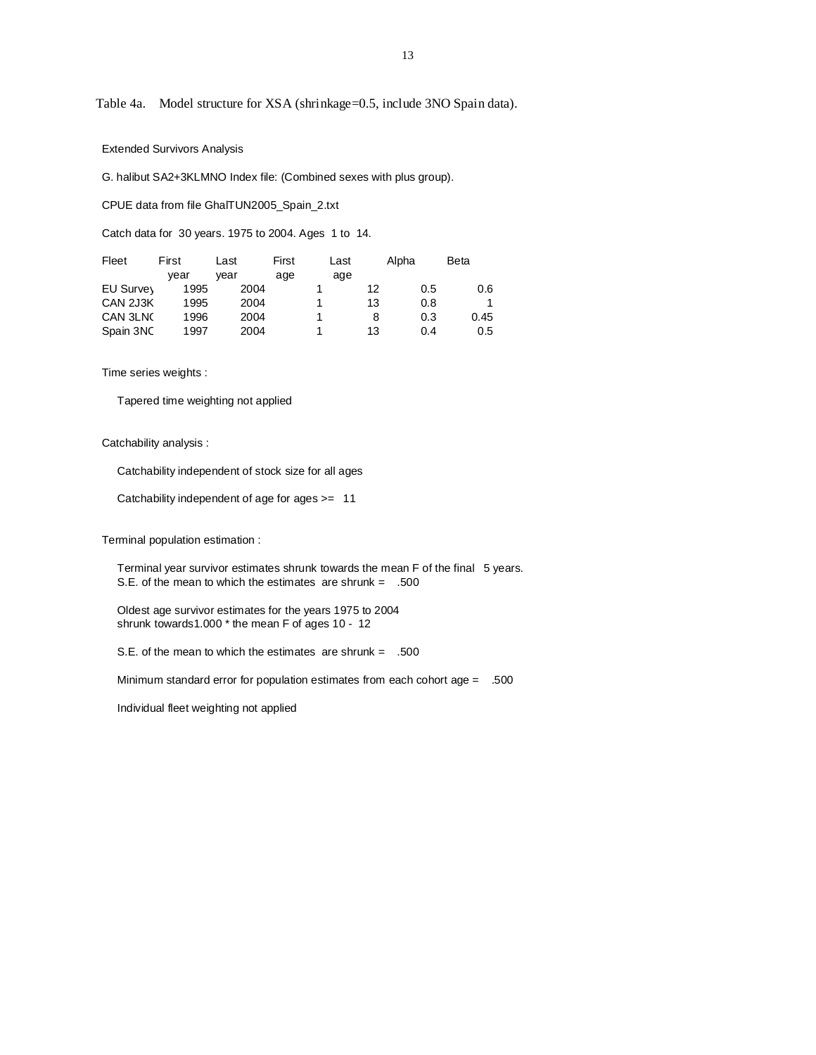Table 4a. Model structure for XSA (shrinkage=0.5, include 3NO Spain data).

Extended Survivors Analysis

G. halibut SA2+3KLMNO Index file: (Combined sexes with plus group).

CPUE data from file GhalTUN2005_Spain_2.txt

Catch data for 30 years. 1975 to 2004. Ages 1 to 14.

| Fleet | First year | Last year | First age | Last age | Alpha | Beta |
|---|---|---|---|---|---|---|
| EU Survey | 1995 | 2004 | 1 | 12 | 0.5 | 0.6 |
| CAN 2J3K | 1995 | 2004 | 1 | 13 | 0.8 | 1 |
| CAN 3LNO | 1996 | 2004 | 1 | 8 | 0.3 | 0.45 |
| Spain 3NO | 1997 | 2004 | 1 | 13 | 0.4 | 0.5 |

Time series weights :

Tapered time weighting not applied

Catchability analysis :

Catchability independent of stock size for all ages

Catchability independent of age for ages >= 11

Terminal population estimation :

Terminal year survivor estimates shrunk towards the mean F of the final 5 years.
S.E. of the mean to which the estimates are shrunk = .500

Oldest age survivor estimates for the years 1975 to 2004
shrunk towards1.000 * the mean F of ages 10 - 12

S.E. of the mean to which the estimates are shrunk = .500

Minimum standard error for population estimates from each cohort age = .500

Individual fleet weighting not applied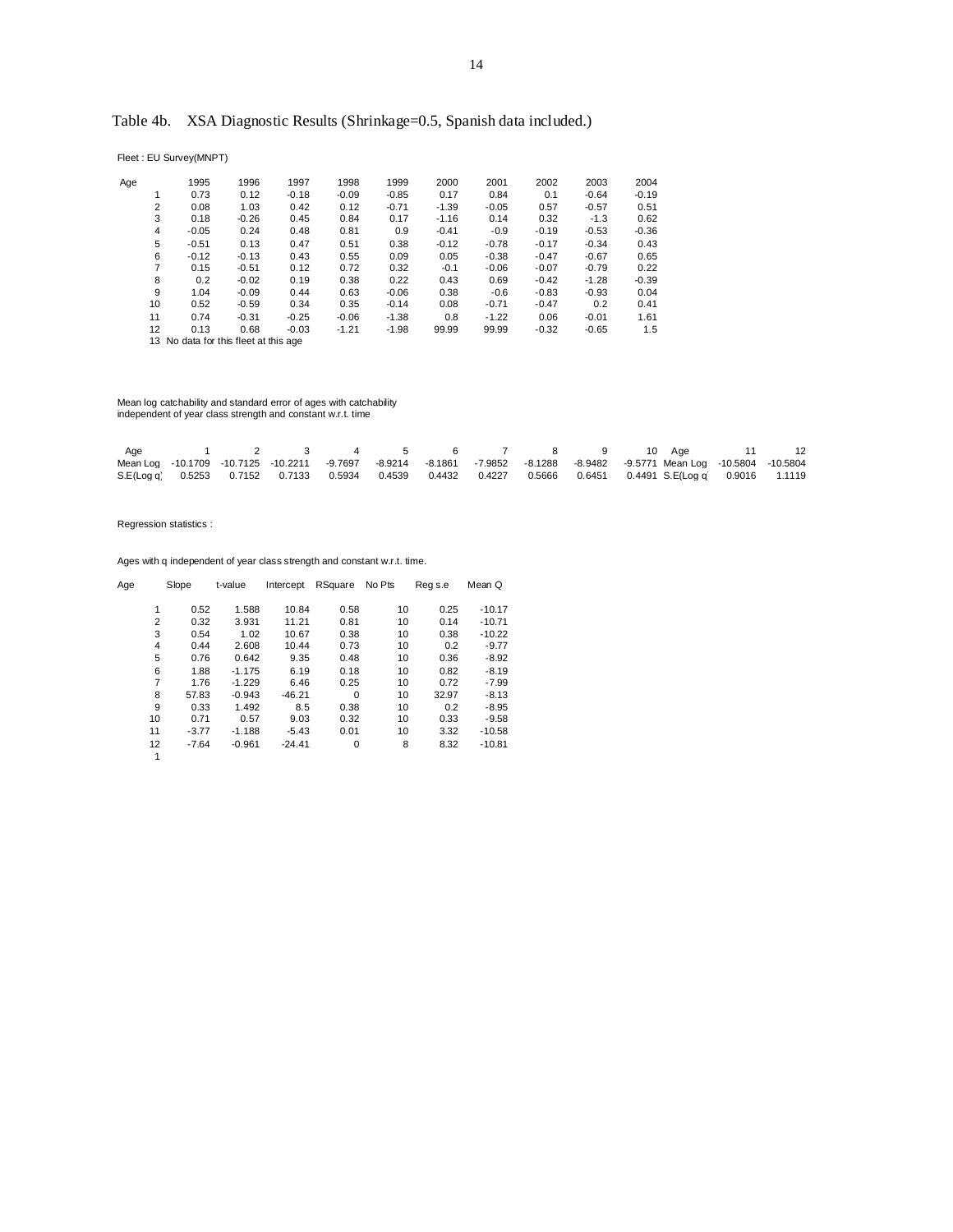# Table 4b. XSA Diagnostic Results (Shrinkage=0.5, Spanish data included.)

Fleet : EU Survey(MNPT)

| Age | 1995 | 1996 | 1997 | 1998 | 1999 | 2000 | 2001 | 2002 | 2003 | 2004 |
|---|---|---|---|---|---|---|---|---|---|---|
| 1 | 0.73 | 0.12 | -0.18 | -0.09 | -0.85 | 0.17 | 0.84 | 0.1 | -0.64 | -0.19 |
| 2 | 0.08 | 1.03 | 0.42 | 0.12 | -0.71 | -1.39 | -0.05 | 0.57 | -0.57 | 0.51 |
| 3 | 0.18 | -0.26 | 0.45 | 0.84 | 0.17 | -1.16 | 0.14 | 0.32 | -1.3 | 0.62 |
| 4 | -0.05 | 0.24 | 0.48 | 0.81 | 0.9 | -0.41 | -0.9 | -0.19 | -0.53 | -0.36 |
| 5 | -0.51 | 0.13 | 0.47 | 0.51 | 0.38 | -0.12 | -0.78 | -0.17 | -0.34 | 0.43 |
| 6 | -0.12 | -0.13 | 0.43 | 0.55 | 0.09 | 0.05 | -0.38 | -0.47 | -0.67 | 0.65 |
| 7 | 0.15 | -0.51 | 0.12 | 0.72 | 0.32 | -0.1 | -0.06 | -0.07 | -0.79 | 0.22 |
| 8 | 0.2 | -0.02 | 0.19 | 0.38 | 0.22 | 0.43 | 0.69 | -0.42 | -1.28 | -0.39 |
| 9 | 1.04 | -0.09 | 0.44 | 0.63 | -0.06 | 0.38 | -0.6 | -0.83 | -0.93 | 0.04 |
| 10 | 0.52 | -0.59 | 0.34 | 0.35 | -0.14 | 0.08 | -0.71 | -0.47 | 0.2 | 0.41 |
| 11 | 0.74 | -0.31 | -0.25 | -0.06 | -1.38 | 0.8 | -1.22 | 0.06 | -0.01 | 1.61 |
| 12 | 0.13 | 0.68 | -0.03 | -1.21 | -1.98 | 99.99 | 99.99 | -0.32 | -0.65 | 1.5 |
| 13 | No data for this fleet at this age | | | | | | | | | |

Mean log catchability and standard error of ages with catchability independent of year class strength and constant w.r.t. time

| Age | 1 | 2 | 3 | 4 | 5 | 6 | 7 | 8 | 9 | 10 |
|---|---|---|---|---|---|---|---|---|---|---|
| Mean Log | -10.1709 | -10.7125 | -10.2211 | -9.7697 | -8.9214 | -8.1861 | -7.9852 | -8.1288 | -8.9482 | -9.5771 |
| S.E(Log q) | 0.5253 | 0.7152 | 0.7133 | 0.5934 | 0.4539 | 0.4432 | 0.4227 | 0.5666 | 0.6451 | 0.4491 |

| Age | 11 | 12 |
|---|---|---|
| Mean Log | -10.5804 | -10.5804 |
| S.E(Log q) | 0.9016 | 1.1119 |

Regression statistics :

Ages with q independent of year class strength and constant w.r.t. time.

| Age | Slope | t-value | Intercept | RSquare | No Pts | Reg s.e | Mean Q |
|---|---|---|---|---|---|---|---|
| 1 | 0.52 | 1.588 | 10.84 | 0.58 | 10 | 0.25 | -10.17 |
| 2 | 0.32 | 3.931 | 11.21 | 0.81 | 10 | 0.14 | -10.71 |
| 3 | 0.54 | 1.02 | 10.67 | 0.38 | 10 | 0.38 | -10.22 |
| 4 | 0.44 | 2.608 | 10.44 | 0.73 | 10 | 0.2 | -9.77 |
| 5 | 0.76 | 0.642 | 9.35 | 0.48 | 10 | 0.36 | -8.92 |
| 6 | 1.88 | -1.175 | 6.19 | 0.18 | 10 | 0.82 | -8.19 |
| 7 | 1.76 | -1.229 | 6.46 | 0.25 | 10 | 0.72 | -7.99 |
| 8 | 57.83 | -0.943 | -46.21 | 0 | 10 | 32.97 | -8.13 |
| 9 | 0.33 | 1.492 | 8.5 | 0.38 | 10 | 0.2 | -8.95 |
| 10 | 0.71 | 0.57 | 9.03 | 0.32 | 10 | 0.33 | -9.58 |
| 11 | -3.77 | -1.188 | -5.43 | 0.01 | 10 | 3.32 | -10.58 |
| 12 | -7.64 | -0.961 | -24.41 | 0 | 8 | 8.32 | -10.81 |

1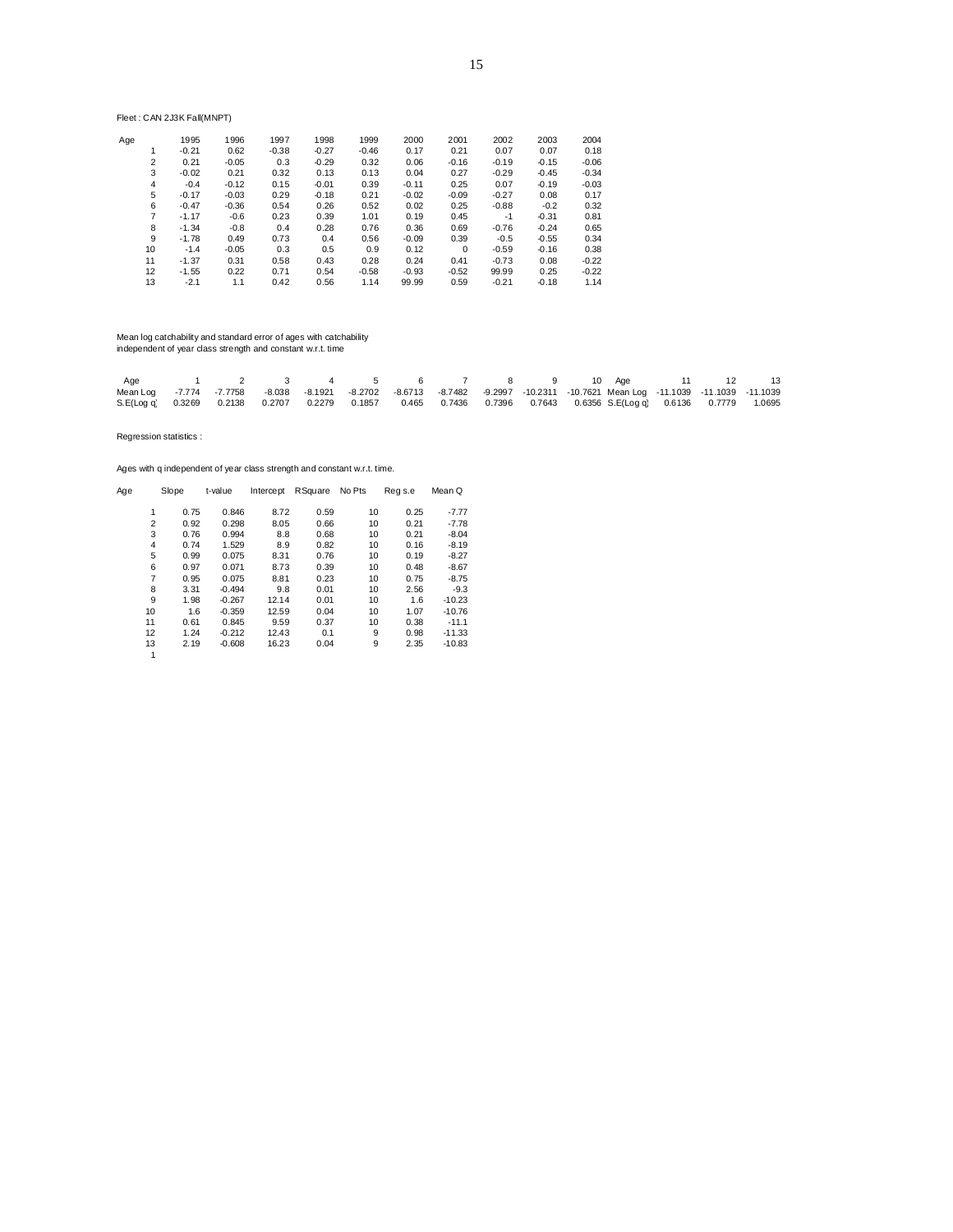Fleet : CAN 2J3K Fall(MNPT)

| Age | 1995 | 1996 | 1997 | 1998 | 1999 | 2000 | 2001 | 2002 | 2003 | 2004 |
|---|---|---|---|---|---|---|---|---|---|---|
| 1 | -0.21 | 0.62 | -0.38 | -0.27 | -0.46 | 0.17 | 0.21 | 0.07 | 0.07 | 0.18 |
| 2 | 0.21 | -0.05 | 0.3 | -0.29 | 0.32 | 0.06 | -0.16 | -0.19 | -0.15 | -0.06 |
| 3 | -0.02 | 0.21 | 0.32 | 0.13 | 0.13 | 0.04 | 0.27 | -0.29 | -0.45 | -0.34 |
| 4 | -0.4 | -0.12 | 0.15 | -0.01 | 0.39 | -0.11 | 0.25 | 0.07 | -0.19 | -0.03 |
| 5 | -0.17 | -0.03 | 0.29 | -0.18 | 0.21 | -0.02 | -0.09 | -0.27 | 0.08 | 0.17 |
| 6 | -0.47 | -0.36 | 0.54 | 0.26 | 0.52 | 0.02 | 0.25 | -0.88 | -0.2 | 0.32 |
| 7 | -1.17 | -0.6 | 0.23 | 0.39 | 1.01 | 0.19 | 0.45 | -1 | -0.31 | 0.81 |
| 8 | -1.34 | -0.8 | 0.4 | 0.28 | 0.76 | 0.36 | 0.69 | -0.76 | -0.24 | 0.65 |
| 9 | -1.78 | 0.49 | 0.73 | 0.4 | 0.56 | -0.09 | 0.39 | -0.5 | -0.55 | 0.34 |
| 10 | -1.4 | -0.05 | 0.3 | 0.5 | 0.9 | 0.12 | 0 | -0.59 | -0.16 | 0.38 |
| 11 | -1.37 | 0.31 | 0.58 | 0.43 | 0.28 | 0.24 | 0.41 | -0.73 | 0.08 | -0.22 |
| 12 | -1.55 | 0.22 | 0.71 | 0.54 | -0.58 | -0.93 | -0.52 | 99.99 | 0.25 | -0.22 |
| 13 | -2.1 | 1.1 | 0.42 | 0.56 | 1.14 | 99.99 | 0.59 | -0.21 | -0.18 | 1.14 |

Mean log catchability and standard error of ages with catchability
independent of year class strength and constant w.r.t. time

| Age | 1 | 2 | 3 | 4 | 5 | 6 | 7 | 8 | 9 | 10 |
|---|---|---|---|---|---|---|---|---|---|---|
| Mean Log | -7.774 | -7.7758 | -8.038 | -8.1921 | -8.2702 | -8.6713 | -8.7482 | -9.2997 | -10.2311 | -10.7621 |
| S.E(Log q) | 0.3269 | 0.2138 | 0.2707 | 0.2279 | 0.1857 | 0.465 | 0.7436 | 0.7396 | 0.7643 | 0.6356 |

| Age | 11 | 12 | 13 |
|---|---|---|---|
| Mean Log | -11.1039 | -11.1039 | -11.1039 |
| S.E(Log q) | 0.6136 | 0.7779 | 1.0695 |

Regression statistics :

Ages with q independent of year class strength and constant w.r.t. time.

| Age | Slope | t-value | Intercept | RSquare | No Pts | Reg s.e | Mean Q |
|---|---|---|---|---|---|---|---|
| 1 | 0.75 | 0.846 | 8.72 | 0.59 | 10 | 0.25 | -7.77 |
| 2 | 0.92 | 0.298 | 8.05 | 0.66 | 10 | 0.21 | -7.78 |
| 3 | 0.76 | 0.994 | 8.8 | 0.68 | 10 | 0.21 | -8.04 |
| 4 | 0.74 | 1.529 | 8.9 | 0.82 | 10 | 0.16 | -8.19 |
| 5 | 0.99 | 0.075 | 8.31 | 0.76 | 10 | 0.19 | -8.27 |
| 6 | 0.97 | 0.071 | 8.73 | 0.39 | 10 | 0.48 | -8.67 |
| 7 | 0.95 | 0.075 | 8.81 | 0.23 | 10 | 0.75 | -8.75 |
| 8 | 3.31 | -0.494 | 9.8 | 0.01 | 10 | 2.56 | -9.3 |
| 9 | 1.98 | -0.267 | 12.14 | 0.01 | 10 | 1.6 | -10.23 |
| 10 | 1.6 | -0.359 | 12.59 | 0.04 | 10 | 1.07 | -10.76 |
| 11 | 0.61 | 0.845 | 9.59 | 0.37 | 10 | 0.38 | -11.1 |
| 12 | 1.24 | -0.212 | 12.43 | 0.1 | 9 | 0.98 | -11.33 |
| 13 | 2.19 | -0.608 | 16.23 | 0.04 | 9 | 2.35 | -10.83 |
| 1 | | | | | | | |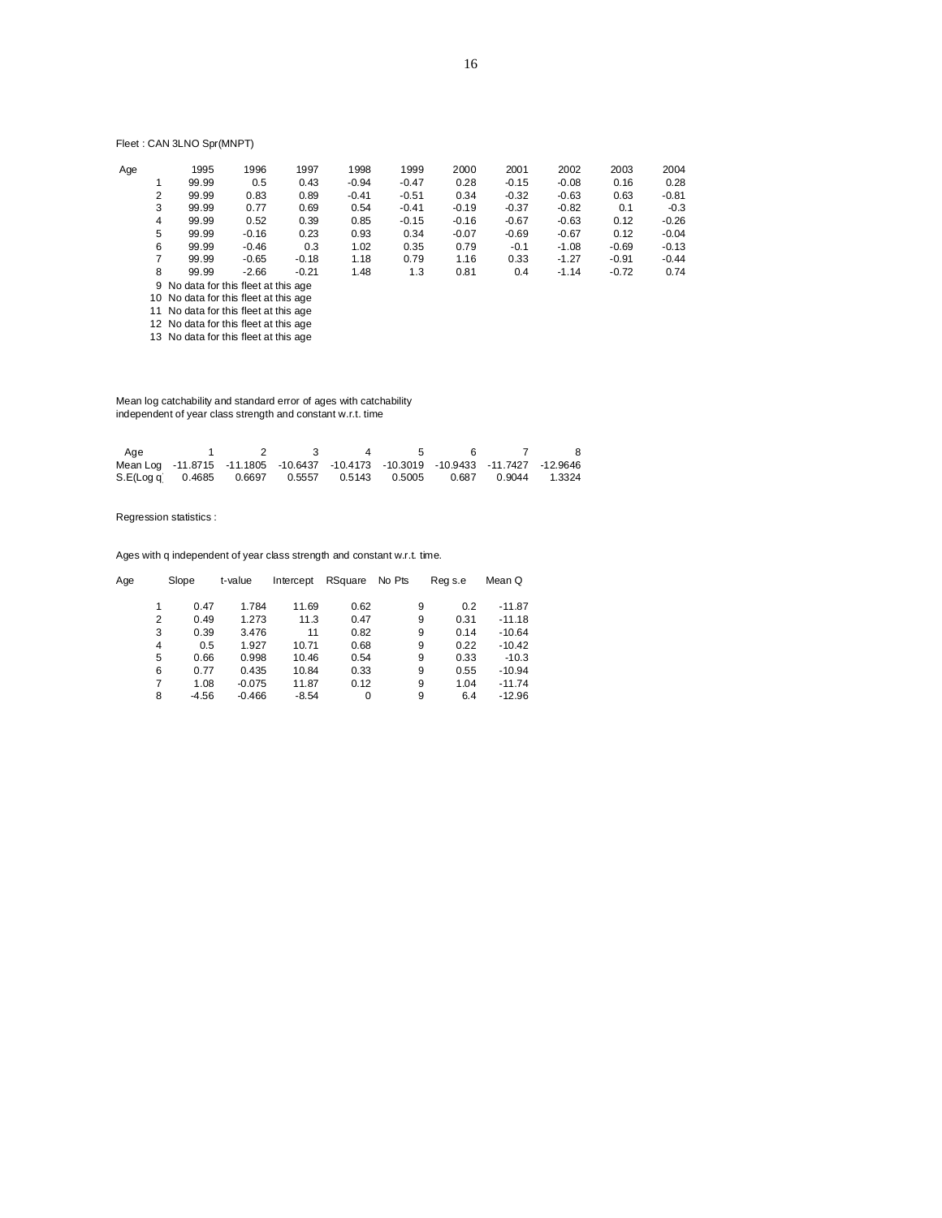Fleet : CAN 3LNO Spr(MNPT)

| Age | 1995 | 1996 | 1997 | 1998 | 1999 | 2000 | 2001 | 2002 | 2003 | 2004 |
|---|---|---|---|---|---|---|---|---|---|---|
| 1 | 99.99 | 0.5 | 0.43 | -0.94 | -0.47 | 0.28 | -0.15 | -0.08 | 0.16 | 0.28 |
| 2 | 99.99 | 0.83 | 0.89 | -0.41 | -0.51 | 0.34 | -0.32 | -0.63 | 0.63 | -0.81 |
| 3 | 99.99 | 0.77 | 0.69 | 0.54 | -0.41 | -0.19 | -0.37 | -0.82 | 0.1 | -0.3 |
| 4 | 99.99 | 0.52 | 0.39 | 0.85 | -0.15 | -0.16 | -0.67 | -0.63 | 0.12 | -0.26 |
| 5 | 99.99 | -0.16 | 0.23 | 0.93 | 0.34 | -0.07 | -0.69 | -0.67 | 0.12 | -0.04 |
| 6 | 99.99 | -0.46 | 0.3 | 1.02 | 0.35 | 0.79 | -0.1 | -1.08 | -0.69 | -0.13 |
| 7 | 99.99 | -0.65 | -0.18 | 1.18 | 0.79 | 1.16 | 0.33 | -1.27 | -0.91 | -0.44 |
| 8 | 99.99 | -2.66 | -0.21 | 1.48 | 1.3 | 0.81 | 0.4 | -1.14 | -0.72 | 0.74 |
| 9 | No data for this fleet at this age | | | | | | | | | |
| 10 | No data for this fleet at this age | | | | | | | | | |
| 11 | No data for this fleet at this age | | | | | | | | | |
| 12 | No data for this fleet at this age | | | | | | | | | |
| 13 | No data for this fleet at this age | | | | | | | | | |

Mean log catchability and standard error of ages with catchability
independent of year class strength and constant w.r.t. time

| Age | 1 | 2 | 3 | 4 | 5 | 6 | 7 | 8 |
|---|---|---|---|---|---|---|---|---|
| Mean Log | -11.8715 | -11.1805 | -10.6437 | -10.4173 | -10.3019 | -10.9433 | -11.7427 | -12.9646 |
| S.E(Log q) | 0.4685 | 0.6697 | 0.5557 | 0.5143 | 0.5005 | 0.687 | 0.9044 | 1.3324 |

Regression statistics :

Ages with q independent of year class strength and constant w.r.t. time.

| Age | Slope | t-value | Intercept | RSquare | No Pts | Reg s.e | Mean Q |
|---|---|---|---|---|---|---|---|
| 1 | 0.47 | 1.784 | 11.69 | 0.62 | 9 | 0.2 | -11.87 |
| 2 | 0.49 | 1.273 | 11.3 | 0.47 | 9 | 0.31 | -11.18 |
| 3 | 0.39 | 3.476 | 11 | 0.82 | 9 | 0.14 | -10.64 |
| 4 | 0.5 | 1.927 | 10.71 | 0.68 | 9 | 0.22 | -10.42 |
| 5 | 0.66 | 0.998 | 10.46 | 0.54 | 9 | 0.33 | -10.3 |
| 6 | 0.77 | 0.435 | 10.84 | 0.33 | 9 | 0.55 | -10.94 |
| 7 | 1.08 | -0.075 | 11.87 | 0.12 | 9 | 1.04 | -11.74 |
| 8 | -4.56 | -0.466 | -8.54 | 0 | 9 | 6.4 | -12.96 |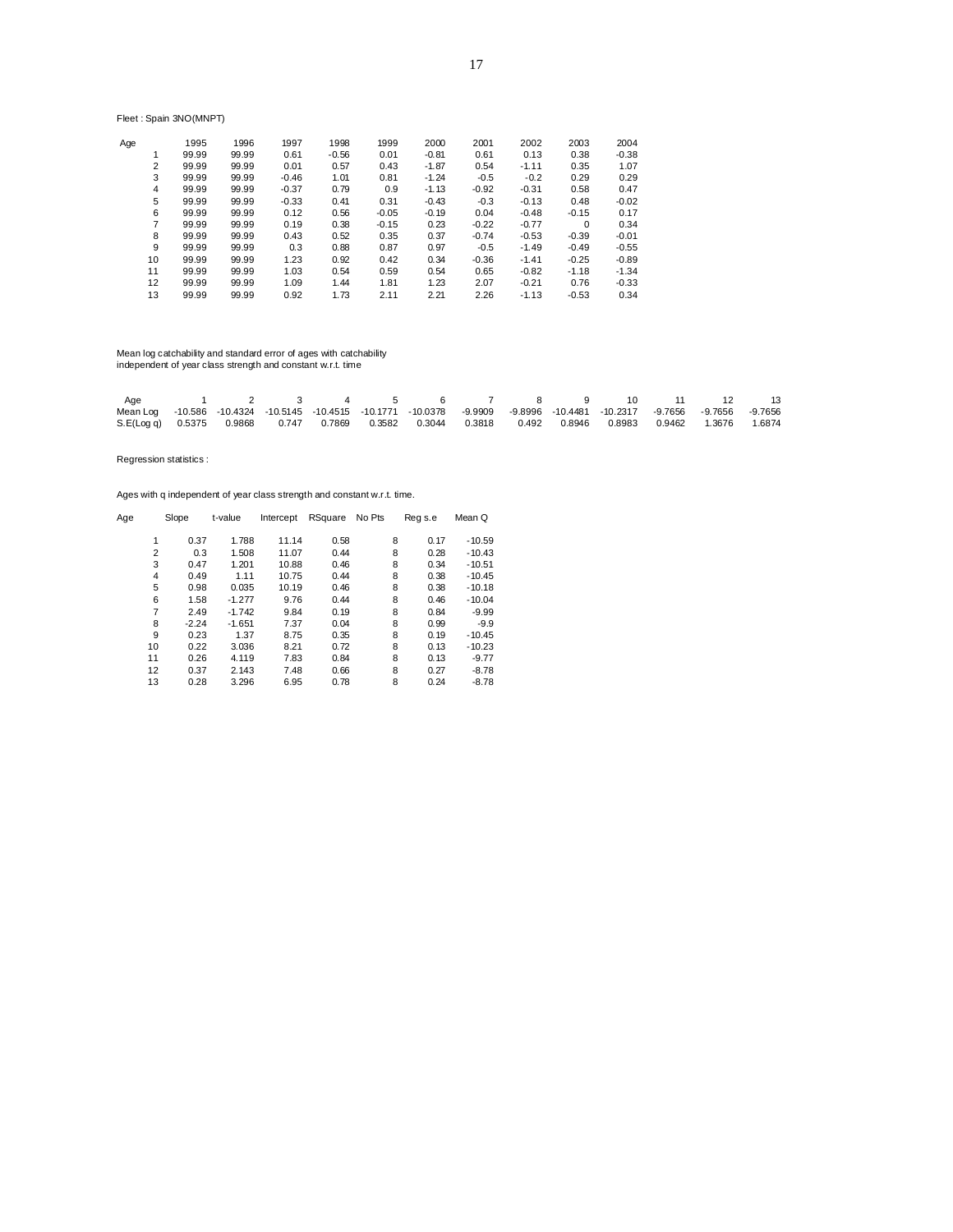Fleet : Spain 3NO(MNPT)

| Age | 1995 | 1996 | 1997 | 1998 | 1999 | 2000 | 2001 | 2002 | 2003 | 2004 |
|---|---|---|---|---|---|---|---|---|---|---|
| 1 | 99.99 | 99.99 | 0.61 | -0.56 | 0.01 | -0.81 | 0.61 | 0.13 | 0.38 | -0.38 |
| 2 | 99.99 | 99.99 | 0.01 | 0.57 | 0.43 | -1.87 | 0.54 | -1.11 | 0.35 | 1.07 |
| 3 | 99.99 | 99.99 | -0.46 | 1.01 | 0.81 | -1.24 | -0.5 | -0.2 | 0.29 | 0.29 |
| 4 | 99.99 | 99.99 | -0.37 | 0.79 | 0.9 | -1.13 | -0.92 | -0.31 | 0.58 | 0.47 |
| 5 | 99.99 | 99.99 | -0.33 | 0.41 | 0.31 | -0.43 | -0.3 | -0.13 | 0.48 | -0.02 |
| 6 | 99.99 | 99.99 | 0.12 | 0.56 | -0.05 | -0.19 | 0.04 | -0.48 | -0.15 | 0.17 |
| 7 | 99.99 | 99.99 | 0.19 | 0.38 | -0.15 | 0.23 | -0.22 | -0.77 | 0 | 0.34 |
| 8 | 99.99 | 99.99 | 0.43 | 0.52 | 0.35 | 0.37 | -0.74 | -0.53 | -0.39 | -0.01 |
| 9 | 99.99 | 99.99 | 0.3 | 0.88 | 0.87 | 0.97 | -0.5 | -1.49 | -0.49 | -0.55 |
| 10 | 99.99 | 99.99 | 1.23 | 0.92 | 0.42 | 0.34 | -0.36 | -1.41 | -0.25 | -0.89 |
| 11 | 99.99 | 99.99 | 1.03 | 0.54 | 0.59 | 0.54 | 0.65 | -0.82 | -1.18 | -1.34 |
| 12 | 99.99 | 99.99 | 1.09 | 1.44 | 1.81 | 1.23 | 2.07 | -0.21 | 0.76 | -0.33 |
| 13 | 99.99 | 99.99 | 0.92 | 1.73 | 2.11 | 2.21 | 2.26 | -1.13 | -0.53 | 0.34 |

Mean log catchability and standard error of ages with catchability
independent of year class strength and constant w.r.t. time

| Age | 1 | 2 | 3 | 4 | 5 | 6 | 7 | 8 | 9 | 10 | 11 | 12 | 13 |
|---|---|---|---|---|---|---|---|---|---|---|---|---|---|
| Mean Log | -10.586 | -10.4324 | -10.5145 | -10.4515 | -10.1771 | -10.0378 | -9.9909 | -9.8996 | -10.4481 | -10.2317 | -9.7656 | -9.7656 | -9.7656 |
| S.E(Log q) | 0.5375 | 0.9868 | 0.747 | 0.7869 | 0.3582 | 0.3044 | 0.3818 | 0.492 | 0.8946 | 0.8983 | 0.9462 | 1.3676 | 1.6874 |

Regression statistics :

Ages with q independent of year class strength and constant w.r.t. time.

| Age | Slope | t-value | Intercept | RSquare | No Pts | Reg s.e | Mean Q |
|---|---|---|---|---|---|---|---|
| 1 | 0.37 | 1.788 | 11.14 | 0.58 | 8 | 0.17 | -10.59 |
| 2 | 0.3 | 1.508 | 11.07 | 0.44 | 8 | 0.28 | -10.43 |
| 3 | 0.47 | 1.201 | 10.88 | 0.46 | 8 | 0.34 | -10.51 |
| 4 | 0.49 | 1.11 | 10.75 | 0.44 | 8 | 0.38 | -10.45 |
| 5 | 0.98 | 0.035 | 10.19 | 0.46 | 8 | 0.38 | -10.18 |
| 6 | 1.58 | -1.277 | 9.76 | 0.44 | 8 | 0.46 | -10.04 |
| 7 | 2.49 | -1.742 | 9.84 | 0.19 | 8 | 0.84 | -9.99 |
| 8 | -2.24 | -1.651 | 7.37 | 0.04 | 8 | 0.99 | -9.9 |
| 9 | 0.23 | 1.37 | 8.75 | 0.35 | 8 | 0.19 | -10.45 |
| 10 | 0.22 | 3.036 | 8.21 | 0.72 | 8 | 0.13 | -10.23 |
| 11 | 0.26 | 4.119 | 7.83 | 0.84 | 8 | 0.13 | -9.77 |
| 12 | 0.37 | 2.143 | 7.48 | 0.66 | 8 | 0.27 | -8.78 |
| 13 | 0.28 | 3.296 | 6.95 | 0.78 | 8 | 0.24 | -8.78 |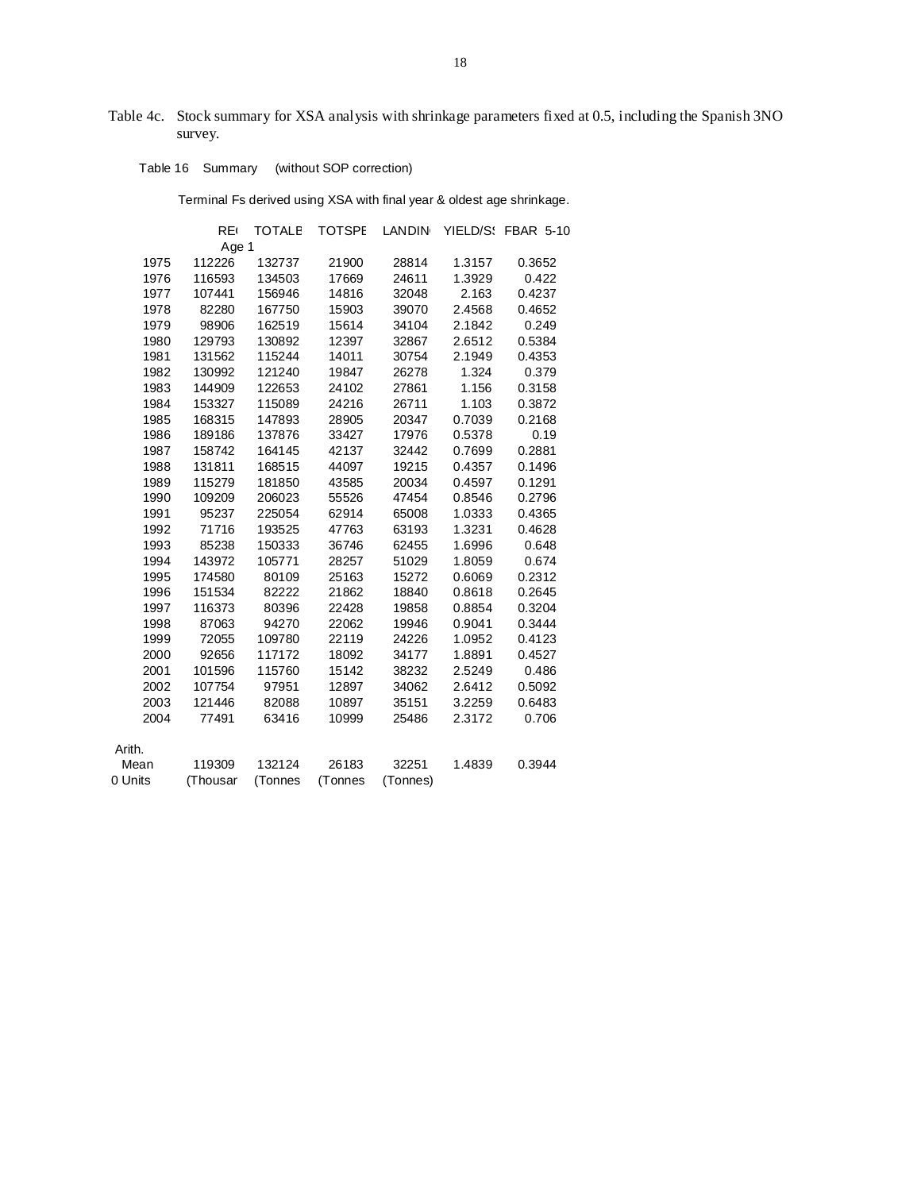Table 4c. Stock summary for XSA analysis with shrinkage parameters fixed at 0.5, including the Spanish 3NO survey.

Table 16 Summary (without SOP correction)

Terminal Fs derived using XSA with final year & oldest age shrinkage.

| | RE( Age 1 | TOTALE | TOTSPE | LANDIN | YIELD/S! | FBAR 5-10 |
|---|---|---|---|---|---|---|
| 1975 | 112226 | 132737 | 21900 | 28814 | 1.3157 | 0.3652 |
| 1976 | 116593 | 134503 | 17669 | 24611 | 1.3929 | 0.422 |
| 1977 | 107441 | 156946 | 14816 | 32048 | 2.163 | 0.4237 |
| 1978 | 82280 | 167750 | 15903 | 39070 | 2.4568 | 0.4652 |
| 1979 | 98906 | 162519 | 15614 | 34104 | 2.1842 | 0.249 |
| 1980 | 129793 | 130892 | 12397 | 32867 | 2.6512 | 0.5384 |
| 1981 | 131562 | 115244 | 14011 | 30754 | 2.1949 | 0.4353 |
| 1982 | 130992 | 121240 | 19847 | 26278 | 1.324 | 0.379 |
| 1983 | 144909 | 122653 | 24102 | 27861 | 1.156 | 0.3158 |
| 1984 | 153327 | 115089 | 24216 | 26711 | 1.103 | 0.3872 |
| 1985 | 168315 | 147893 | 28905 | 20347 | 0.7039 | 0.2168 |
| 1986 | 189186 | 137876 | 33427 | 17976 | 0.5378 | 0.19 |
| 1987 | 158742 | 164145 | 42137 | 32442 | 0.7699 | 0.2881 |
| 1988 | 131811 | 168515 | 44097 | 19215 | 0.4357 | 0.1496 |
| 1989 | 115279 | 181850 | 43585 | 20034 | 0.4597 | 0.1291 |
| 1990 | 109209 | 206023 | 55526 | 47454 | 0.8546 | 0.2796 |
| 1991 | 95237 | 225054 | 62914 | 65008 | 1.0333 | 0.4365 |
| 1992 | 71716 | 193525 | 47763 | 63193 | 1.3231 | 0.4628 |
| 1993 | 85238 | 150333 | 36746 | 62455 | 1.6996 | 0.648 |
| 1994 | 143972 | 105771 | 28257 | 51029 | 1.8059 | 0.674 |
| 1995 | 174580 | 80109 | 25163 | 15272 | 0.6069 | 0.2312 |
| 1996 | 151534 | 82222 | 21862 | 18840 | 0.8618 | 0.2645 |
| 1997 | 116373 | 80396 | 22428 | 19858 | 0.8854 | 0.3204 |
| 1998 | 87063 | 94270 | 22062 | 19946 | 0.9041 | 0.3444 |
| 1999 | 72055 | 109780 | 22119 | 24226 | 1.0952 | 0.4123 |
| 2000 | 92656 | 117172 | 18092 | 34177 | 1.8891 | 0.4527 |
| 2001 | 101596 | 115760 | 15142 | 38232 | 2.5249 | 0.486 |
| 2002 | 107754 | 97951 | 12897 | 34062 | 2.6412 | 0.5092 |
| 2003 | 121446 | 82088 | 10897 | 35151 | 3.2259 | 0.6483 |
| 2004 | 77491 | 63416 | 10999 | 25486 | 2.3172 | 0.706 |
| Arith. Mean | 119309 | 132124 | 26183 | 32251 | 1.4839 | 0.3944 |
| 0 Units | (Thousar | (Tonnes | (Tonnes | (Tonnes) | | |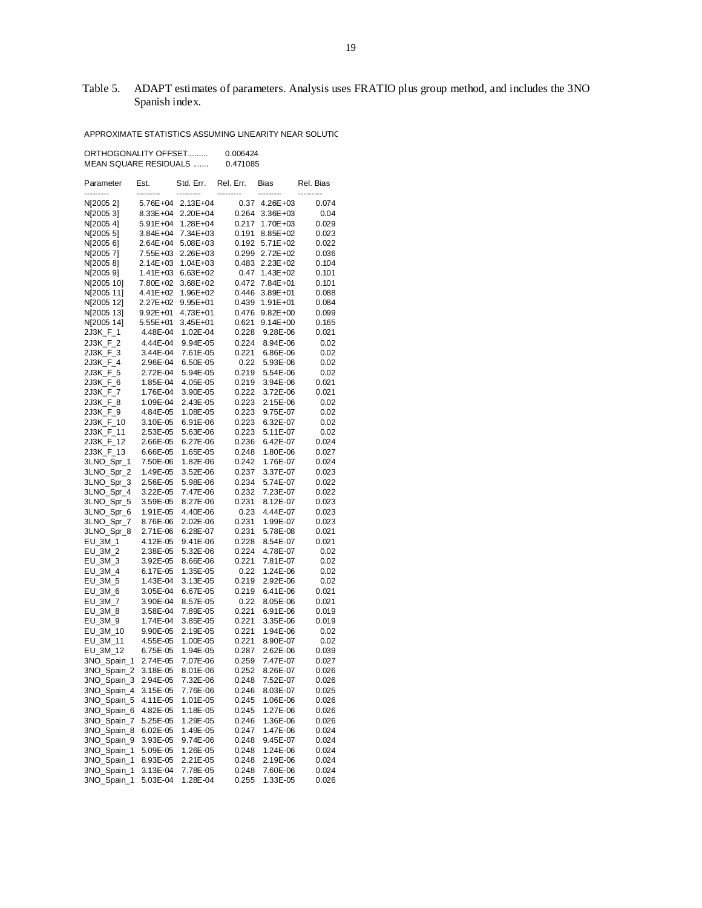Table 5. ADAPT estimates of parameters. Analysis uses FRATIO plus group method, and includes the 3NO Spanish index.

APPROXIMATE STATISTICS ASSUMING LINEARITY NEAR SOLUTIC

ORTHOGONALITY OFFSET......... 0.006424
MEAN SQUARE RESIDUALS ....... 0.471085

| Parameter | Est. | Std. Err. | Rel. Err. | Bias | Rel. Bias |
|---|---|---|---|---|---|
| N[2005 2] | 5.76E+04 | 2.13E+04 | 0.37 | 4.26E+03 | 0.074 |
| N[2005 3] | 8.33E+04 | 2.20E+04 | 0.264 | 3.36E+03 | 0.04 |
| N[2005 4] | 5.91E+04 | 1.28E+04 | 0.217 | 1.70E+03 | 0.029 |
| N[2005 5] | 3.84E+04 | 7.34E+03 | 0.191 | 8.85E+02 | 0.023 |
| N[2005 6] | 2.64E+04 | 5.08E+03 | 0.192 | 5.71E+02 | 0.022 |
| N[2005 7] | 7.55E+03 | 2.26E+03 | 0.299 | 2.72E+02 | 0.036 |
| N[2005 8] | 2.14E+03 | 1.04E+03 | 0.483 | 2.23E+02 | 0.104 |
| N[2005 9] | 1.41E+03 | 6.63E+02 | 0.47 | 1.43E+02 | 0.101 |
| N[2005 10] | 7.80E+02 | 3.68E+02 | 0.472 | 7.84E+01 | 0.101 |
| N[2005 11] | 4.41E+02 | 1.96E+02 | 0.446 | 3.89E+01 | 0.088 |
| N[2005 12] | 2.27E+02 | 9.95E+01 | 0.439 | 1.91E+01 | 0.084 |
| N[2005 13] | 9.92E+01 | 4.73E+01 | 0.476 | 9.82E+00 | 0.099 |
| N[2005 14] | 5.55E+01 | 3.45E+01 | 0.621 | 9.14E+00 | 0.165 |
| 2J3K_F_1 | 4.48E-04 | 1.02E-04 | 0.228 | 9.28E-06 | 0.021 |
| 2J3K_F_2 | 4.44E-04 | 9.94E-05 | 0.224 | 8.94E-06 | 0.02 |
| 2J3K_F_3 | 3.44E-04 | 7.61E-05 | 0.221 | 6.86E-06 | 0.02 |
| 2J3K_F_4 | 2.96E-04 | 6.50E-05 | 0.22 | 5.93E-06 | 0.02 |
| 2J3K_F_5 | 2.72E-04 | 5.94E-05 | 0.219 | 5.54E-06 | 0.02 |
| 2J3K_F_6 | 1.85E-04 | 4.05E-05 | 0.219 | 3.94E-06 | 0.021 |
| 2J3K_F_7 | 1.76E-04 | 3.90E-05 | 0.222 | 3.72E-06 | 0.021 |
| 2J3K_F_8 | 1.09E-04 | 2.43E-05 | 0.223 | 2.15E-06 | 0.02 |
| 2J3K_F_9 | 4.84E-05 | 1.08E-05 | 0.223 | 9.75E-07 | 0.02 |
| 2J3K_F_10 | 3.10E-05 | 6.91E-06 | 0.223 | 6.32E-07 | 0.02 |
| 2J3K_F_11 | 2.53E-05 | 5.63E-06 | 0.223 | 5.11E-07 | 0.02 |
| 2J3K_F_12 | 2.66E-05 | 6.27E-06 | 0.236 | 6.42E-07 | 0.024 |
| 2J3K_F_13 | 6.66E-05 | 1.65E-05 | 0.248 | 1.80E-06 | 0.027 |
| 3LNO_Spr_1 | 7.50E-06 | 1.82E-06 | 0.242 | 1.76E-07 | 0.024 |
| 3LNO_Spr_2 | 1.49E-05 | 3.52E-06 | 0.237 | 3.37E-07 | 0.023 |
| 3LNO_Spr_3 | 2.56E-05 | 5.98E-06 | 0.234 | 5.74E-07 | 0.022 |
| 3LNO_Spr_4 | 3.22E-05 | 7.47E-06 | 0.232 | 7.23E-07 | 0.022 |
| 3LNO_Spr_5 | 3.59E-05 | 8.27E-06 | 0.231 | 8.12E-07 | 0.023 |
| 3LNO_Spr_6 | 1.91E-05 | 4.40E-06 | 0.23 | 4.44E-07 | 0.023 |
| 3LNO_Spr_7 | 8.76E-06 | 2.02E-06 | 0.231 | 1.99E-07 | 0.023 |
| 3LNO_Spr_8 | 2.71E-06 | 6.28E-07 | 0.231 | 5.78E-08 | 0.021 |
| EU_3M_1 | 4.12E-05 | 9.41E-06 | 0.228 | 8.54E-07 | 0.021 |
| EU_3M_2 | 2.38E-05 | 5.32E-06 | 0.224 | 4.78E-07 | 0.02 |
| EU_3M_3 | 3.92E-05 | 8.66E-06 | 0.221 | 7.81E-07 | 0.02 |
| EU_3M_4 | 6.17E-05 | 1.35E-05 | 0.22 | 1.24E-06 | 0.02 |
| EU_3M_5 | 1.43E-04 | 3.13E-05 | 0.219 | 2.92E-06 | 0.02 |
| EU_3M_6 | 3.05E-04 | 6.67E-05 | 0.219 | 6.41E-06 | 0.021 |
| EU_3M_7 | 3.90E-04 | 8.57E-05 | 0.22 | 8.05E-06 | 0.021 |
| EU_3M_8 | 3.58E-04 | 7.89E-05 | 0.221 | 6.91E-06 | 0.019 |
| EU_3M_9 | 1.74E-04 | 3.85E-05 | 0.221 | 3.35E-06 | 0.019 |
| EU_3M_10 | 9.90E-05 | 2.19E-05 | 0.221 | 1.94E-06 | 0.02 |
| EU_3M_11 | 4.55E-05 | 1.00E-05 | 0.221 | 8.90E-07 | 0.02 |
| EU_3M_12 | 6.75E-05 | 1.94E-05 | 0.287 | 2.62E-06 | 0.039 |
| 3NO_Spain_1 | 2.74E-05 | 7.07E-06 | 0.259 | 7.47E-07 | 0.027 |
| 3NO_Spain_2 | 3.18E-05 | 8.01E-06 | 0.252 | 8.26E-07 | 0.026 |
| 3NO_Spain_3 | 2.94E-05 | 7.32E-06 | 0.248 | 7.52E-07 | 0.026 |
| 3NO_Spain_4 | 3.15E-05 | 7.76E-06 | 0.246 | 8.03E-07 | 0.025 |
| 3NO_Spain_5 | 4.11E-05 | 1.01E-05 | 0.245 | 1.06E-06 | 0.026 |
| 3NO_Spain_6 | 4.82E-05 | 1.18E-05 | 0.245 | 1.27E-06 | 0.026 |
| 3NO_Spain_7 | 5.25E-05 | 1.29E-05 | 0.246 | 1.36E-06 | 0.026 |
| 3NO_Spain_8 | 6.02E-05 | 1.49E-05 | 0.247 | 1.47E-06 | 0.024 |
| 3NO_Spain_9 | 3.93E-05 | 9.74E-06 | 0.248 | 9.45E-07 | 0.024 |
| 3NO_Spain_1 | 5.09E-05 | 1.26E-05 | 0.248 | 1.24E-06 | 0.024 |
| 3NO_Spain_1 | 8.93E-05 | 2.21E-05 | 0.248 | 2.19E-06 | 0.024 |
| 3NO_Spain_1 | 3.13E-04 | 7.78E-05 | 0.248 | 7.60E-06 | 0.024 |
| 3NO_Spain_1 | 5.03E-04 | 1.28E-04 | 0.255 | 1.33E-05 | 0.026 |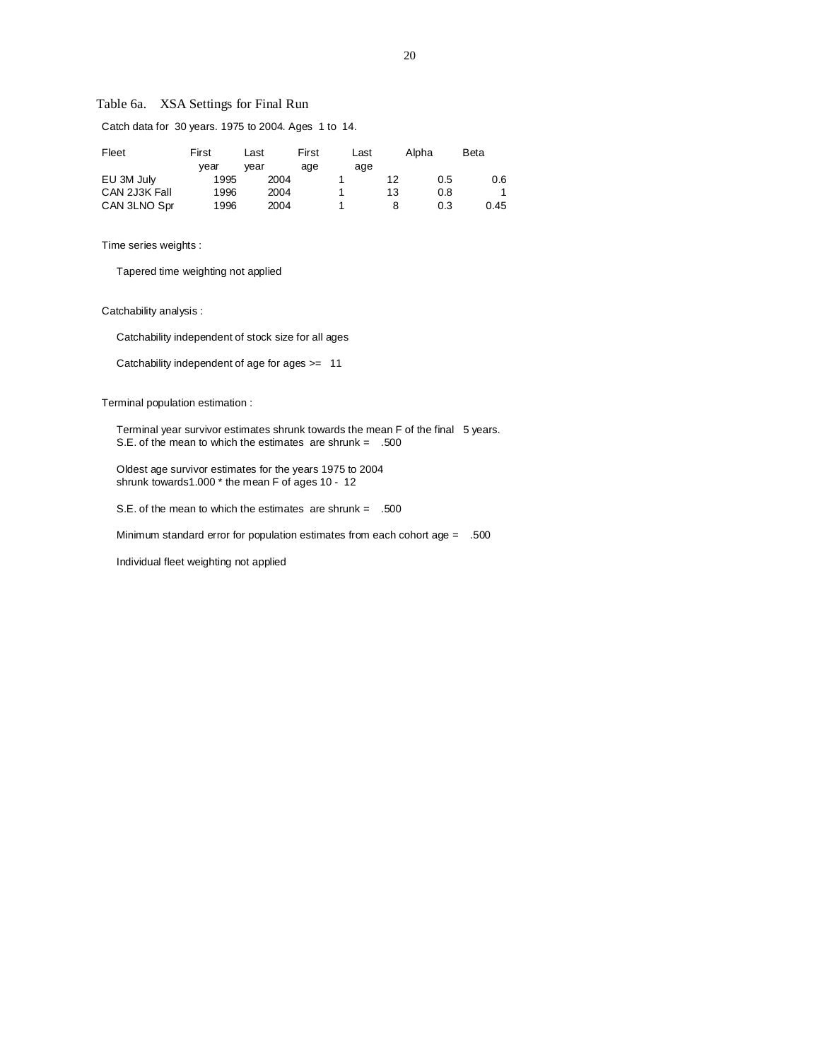Table 6a. XSA Settings for Final Run

Catch data for 30 years. 1975 to 2004. Ages 1 to 14.

| Fleet | First year | Last year | First age | Last age | Alpha | Beta |
|---|---|---|---|---|---|---|
| EU 3M July | 1995 | 2004 | 1 | 12 | 0.5 | 0.6 |
| CAN 2J3K Fall | 1996 | 2004 | 1 | 13 | 0.8 | 1 |
| CAN 3LNO Spr | 1996 | 2004 | 1 | 8 | 0.3 | 0.45 |

Time series weights :

Tapered time weighting not applied

Catchability analysis :

Catchability independent of stock size for all ages

Catchability independent of age for ages >= 11

Terminal population estimation :

Terminal year survivor estimates shrunk towards the mean F of the final 5 years.
S.E. of the mean to which the estimates are shrunk = .500

Oldest age survivor estimates for the years 1975 to 2004
shrunk towards1.000 * the mean F of ages 10 - 12

S.E. of the mean to which the estimates are shrunk = .500

Minimum standard error for population estimates from each cohort age = .500

Individual fleet weighting not applied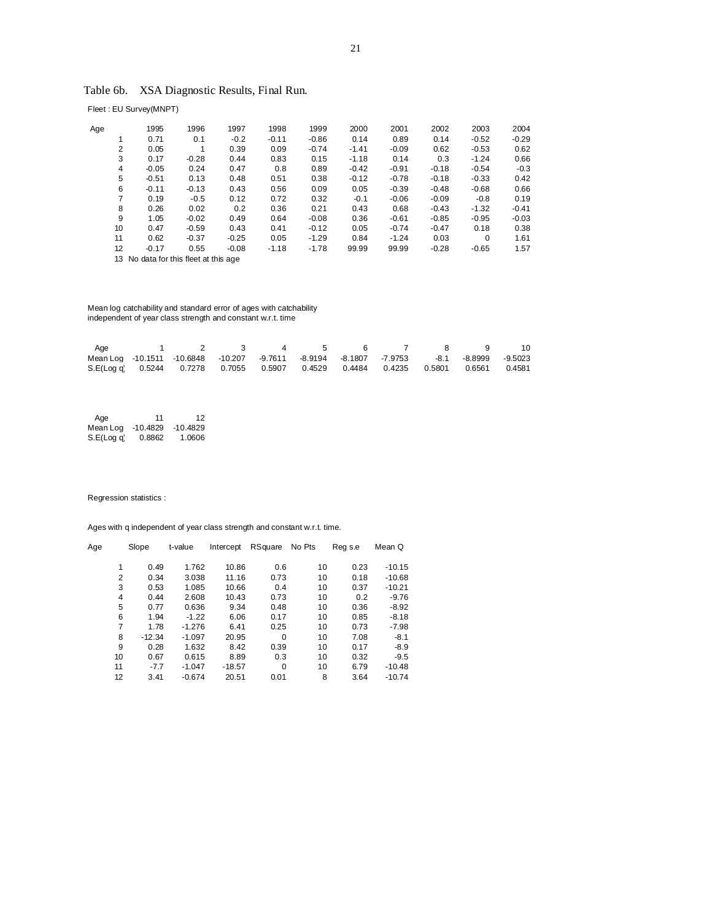Table 6b. XSA Diagnostic Results, Final Run.

Fleet : EU Survey(MNPT)

| Age | 1995 | 1996 | 1997 | 1998 | 1999 | 2000 | 2001 | 2002 | 2003 | 2004 |
|---|---|---|---|---|---|---|---|---|---|---|
| 1 | 0.71 | 0.1 | -0.2 | -0.11 | -0.86 | 0.14 | 0.89 | 0.14 | -0.52 | -0.29 |
| 2 | 0.05 | 1 | 0.39 | 0.09 | -0.74 | -1.41 | -0.09 | 0.62 | -0.53 | 0.62 |
| 3 | 0.17 | -0.28 | 0.44 | 0.83 | 0.15 | -1.18 | 0.14 | 0.3 | -1.24 | 0.66 |
| 4 | -0.05 | 0.24 | 0.47 | 0.8 | 0.89 | -0.42 | -0.91 | -0.18 | -0.54 | -0.3 |
| 5 | -0.51 | 0.13 | 0.48 | 0.51 | 0.38 | -0.12 | -0.78 | -0.18 | -0.33 | 0.42 |
| 6 | -0.11 | -0.13 | 0.43 | 0.56 | 0.09 | 0.05 | -0.39 | -0.48 | -0.68 | 0.66 |
| 7 | 0.19 | -0.5 | 0.12 | 0.72 | 0.32 | -0.1 | -0.06 | -0.09 | -0.8 | 0.19 |
| 8 | 0.26 | 0.02 | 0.2 | 0.36 | 0.21 | 0.43 | 0.68 | -0.43 | -1.32 | -0.41 |
| 9 | 1.05 | -0.02 | 0.49 | 0.64 | -0.08 | 0.36 | -0.61 | -0.85 | -0.95 | -0.03 |
| 10 | 0.47 | -0.59 | 0.43 | 0.41 | -0.12 | 0.05 | -0.74 | -0.47 | 0.18 | 0.38 |
| 11 | 0.62 | -0.37 | -0.25 | 0.05 | -1.29 | 0.84 | -1.24 | 0.03 | 0 | 1.61 |
| 12 | -0.17 | 0.55 | -0.08 | -1.18 | -1.78 | 99.99 | 99.99 | -0.28 | -0.65 | 1.57 |
| 13 | No data for this fleet at this age | | | | | | | | | |

Mean log catchability and standard error of ages with catchability independent of year class strength and constant w.r.t. time

| Age | 1 | 2 | 3 | 4 | 5 | 6 | 7 | 8 | 9 | 10 |
|---|---|---|---|---|---|---|---|---|---|---|
| Mean Log | -10.1511 | -10.6848 | -10.207 | -9.7611 | -8.9194 | -8.1807 | -7.9753 | -8.1 | -8.8999 | -9.5023 |
| S.E(Log q) | 0.5244 | 0.7278 | 0.7055 | 0.5907 | 0.4529 | 0.4484 | 0.4235 | 0.5801 | 0.6561 | 0.4581 |

| Age | 11 | 12 |
|---|---|---|
| Mean Log | -10.4829 | -10.4829 |
| S.E(Log q) | 0.8862 | 1.0606 |

Regression statistics :

Ages with q independent of year class strength and constant w.r.t. time.

| Age | Slope | t-value | Intercept | RSquare | No Pts | Reg s.e | Mean Q |
|---|---|---|---|---|---|---|---|
| 1 | 0.49 | 1.762 | 10.86 | 0.6 | 10 | 0.23 | -10.15 |
| 2 | 0.34 | 3.038 | 11.16 | 0.73 | 10 | 0.18 | -10.68 |
| 3 | 0.53 | 1.085 | 10.66 | 0.4 | 10 | 0.37 | -10.21 |
| 4 | 0.44 | 2.608 | 10.43 | 0.73 | 10 | 0.2 | -9.76 |
| 5 | 0.77 | 0.636 | 9.34 | 0.48 | 10 | 0.36 | -8.92 |
| 6 | 1.94 | -1.22 | 6.06 | 0.17 | 10 | 0.85 | -8.18 |
| 7 | 1.78 | -1.276 | 6.41 | 0.25 | 10 | 0.73 | -7.98 |
| 8 | -12.34 | -1.097 | 20.95 | 0 | 10 | 7.08 | -8.1 |
| 9 | 0.28 | 1.632 | 8.42 | 0.39 | 10 | 0.17 | -8.9 |
| 10 | 0.67 | 0.615 | 8.89 | 0.3 | 10 | 0.32 | -9.5 |
| 11 | -7.7 | -1.047 | -18.57 | 0 | 10 | 6.79 | -10.48 |
| 12 | 3.41 | -0.674 | 20.51 | 0.01 | 8 | 3.64 | -10.74 |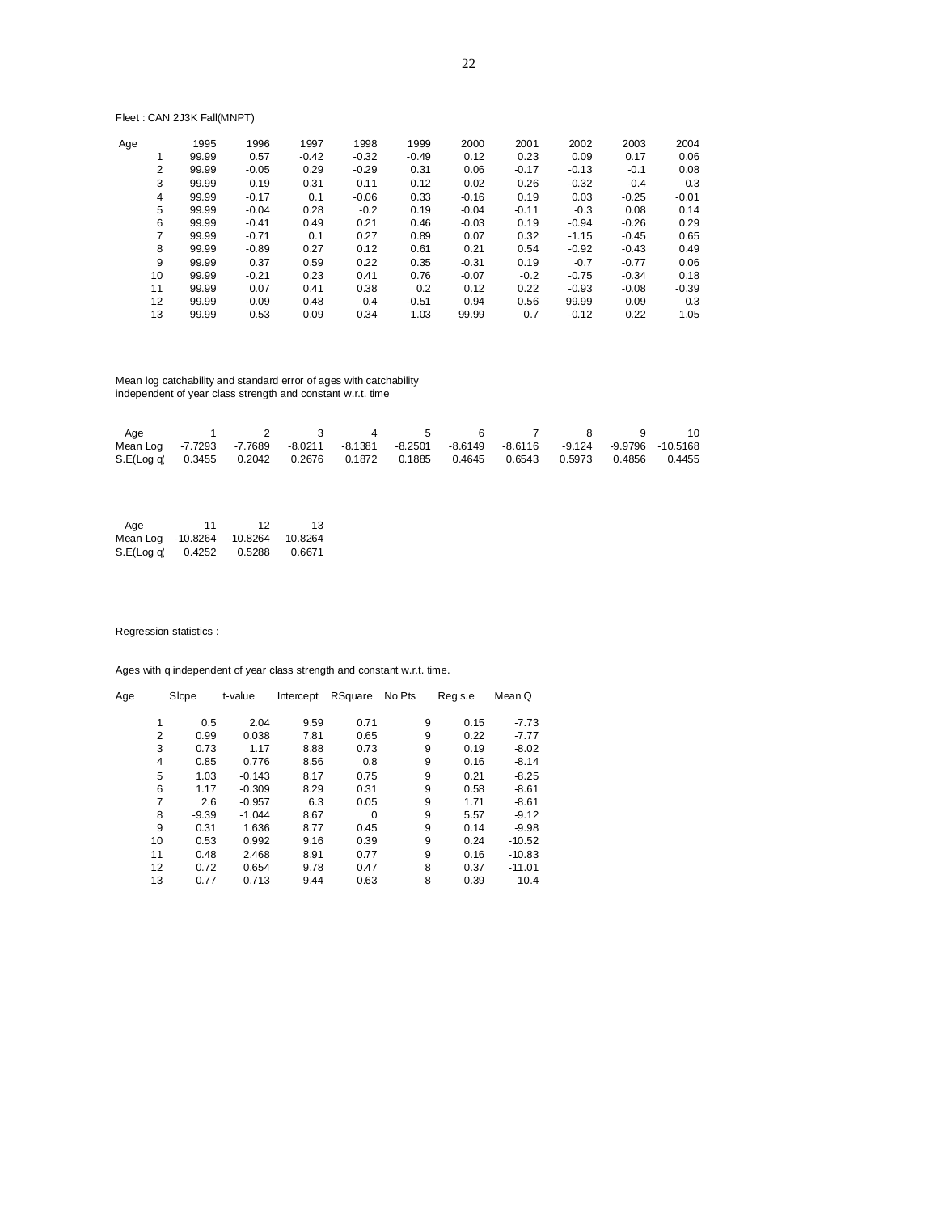Fleet : CAN 2J3K Fall(MNPT)

| Age | 1995 | 1996 | 1997 | 1998 | 1999 | 2000 | 2001 | 2002 | 2003 | 2004 |
|---|---|---|---|---|---|---|---|---|---|---|
| 1 | 99.99 | 0.57 | -0.42 | -0.32 | -0.49 | 0.12 | 0.23 | 0.09 | 0.17 | 0.06 |
| 2 | 99.99 | -0.05 | 0.29 | -0.29 | 0.31 | 0.06 | -0.17 | -0.13 | -0.1 | 0.08 |
| 3 | 99.99 | 0.19 | 0.31 | 0.11 | 0.12 | 0.02 | 0.26 | -0.32 | -0.4 | -0.3 |
| 4 | 99.99 | -0.17 | 0.1 | -0.06 | 0.33 | -0.16 | 0.19 | 0.03 | -0.25 | -0.01 |
| 5 | 99.99 | -0.04 | 0.28 | -0.2 | 0.19 | -0.04 | -0.11 | -0.3 | 0.08 | 0.14 |
| 6 | 99.99 | -0.41 | 0.49 | 0.21 | 0.46 | -0.03 | 0.19 | -0.94 | -0.26 | 0.29 |
| 7 | 99.99 | -0.71 | 0.1 | 0.27 | 0.89 | 0.07 | 0.32 | -1.15 | -0.45 | 0.65 |
| 8 | 99.99 | -0.89 | 0.27 | 0.12 | 0.61 | 0.21 | 0.54 | -0.92 | -0.43 | 0.49 |
| 9 | 99.99 | 0.37 | 0.59 | 0.22 | 0.35 | -0.31 | 0.19 | -0.7 | -0.77 | 0.06 |
| 10 | 99.99 | -0.21 | 0.23 | 0.41 | 0.76 | -0.07 | -0.2 | -0.75 | -0.34 | 0.18 |
| 11 | 99.99 | 0.07 | 0.41 | 0.38 | 0.2 | 0.12 | 0.22 | -0.93 | -0.08 | -0.39 |
| 12 | 99.99 | -0.09 | 0.48 | 0.4 | -0.51 | -0.94 | -0.56 | 99.99 | 0.09 | -0.3 |
| 13 | 99.99 | 0.53 | 0.09 | 0.34 | 1.03 | 99.99 | 0.7 | -0.12 | -0.22 | 1.05 |

Mean log catchability and standard error of ages with catchability
independent of year class strength and constant w.r.t. time

| Age | 1 | 2 | 3 | 4 | 5 | 6 | 7 | 8 | 9 | 10 |
|---|---|---|---|---|---|---|---|---|---|---|
| Mean Log | -7.7293 | -7.7689 | -8.0211 | -8.1381 | -8.2501 | -8.6149 | -8.6116 | -9.124 | -9.9796 | -10.5168 |
| S.E(Log q) | 0.3455 | 0.2042 | 0.2676 | 0.1872 | 0.1885 | 0.4645 | 0.6543 | 0.5973 | 0.4856 | 0.4455 |

| Age | 11 | 12 | 13 |
|---|---|---|---|
| Mean Log | -10.8264 | -10.8264 | -10.8264 |
| S.E(Log q) | 0.4252 | 0.5288 | 0.6671 |

Regression statistics :

Ages with q independent of year class strength and constant w.r.t. time.

| Age | Slope | t-value | Intercept | RSquare | No Pts | Reg s.e | Mean Q |
|---|---|---|---|---|---|---|---|
| 1 | 0.5 | 2.04 | 9.59 | 0.71 | 9 | 0.15 | -7.73 |
| 2 | 0.99 | 0.038 | 7.81 | 0.65 | 9 | 0.22 | -7.77 |
| 3 | 0.73 | 1.17 | 8.88 | 0.73 | 9 | 0.19 | -8.02 |
| 4 | 0.85 | 0.776 | 8.56 | 0.8 | 9 | 0.16 | -8.14 |
| 5 | 1.03 | -0.143 | 8.17 | 0.75 | 9 | 0.21 | -8.25 |
| 6 | 1.17 | -0.309 | 8.29 | 0.31 | 9 | 0.58 | -8.61 |
| 7 | 2.6 | -0.957 | 6.3 | 0.05 | 9 | 1.71 | -8.61 |
| 8 | -9.39 | -1.044 | 8.67 | 0 | 9 | 5.57 | -9.12 |
| 9 | 0.31 | 1.636 | 8.77 | 0.45 | 9 | 0.14 | -9.98 |
| 10 | 0.53 | 0.992 | 9.16 | 0.39 | 9 | 0.24 | -10.52 |
| 11 | 0.48 | 2.468 | 8.91 | 0.77 | 9 | 0.16 | -10.83 |
| 12 | 0.72 | 0.654 | 9.78 | 0.47 | 8 | 0.37 | -11.01 |
| 13 | 0.77 | 0.713 | 9.44 | 0.63 | 8 | 0.39 | -10.4 |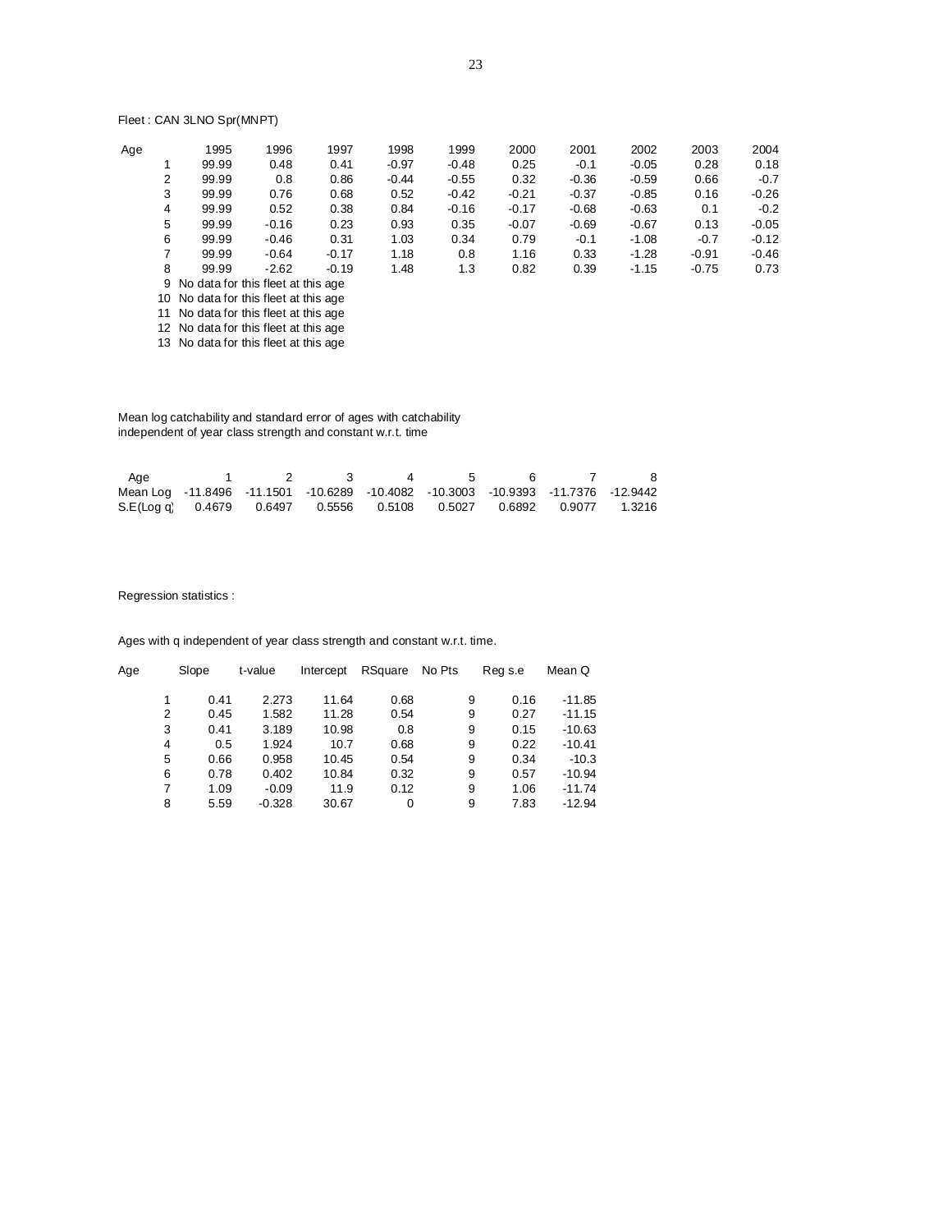Fleet : CAN 3LNO Spr(MNPT)

| Age | 1995 | 1996 | 1997 | 1998 | 1999 | 2000 | 2001 | 2002 | 2003 | 2004 |
|---|---|---|---|---|---|---|---|---|---|---|
| 1 | 99.99 | 0.48 | 0.41 | -0.97 | -0.48 | 0.25 | -0.1 | -0.05 | 0.28 | 0.18 |
| 2 | 99.99 | 0.8 | 0.86 | -0.44 | -0.55 | 0.32 | -0.36 | -0.59 | 0.66 | -0.7 |
| 3 | 99.99 | 0.76 | 0.68 | 0.52 | -0.42 | -0.21 | -0.37 | -0.85 | 0.16 | -0.26 |
| 4 | 99.99 | 0.52 | 0.38 | 0.84 | -0.16 | -0.17 | -0.68 | -0.63 | 0.1 | -0.2 |
| 5 | 99.99 | -0.16 | 0.23 | 0.93 | 0.35 | -0.07 | -0.69 | -0.67 | 0.13 | -0.05 |
| 6 | 99.99 | -0.46 | 0.31 | 1.03 | 0.34 | 0.79 | -0.1 | -1.08 | -0.7 | -0.12 |
| 7 | 99.99 | -0.64 | -0.17 | 1.18 | 0.8 | 1.16 | 0.33 | -1.28 | -0.91 | -0.46 |
| 8 | 99.99 | -2.62 | -0.19 | 1.48 | 1.3 | 0.82 | 0.39 | -1.15 | -0.75 | 0.73 |

9 No data for this fleet at this age
10 No data for this fleet at this age
11 No data for this fleet at this age
12 No data for this fleet at this age
13 No data for this fleet at this age

Mean log catchability and standard error of ages with catchability
independent of year class strength and constant w.r.t. time

| Age | 1 | 2 | 3 | 4 | 5 | 6 | 7 | 8 |
|---|---|---|---|---|---|---|---|---|
| Mean Log | -11.8496 | -11.1501 | -10.6289 | -10.4082 | -10.3003 | -10.9393 | -11.7376 | -12.9442 |
| S.E(Log q) | 0.4679 | 0.6497 | 0.5556 | 0.5108 | 0.5027 | 0.6892 | 0.9077 | 1.3216 |

Regression statistics :

Ages with q independent of year class strength and constant w.r.t. time.

| Age | Slope | t-value | Intercept | RSquare | No Pts | Reg s.e | Mean Q |
|---|---|---|---|---|---|---|---|
| 1 | 0.41 | 2.273 | 11.64 | 0.68 | 9 | 0.16 | -11.85 |
| 2 | 0.45 | 1.582 | 11.28 | 0.54 | 9 | 0.27 | -11.15 |
| 3 | 0.41 | 3.189 | 10.98 | 0.8 | 9 | 0.15 | -10.63 |
| 4 | 0.5 | 1.924 | 10.7 | 0.68 | 9 | 0.22 | -10.41 |
| 5 | 0.66 | 0.958 | 10.45 | 0.54 | 9 | 0.34 | -10.3 |
| 6 | 0.78 | 0.402 | 10.84 | 0.32 | 9 | 0.57 | -10.94 |
| 7 | 1.09 | -0.09 | 11.9 | 0.12 | 9 | 1.06 | -11.74 |
| 8 | 5.59 | -0.328 | 30.67 | 0 | 9 | 7.83 | -12.94 |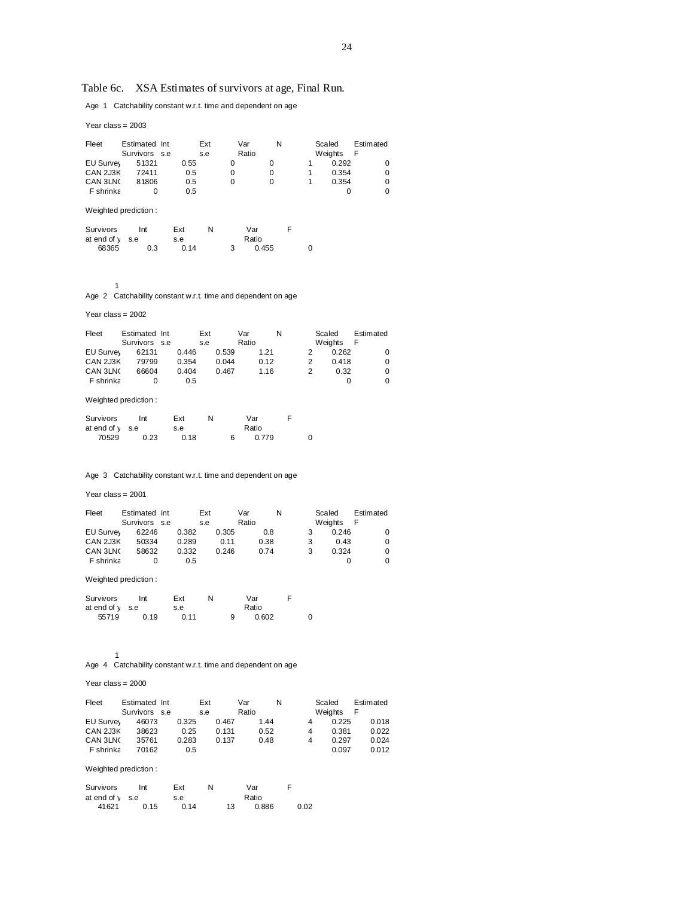Table 6c. XSA Estimates of survivors at age, Final Run.

Age 1 Catchability constant w.r.t. time and dependent on age

Year class = 2003

| Fleet | Estimated Survivors | Int s.e | Ext s.e | Var Ratio | N | Scaled Weights | Estimated F |
|---|---|---|---|---|---|---|---|
| EU Survey | 51321 | 0.55 | 0 | 0 | 1 | 0.292 | 0 |
| CAN 2J3K | 72411 | 0.5 | 0 | 0 | 1 | 0.354 | 0 |
| CAN 3LNO | 81806 | 0.5 | 0 | 0 | 1 | 0.354 | 0 |
| F shrinka | 0 | 0.5 | | | | 0 | 0 |

Weighted prediction :

| Survivors at end of y | Int s.e | Ext s.e | N | Var Ratio | F |
|---|---|---|---|---|---|
| 68365 | 0.3 | 0.14 | 3 | 0.455 | 0 |

1

Age 2 Catchability constant w.r.t. time and dependent on age

Year class = 2002

| Fleet | Estimated Survivors | Int s.e | Ext s.e | Var Ratio | N | Scaled Weights | Estimated F |
|---|---|---|---|---|---|---|---|
| EU Survey | 62131 | 0.446 | 0.539 | 1.21 | 2 | 0.262 | 0 |
| CAN 2J3K | 79799 | 0.354 | 0.044 | 0.12 | 2 | 0.418 | 0 |
| CAN 3LNO | 66604 | 0.404 | 0.467 | 1.16 | 2 | 0.32 | 0 |
| F shrinka | 0 | 0.5 | | | | 0 | 0 |

Weighted prediction :

| Survivors at end of y | Int s.e | Ext s.e | N | Var Ratio | F |
|---|---|---|---|---|---|
| 70529 | 0.23 | 0.18 | 6 | 0.779 | 0 |

Age 3 Catchability constant w.r.t. time and dependent on age

Year class = 2001

| Fleet | Estimated Survivors | Int s.e | Ext s.e | Var Ratio | N | Scaled Weights | Estimated F |
|---|---|---|---|---|---|---|---|
| EU Survey | 62246 | 0.382 | 0.305 | 0.8 | 3 | 0.246 | 0 |
| CAN 2J3K | 50334 | 0.289 | 0.11 | 0.38 | 3 | 0.43 | 0 |
| CAN 3LNO | 58632 | 0.332 | 0.246 | 0.74 | 3 | 0.324 | 0 |
| F shrinka | 0 | 0.5 | | | | 0 | 0 |

Weighted prediction :

| Survivors at end of y | Int s.e | Ext s.e | N | Var Ratio | F |
|---|---|---|---|---|---|
| 55719 | 0.19 | 0.11 | 9 | 0.602 | 0 |

1

Age 4 Catchability constant w.r.t. time and dependent on age

Year class = 2000

| Fleet | Estimated Survivors | Int s.e | Ext s.e | Var Ratio | N | Scaled Weights | Estimated F |
|---|---|---|---|---|---|---|---|
| EU Survey | 46073 | 0.325 | 0.467 | 1.44 | 4 | 0.225 | 0.018 |
| CAN 2J3K | 38623 | 0.25 | 0.131 | 0.52 | 4 | 0.381 | 0.022 |
| CAN 3LNO | 35761 | 0.283 | 0.137 | 0.48 | 4 | 0.297 | 0.024 |
| F shrinka | 70162 | 0.5 | | | | 0.097 | 0.012 |

Weighted prediction :

| Survivors at end of y | Int s.e | Ext s.e | N | Var Ratio | F |
|---|---|---|---|---|---|
| 41621 | 0.15 | 0.14 | 13 | 0.886 | 0.02 |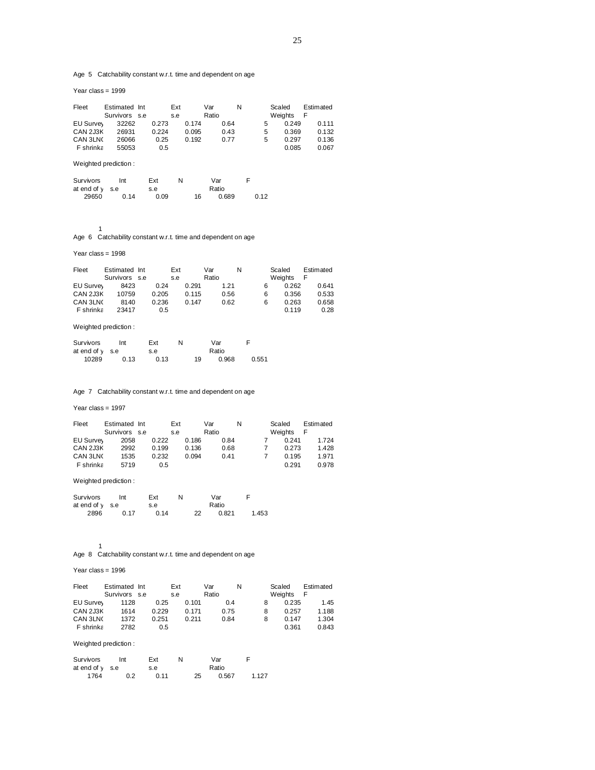Age 5 Catchability constant w.r.t. time and dependent on age

Year class = 1999

| Fleet | Estimated Survivors | Int s.e | Ext s.e | Var Ratio | N | Scaled Weights | Estimated F |
|---|---|---|---|---|---|---|---|
| EU Survey | 32262 | 0.273 | 0.174 | 0.64 | 5 | 0.249 | 0.111 |
| CAN 2J3K | 26931 | 0.224 | 0.095 | 0.43 | 5 | 0.369 | 0.132 |
| CAN 3LN( | 26066 | 0.25 | 0.192 | 0.77 | 5 | 0.297 | 0.136 |
| F shrinka | 55053 | 0.5 | | | | 0.085 | 0.067 |

Weighted prediction :

| Survivors at end of y | Int s.e | Ext s.e | N | Var Ratio | F |
|---|---|---|---|---|---|
| 29650 | 0.14 | 0.09 | 16 | 0.689 | 0.12 |

1

Age 6 Catchability constant w.r.t. time and dependent on age

Year class = 1998

| Fleet | Estimated Survivors | Int s.e | Ext s.e | Var Ratio | N | Scaled Weights | Estimated F |
|---|---|---|---|---|---|---|---|
| EU Survey | 8423 | 0.24 | 0.291 | 1.21 | 6 | 0.262 | 0.641 |
| CAN 2J3K | 10759 | 0.205 | 0.115 | 0.56 | 6 | 0.356 | 0.533 |
| CAN 3LN( | 8140 | 0.236 | 0.147 | 0.62 | 6 | 0.263 | 0.658 |
| F shrinka | 23417 | 0.5 | | | | 0.119 | 0.28 |

Weighted prediction :

| Survivors at end of y | Int s.e | Ext s.e | N | Var Ratio | F |
|---|---|---|---|---|---|
| 10289 | 0.13 | 0.13 | 19 | 0.968 | 0.551 |

Age 7 Catchability constant w.r.t. time and dependent on age

Year class = 1997

| Fleet | Estimated Survivors | Int s.e | Ext s.e | Var Ratio | N | Scaled Weights | Estimated F |
|---|---|---|---|---|---|---|---|
| EU Survey | 2058 | 0.222 | 0.186 | 0.84 | 7 | 0.241 | 1.724 |
| CAN 2J3K | 2992 | 0.199 | 0.136 | 0.68 | 7 | 0.273 | 1.428 |
| CAN 3LN( | 1535 | 0.232 | 0.094 | 0.41 | 7 | 0.195 | 1.971 |
| F shrinka | 5719 | 0.5 | | | | 0.291 | 0.978 |

Weighted prediction :

| Survivors at end of y | Int s.e | Ext s.e | N | Var Ratio | F |
|---|---|---|---|---|---|
| 2896 | 0.17 | 0.14 | 22 | 0.821 | 1.453 |

1

Age 8 Catchability constant w.r.t. time and dependent on age

Year class = 1996

| Fleet | Estimated Survivors | Int s.e | Ext s.e | Var Ratio | N | Scaled Weights | Estimated F |
|---|---|---|---|---|---|---|---|
| EU Survey | 1128 | 0.25 | 0.101 | 0.4 | 8 | 0.235 | 1.45 |
| CAN 2J3K | 1614 | 0.229 | 0.171 | 0.75 | 8 | 0.257 | 1.188 |
| CAN 3LN( | 1372 | 0.251 | 0.211 | 0.84 | 8 | 0.147 | 1.304 |
| F shrinka | 2782 | 0.5 | | | | 0.361 | 0.843 |

Weighted prediction :

| Survivors at end of y | Int s.e | Ext s.e | N | Var Ratio | F |
|---|---|---|---|---|---|
| 1764 | 0.2 | 0.11 | 25 | 0.567 | 1.127 |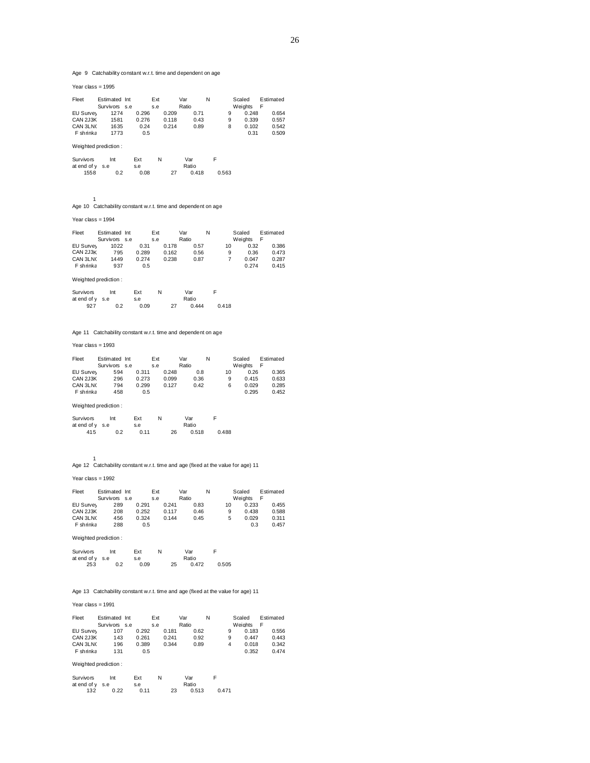Age 9 Catchability constant w.r.t. time and dependent on age

Year class = 1995

| Fleet | Estimated Survivors | Int s.e | Ext s.e | Var Ratio | N | Scaled Weights | Estimated F |
|---|---|---|---|---|---|---|---|
| EU Survey | 1274 | 0.296 | 0.209 | 0.71 | 9 | 0.248 | 0.654 |
| CAN 2J3K | 1581 | 0.276 | 0.118 | 0.43 | 9 | 0.339 | 0.557 |
| CAN 3LNO | 1635 | 0.24 | 0.214 | 0.89 | 8 | 0.102 | 0.542 |
| F shrinkage | 1773 | 0.5 | | | | 0.31 | 0.509 |

Weighted prediction :

| Survivors at end of year | Int s.e | Ext s.e | N | Var Ratio | F |
|---|---|---|---|---|---|
| 1558 | 0.2 | 0.08 | 27 | 0.418 | 0.563 |

1

Age 10 Catchability constant w.r.t. time and dependent on age

Year class = 1994

| Fleet | Estimated Survivors | Int s.e | Ext s.e | Var Ratio | N | Scaled Weights | Estimated F |
|---|---|---|---|---|---|---|---|
| EU Survey | 1022 | 0.31 | 0.178 | 0.57 | 10 | 0.32 | 0.386 |
| CAN 2J3K | 795 | 0.289 | 0.162 | 0.56 | 9 | 0.36 | 0.473 |
| CAN 3LNO | 1449 | 0.274 | 0.238 | 0.87 | 7 | 0.047 | 0.287 |
| F shrinkage | 937 | 0.5 | | | | 0.274 | 0.415 |

Weighted prediction :

| Survivors at end of year | Int s.e | Ext s.e | N | Var Ratio | F |
|---|---|---|---|---|---|
| 927 | 0.2 | 0.09 | 27 | 0.444 | 0.418 |

Age 11 Catchability constant w.r.t. time and dependent on age

Year class = 1993

| Fleet | Estimated Survivors | Int s.e | Ext s.e | Var Ratio | N | Scaled Weights | Estimated F |
|---|---|---|---|---|---|---|---|
| EU Survey | 594 | 0.311 | 0.248 | 0.8 | 10 | 0.26 | 0.365 |
| CAN 2J3K | 296 | 0.273 | 0.099 | 0.36 | 9 | 0.415 | 0.633 |
| CAN 3LNO | 794 | 0.299 | 0.127 | 0.42 | 6 | 0.029 | 0.285 |
| F shrinkage | 458 | 0.5 | | | | 0.295 | 0.452 |

Weighted prediction :

| Survivors at end of year | Int s.e | Ext s.e | N | Var Ratio | F |
|---|---|---|---|---|---|
| 415 | 0.2 | 0.11 | 26 | 0.518 | 0.488 |

1

Age 12 Catchability constant w.r.t. time and age (fixed at the value for age) 11

Year class = 1992

| Fleet | Estimated Survivors | Int s.e | Ext s.e | Var Ratio | N | Scaled Weights | Estimated F |
|---|---|---|---|---|---|---|---|
| EU Survey | 289 | 0.291 | 0.241 | 0.83 | 10 | 0.233 | 0.455 |
| CAN 2J3K | 208 | 0.252 | 0.117 | 0.46 | 9 | 0.438 | 0.588 |
| CAN 3LNO | 456 | 0.324 | 0.144 | 0.45 | 5 | 0.029 | 0.311 |
| F shrinkage | 288 | 0.5 | | | | 0.3 | 0.457 |

Weighted prediction :

| Survivors at end of year | Int s.e | Ext s.e | N | Var Ratio | F |
|---|---|---|---|---|---|
| 253 | 0.2 | 0.09 | 25 | 0.472 | 0.505 |

Age 13 Catchability constant w.r.t. time and age (fixed at the value for age) 11

Year class = 1991

| Fleet | Estimated Survivors | Int s.e | Ext s.e | Var Ratio | N | Scaled Weights | Estimated F |
|---|---|---|---|---|---|---|---|
| EU Survey | 107 | 0.292 | 0.181 | 0.62 | 9 | 0.183 | 0.556 |
| CAN 2J3K | 143 | 0.261 | 0.241 | 0.92 | 9 | 0.447 | 0.443 |
| CAN 3LNO | 196 | 0.389 | 0.344 | 0.89 | 4 | 0.018 | 0.342 |
| F shrinkage | 131 | 0.5 | | | | 0.352 | 0.474 |

Weighted prediction :

| Survivors at end of year | Int s.e | Ext s.e | N | Var Ratio | F |
|---|---|---|---|---|---|
| 132 | 0.22 | 0.11 | 23 | 0.513 | 0.471 |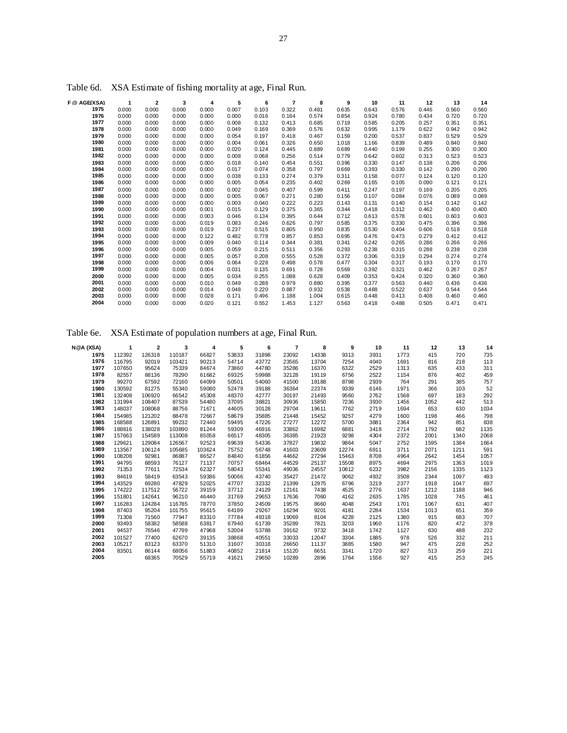Table 6d. XSA Estimate of fishing mortality at age, Final Run.

| F @ AGE(XSA) | 1 | 2 | 3 | 4 | 5 | 6 | 7 | 8 | 9 | 10 | 11 | 12 | 13 | 14 |
|---|---|---|---|---|---|---|---|---|---|---|---|---|---|---|
| 1975 | 0.000 | 0.000 | 0.000 | 0.000 | 0.007 | 0.103 | 0.322 | 0.481 | 0.635 | 0.643 | 0.576 | 0.446 | 0.560 | 0.560 |
| 1976 | 0.000 | 0.000 | 0.000 | 0.000 | 0.000 | 0.016 | 0.164 | 0.574 | 0.854 | 0.924 | 0.780 | 0.434 | 0.720 | 0.720 |
| 1977 | 0.000 | 0.000 | 0.000 | 0.000 | 0.008 | 0.132 | 0.413 | 0.685 | 0.719 | 0.585 | 0.205 | 0.257 | 0.351 | 0.351 |
| 1978 | 0.000 | 0.000 | 0.000 | 0.000 | 0.049 | 0.169 | 0.369 | 0.576 | 0.632 | 0.995 | 1.179 | 0.622 | 0.942 | 0.942 |
| 1979 | 0.000 | 0.000 | 0.000 | 0.000 | 0.054 | 0.197 | 0.418 | 0.467 | 0.159 | 0.200 | 0.537 | 0.837 | 0.529 | 0.529 |
| 1980 | 0.000 | 0.000 | 0.000 | 0.000 | 0.004 | 0.061 | 0.326 | 0.650 | 1.018 | 1.166 | 0.839 | 0.489 | 0.840 | 0.840 |
| 1981 | 0.000 | 0.000 | 0.000 | 0.000 | 0.020 | 0.124 | 0.445 | 0.889 | 0.689 | 0.440 | 0.199 | 0.255 | 0.300 | 0.300 |
| 1982 | 0.000 | 0.000 | 0.000 | 0.000 | 0.008 | 0.068 | 0.256 | 0.514 | 0.779 | 0.642 | 0.602 | 0.313 | 0.523 | 0.523 |
| 1983 | 0.000 | 0.000 | 0.000 | 0.000 | 0.018 | 0.140 | 0.454 | 0.551 | 0.396 | 0.330 | 0.147 | 0.138 | 0.206 | 0.206 |
| 1984 | 0.000 | 0.000 | 0.000 | 0.000 | 0.017 | 0.074 | 0.358 | 0.797 | 0.669 | 0.393 | 0.330 | 0.142 | 0.290 | 0.290 |
| 1985 | 0.000 | 0.000 | 0.000 | 0.000 | 0.038 | 0.133 | 0.274 | 0.379 | 0.311 | 0.158 | 0.077 | 0.124 | 0.120 | 0.120 |
| 1986 | 0.000 | 0.000 | 0.000 | 0.000 | 0.005 | 0.054 | 0.235 | 0.402 | 0.269 | 0.165 | 0.105 | 0.090 | 0.121 | 0.121 |
| 1987 | 0.000 | 0.000 | 0.000 | 0.000 | 0.002 | 0.045 | 0.407 | 0.599 | 0.411 | 0.247 | 0.197 | 0.169 | 0.205 | 0.205 |
| 1988 | 0.000 | 0.000 | 0.000 | 0.000 | 0.005 | 0.067 | 0.271 | 0.280 | 0.156 | 0.107 | 0.084 | 0.076 | 0.089 | 0.089 |
| 1989 | 0.000 | 0.000 | 0.000 | 0.000 | 0.003 | 0.040 | 0.222 | 0.223 | 0.143 | 0.131 | 0.140 | 0.154 | 0.142 | 0.142 |
| 1990 | 0.000 | 0.000 | 0.000 | 0.001 | 0.015 | 0.129 | 0.375 | 0.365 | 0.344 | 0.418 | 0.312 | 0.462 | 0.400 | 0.400 |
| 1991 | 0.000 | 0.000 | 0.000 | 0.003 | 0.046 | 0.134 | 0.395 | 0.644 | 0.712 | 0.613 | 0.578 | 0.601 | 0.603 | 0.603 |
| 1992 | 0.000 | 0.000 | 0.000 | 0.019 | 0.083 | 0.246 | 0.626 | 0.797 | 0.585 | 0.375 | 0.330 | 0.475 | 0.396 | 0.396 |
| 1993 | 0.000 | 0.000 | 0.000 | 0.019 | 0.237 | 0.515 | 0.805 | 0.950 | 0.835 | 0.530 | 0.404 | 0.606 | 0.518 | 0.518 |
| 1994 | 0.000 | 0.000 | 0.000 | 0.122 | 0.482 | 0.778 | 0.857 | 0.853 | 0.695 | 0.476 | 0.473 | 0.279 | 0.412 | 0.412 |
| 1995 | 0.000 | 0.000 | 0.000 | 0.009 | 0.040 | 0.114 | 0.344 | 0.381 | 0.341 | 0.242 | 0.265 | 0.286 | 0.266 | 0.266 |
| 1996 | 0.000 | 0.000 | 0.000 | 0.005 | 0.059 | 0.215 | 0.511 | 0.356 | 0.293 | 0.238 | 0.315 | 0.288 | 0.238 | 0.238 |
| 1997 | 0.000 | 0.000 | 0.000 | 0.005 | 0.057 | 0.208 | 0.555 | 0.528 | 0.372 | 0.306 | 0.319 | 0.294 | 0.274 | 0.274 |
| 1998 | 0.000 | 0.000 | 0.000 | 0.006 | 0.064 | 0.228 | 0.498 | 0.578 | 0.477 | 0.304 | 0.317 | 0.193 | 0.170 | 0.170 |
| 1999 | 0.000 | 0.000 | 0.000 | 0.004 | 0.031 | 0.135 | 0.691 | 0.728 | 0.569 | 0.392 | 0.321 | 0.462 | 0.267 | 0.267 |
| 2000 | 0.000 | 0.000 | 0.000 | 0.005 | 0.034 | 0.255 | 1.088 | 0.628 | 0.409 | 0.353 | 0.424 | 0.320 | 0.360 | 0.360 |
| 2001 | 0.000 | 0.000 | 0.000 | 0.010 | 0.049 | 0.288 | 0.979 | 0.880 | 0.395 | 0.377 | 0.563 | 0.440 | 0.436 | 0.436 |
| 2002 | 0.000 | 0.000 | 0.000 | 0.014 | 0.048 | 0.220 | 0.887 | 0.932 | 0.538 | 0.488 | 0.522 | 0.637 | 0.544 | 0.544 |
| 2003 | 0.000 | 0.000 | 0.000 | 0.028 | 0.171 | 0.496 | 1.188 | 1.004 | 0.615 | 0.448 | 0.413 | 0.408 | 0.460 | 0.460 |
| 2004 | 0.000 | 0.000 | 0.000 | 0.020 | 0.121 | 0.552 | 1.453 | 1.127 | 0.563 | 0.418 | 0.488 | 0.505 | 0.471 | 0.471 |

Table 6e. XSA Estimate of population numbers at age, Final Run.

| N@A (XSA) | 1 | 2 | 3 | 4 | 5 | 6 | 7 | 8 | 9 | 10 | 11 | 12 | 13 | 14 |
|---|---|---|---|---|---|---|---|---|---|---|---|---|---|---|
| 1975 | 112392 | 126318 | 110187 | 66827 | 53833 | 31898 | 23092 | 14338 | 9313 | 3931 | 1773 | 415 | 720 | 735 |
| 1976 | 116795 | 92019 | 103421 | 90213 | 54714 | 43772 | 23565 | 13704 | 7254 | 4040 | 1691 | 816 | 218 | 113 |
| 1977 | 107650 | 95624 | 75339 | 84674 | 73860 | 44780 | 35286 | 16370 | 6322 | 2529 | 1313 | 635 | 433 | 311 |
| 1978 | 82557 | 88136 | 78290 | 61682 | 69325 | 59988 | 32128 | 19119 | 6756 | 2522 | 1154 | 876 | 402 | 459 |
| 1979 | 99270 | 67592 | 72160 | 64099 | 50501 | 54060 | 41500 | 18188 | 8798 | 2939 | 764 | 291 | 385 | 757 |
| 1980 | 130592 | 81275 | 55340 | 59080 | 52479 | 39188 | 36364 | 22374 | 9339 | 6146 | 1971 | 366 | 103 | 52 |
| 1981 | 132408 | 106920 | 66542 | 45308 | 48370 | 42777 | 30197 | 21493 | 9560 | 2762 | 1568 | 697 | 183 | 292 |
| 1982 | 131994 | 108407 | 87539 | 54480 | 37095 | 38821 | 30936 | 15850 | 7236 | 3930 | 1456 | 1052 | 442 | 513 |
| 1983 | 148037 | 108068 | 88756 | 71671 | 44605 | 30128 | 29704 | 19611 | 7762 | 2719 | 1694 | 653 | 630 | 1034 |
| 1984 | 154985 | 121202 | 88478 | 72667 | 58679 | 35885 | 21448 | 15452 | 9257 | 4279 | 1600 | 1198 | 466 | 798 |
| 1985 | 168588 | 126891 | 99232 | 72440 | 59495 | 47226 | 27277 | 12272 | 5700 | 3881 | 2364 | 942 | 851 | 838 |
| 1986 | 188816 | 138028 | 103890 | 81244 | 59309 | 46916 | 33862 | 16982 | 6881 | 3418 | 2714 | 1792 | 682 | 1135 |
| 1987 | 157663 | 154589 | 113008 | 85058 | 66517 | 48305 | 36385 | 21923 | 9298 | 4304 | 2372 | 2001 | 1340 | 2068 |
| 1988 | 129621 | 129084 | 126567 | 92523 | 69639 | 54336 | 37827 | 19832 | 9864 | 5047 | 2752 | 1595 | 1384 | 1664 |
| 1989 | 113567 | 106124 | 105685 | 103624 | 75752 | 56748 | 41603 | 23609 | 12274 | 6911 | 3711 | 2071 | 1211 | 591 |
| 1990 | 108208 | 92981 | 86887 | 86527 | 84840 | 61856 | 44662 | 27294 | 15463 | 8708 | 4964 | 2642 | 1454 | 1057 |
| 1991 | 94795 | 88593 | 76127 | 71137 | 70757 | 68464 | 44529 | 25137 | 15508 | 8975 | 4694 | 2975 | 1363 | 1019 |
| 1992 | 71353 | 77611 | 72534 | 62327 | 58043 | 55341 | 49036 | 24557 | 10812 | 6232 | 3982 | 2156 | 1335 | 1123 |
| 1993 | 84619 | 58419 | 63543 | 59386 | 50066 | 43740 | 35427 | 21472 | 9062 | 4932 | 3508 | 2344 | 1097 | 493 |
| 1994 | 143529 | 69280 | 47829 | 52025 | 47707 | 32332 | 21399 | 12975 | 6796 | 3219 | 2377 | 1918 | 1047 | 697 |
| 1995 | 174222 | 117512 | 56722 | 39159 | 37712 | 24129 | 12161 | 7438 | 4525 | 2776 | 1637 | 1212 | 1188 | 946 |
| 1996 | 151801 | 142641 | 96210 | 46440 | 31769 | 29653 | 17636 | 7060 | 4162 | 2635 | 1785 | 1028 | 745 | 461 |
| 1997 | 116283 | 124284 | 116785 | 78770 | 37850 | 24509 | 19575 | 8660 | 4048 | 2543 | 1701 | 1067 | 631 | 407 |
| 1998 | 87403 | 95204 | 101755 | 95615 | 64189 | 29267 | 16294 | 9201 | 4181 | 2284 | 1534 | 1013 | 651 | 359 |
| 1999 | 71308 | 71560 | 77947 | 83310 | 77784 | 49318 | 19069 | 8104 | 4228 | 2125 | 1380 | 915 | 683 | 707 |
| 2000 | 93493 | 58382 | 58588 | 63817 | 67940 | 61739 | 35289 | 7821 | 3203 | 1960 | 1176 | 820 | 472 | 378 |
| 2001 | 94537 | 76546 | 47799 | 47968 | 52004 | 53788 | 39162 | 9732 | 3418 | 1742 | 1127 | 630 | 488 | 232 |
| 2002 | 101527 | 77400 | 62670 | 39135 | 38868 | 40551 | 33033 | 12047 | 3304 | 1885 | 978 | 526 | 332 | 211 |
| 2003 | 105217 | 83123 | 63370 | 51310 | 31607 | 30318 | 26650 | 11137 | 3885 | 1580 | 947 | 475 | 228 | 252 |
| 2004 | 83501 | 86144 | 68056 | 51883 | 40852 | 21814 | 15120 | 6651 | 3341 | 1720 | 827 | 513 | 259 | 221 |
| 2005 | | 68365 | 70529 | 55719 | 41621 | 29650 | 10289 | 2896 | 1764 | 1558 | 927 | 415 | 253 | 245 |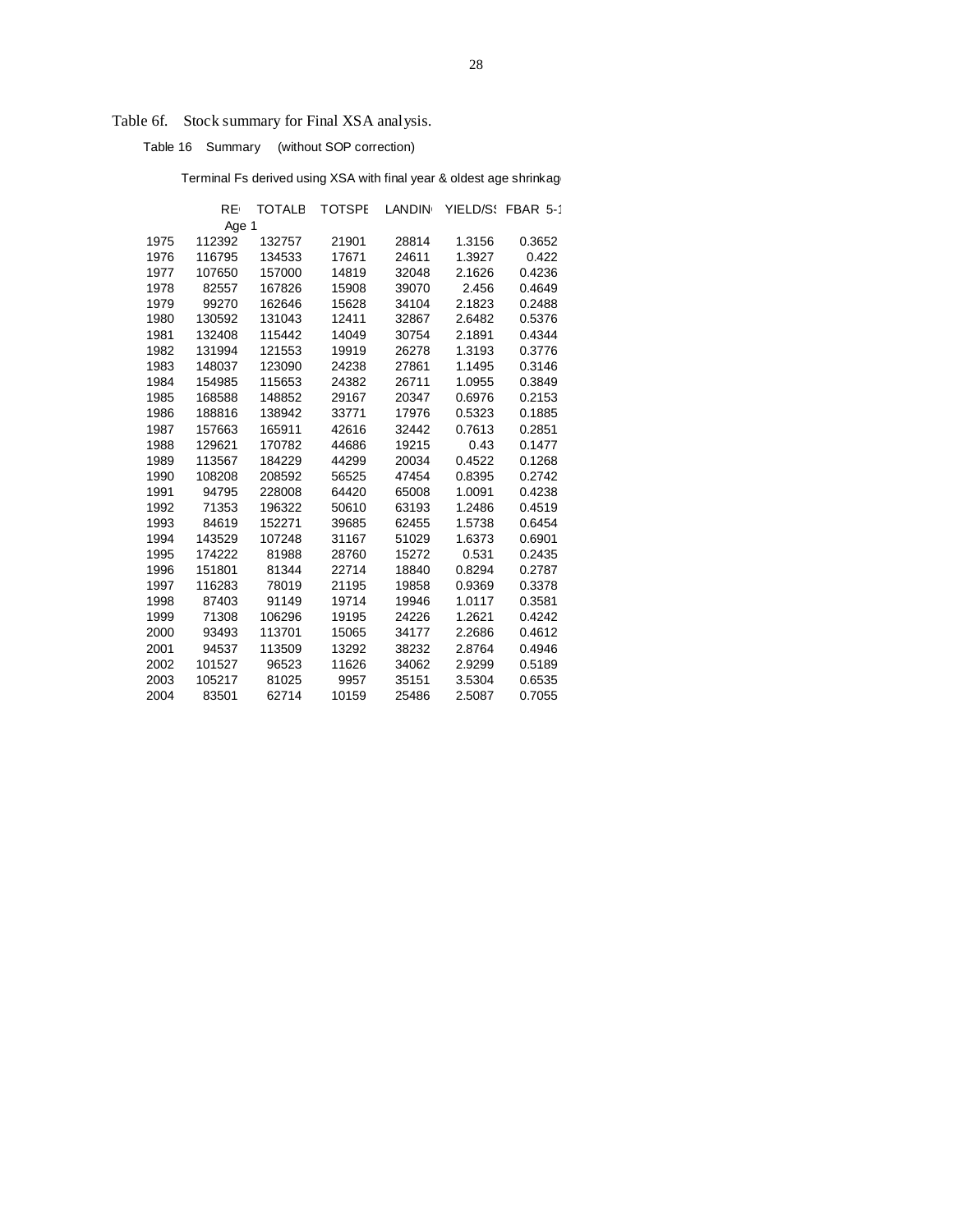Table 6f. Stock summary for Final XSA analysis.

Table 16 Summary (without SOP correction)

Terminal Fs derived using XSA with final year & oldest age shrinkag

| | RE Age 1 | TOTALB | TOTSPE | LANDIN | YIELD/S | FBAR 5-1 |
|---|---|---|---|---|---|---|
| 1975 | 112392 | 132757 | 21901 | 28814 | 1.3156 | 0.3652 |
| 1976 | 116795 | 134533 | 17671 | 24611 | 1.3927 | 0.422 |
| 1977 | 107650 | 157000 | 14819 | 32048 | 2.1626 | 0.4236 |
| 1978 | 82557 | 167826 | 15908 | 39070 | 2.456 | 0.4649 |
| 1979 | 99270 | 162646 | 15628 | 34104 | 2.1823 | 0.2488 |
| 1980 | 130592 | 131043 | 12411 | 32867 | 2.6482 | 0.5376 |
| 1981 | 132408 | 115442 | 14049 | 30754 | 2.1891 | 0.4344 |
| 1982 | 131994 | 121553 | 19919 | 26278 | 1.3193 | 0.3776 |
| 1983 | 148037 | 123090 | 24238 | 27861 | 1.1495 | 0.3146 |
| 1984 | 154985 | 115653 | 24382 | 26711 | 1.0955 | 0.3849 |
| 1985 | 168588 | 148852 | 29167 | 20347 | 0.6976 | 0.2153 |
| 1986 | 188816 | 138942 | 33771 | 17976 | 0.5323 | 0.1885 |
| 1987 | 157663 | 165911 | 42616 | 32442 | 0.7613 | 0.2851 |
| 1988 | 129621 | 170782 | 44686 | 19215 | 0.43 | 0.1477 |
| 1989 | 113567 | 184229 | 44299 | 20034 | 0.4522 | 0.1268 |
| 1990 | 108208 | 208592 | 56525 | 47454 | 0.8395 | 0.2742 |
| 1991 | 94795 | 228008 | 64420 | 65008 | 1.0091 | 0.4238 |
| 1992 | 71353 | 196322 | 50610 | 63193 | 1.2486 | 0.4519 |
| 1993 | 84619 | 152271 | 39685 | 62455 | 1.5738 | 0.6454 |
| 1994 | 143529 | 107248 | 31167 | 51029 | 1.6373 | 0.6901 |
| 1995 | 174222 | 81988 | 28760 | 15272 | 0.531 | 0.2435 |
| 1996 | 151801 | 81344 | 22714 | 18840 | 0.8294 | 0.2787 |
| 1997 | 116283 | 78019 | 21195 | 19858 | 0.9369 | 0.3378 |
| 1998 | 87403 | 91149 | 19714 | 19946 | 1.0117 | 0.3581 |
| 1999 | 71308 | 106296 | 19195 | 24226 | 1.2621 | 0.4242 |
| 2000 | 93493 | 113701 | 15065 | 34177 | 2.2686 | 0.4612 |
| 2001 | 94537 | 113509 | 13292 | 38232 | 2.8764 | 0.4946 |
| 2002 | 101527 | 96523 | 11626 | 34062 | 2.9299 | 0.5189 |
| 2003 | 105217 | 81025 | 9957 | 35151 | 3.5304 | 0.6535 |
| 2004 | 83501 | 62714 | 10159 | 25486 | 2.5087 | 0.7055 |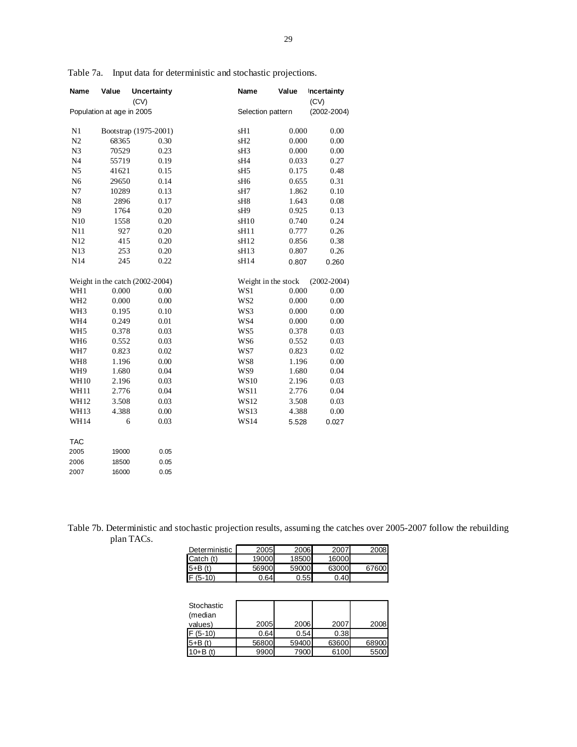Table 7a. Input data for deterministic and stochastic projections.

| Name | Value | Uncertainty (CV) | Name | Value | Uncertainty (CV) |
|---|---|---|---|---|---|
| Population at age in 2005 | | | Selection pattern | | (2002-2004) |
| N1 | Bootstrap (1975-2001) | | sH1 | 0.000 | 0.00 |
| N2 | 68365 | 0.30 | sH2 | 0.000 | 0.00 |
| N3 | 70529 | 0.23 | sH3 | 0.000 | 0.00 |
| N4 | 55719 | 0.19 | sH4 | 0.033 | 0.27 |
| N5 | 41621 | 0.15 | sH5 | 0.175 | 0.48 |
| N6 | 29650 | 0.14 | sH6 | 0.655 | 0.31 |
| N7 | 10289 | 0.13 | sH7 | 1.862 | 0.10 |
| N8 | 2896 | 0.17 | sH8 | 1.643 | 0.08 |
| N9 | 1764 | 0.20 | sH9 | 0.925 | 0.13 |
| N10 | 1558 | 0.20 | sH10 | 0.740 | 0.24 |
| N11 | 927 | 0.20 | sH11 | 0.777 | 0.26 |
| N12 | 415 | 0.20 | sH12 | 0.856 | 0.38 |
| N13 | 253 | 0.20 | sH13 | 0.807 | 0.26 |
| N14 | 245 | 0.22 | sH14 | 0.807 | 0.260 |
| Weight in the catch (2002-2004) | | | Weight in the stock | | (2002-2004) |
| WH1 | 0.000 | 0.00 | WS1 | 0.000 | 0.00 |
| WH2 | 0.000 | 0.00 | WS2 | 0.000 | 0.00 |
| WH3 | 0.195 | 0.10 | WS3 | 0.000 | 0.00 |
| WH4 | 0.249 | 0.01 | WS4 | 0.000 | 0.00 |
| WH5 | 0.378 | 0.03 | WS5 | 0.378 | 0.03 |
| WH6 | 0.552 | 0.03 | WS6 | 0.552 | 0.03 |
| WH7 | 0.823 | 0.02 | WS7 | 0.823 | 0.02 |
| WH8 | 1.196 | 0.00 | WS8 | 1.196 | 0.00 |
| WH9 | 1.680 | 0.04 | WS9 | 1.680 | 0.04 |
| WH10 | 2.196 | 0.03 | WS10 | 2.196 | 0.03 |
| WH11 | 2.776 | 0.04 | WS11 | 2.776 | 0.04 |
| WH12 | 3.508 | 0.03 | WS12 | 3.508 | 0.03 |
| WH13 | 4.388 | 0.00 | WS13 | 4.388 | 0.00 |
| WH14 | 6 | 0.03 | WS14 | 5.528 | 0.027 |
| TAC | | | | | |
| 2005 | 19000 | 0.05 | | | |
| 2006 | 18500 | 0.05 | | | |
| 2007 | 16000 | 0.05 | | | |

Table 7b. Deterministic and stochastic projection results, assuming the catches over 2005-2007 follow the rebuilding plan TACs.

| Deterministic | 2005 | 2006 | 2007 | 2008 |
|---|---|---|---|---|
| Catch (t) | 19000 | 18500 | 16000 | |
| 5+B (t) | 56900 | 59000 | 63000 | 67600 |
| F (5-10) | 0.64 | 0.55 | 0.40 | |

| Stochastic (median values) | 2005 | 2006 | 2007 | 2008 |
|---|---|---|---|---|
| F (5-10) | 0.64 | 0.54 | 0.38 | |
| 5+B (t) | 56800 | 59400 | 63600 | 68900 |
| 10+B (t) | 9900 | 7900 | 6100 | 5500 |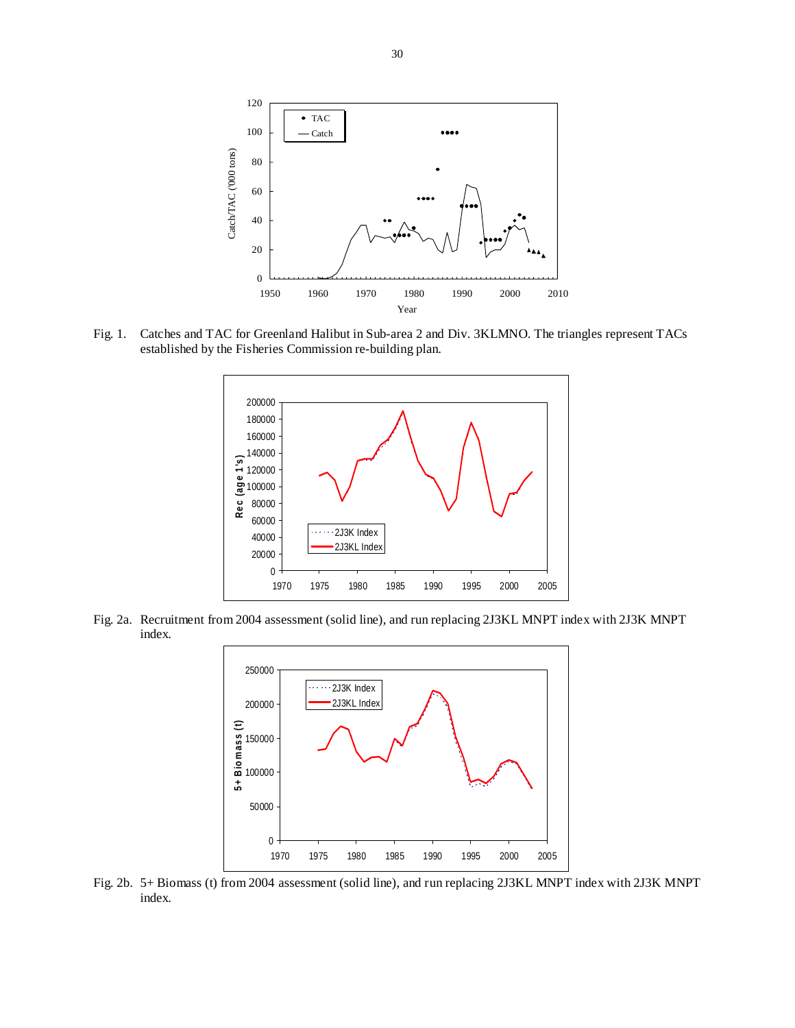Fig. 1. Catches and TAC for Greenland Halibut in Sub-area 2 and Div. 3KLMNO. The triangles represent TACs established by the Fisheries Commission re-building plan.

Fig. 2a. Recruitment from 2004 assessment (solid line), and run replacing 2J3KL MNPT index with 2J3K MNPT index.

Fig. 2b. 5+ Biomass (t) from 2004 assessment (solid line), and run replacing 2J3KL MNPT index with 2J3K MNPT index.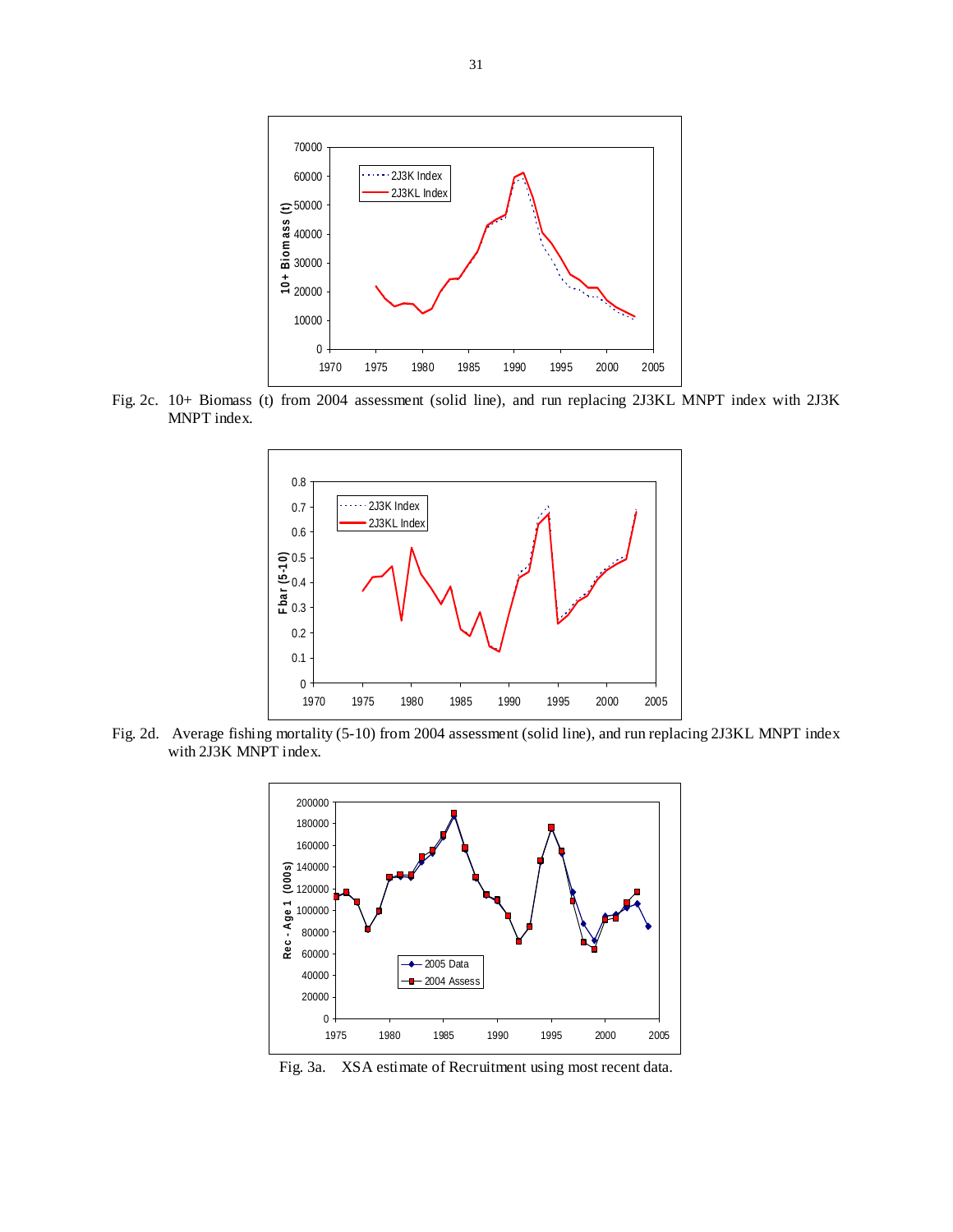Fig. 2c. 10+ Biomass (t) from 2004 assessment (solid line), and run replacing 2J3KL MNPT index with 2J3K MNPT index.

Fig. 2d. Average fishing mortality (5-10) from 2004 assessment (solid line), and run replacing 2J3KL MNPT index with 2J3K MNPT index.

Fig. 3a. XSA estimate of Recruitment using most recent data.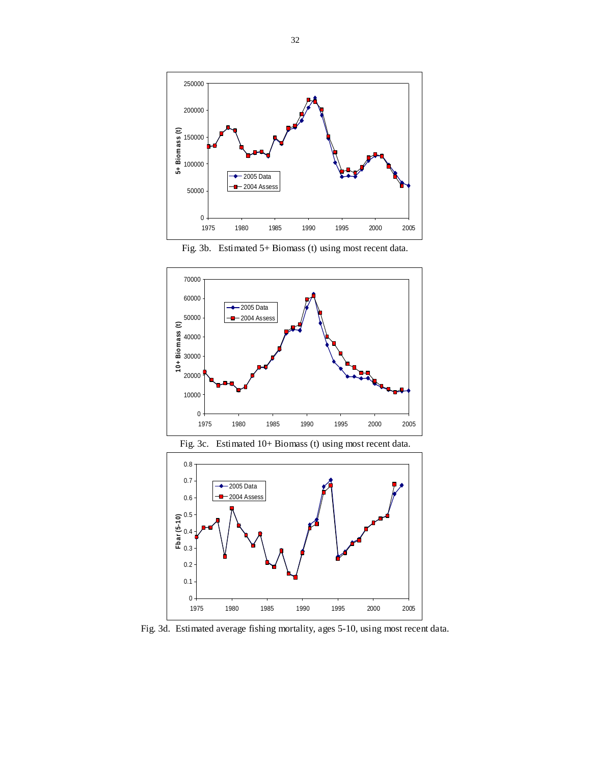Fig. 3b. Estimated 5+ Biomass (t) using most recent data.

Fig. 3c. Estimated 10+ Biomass (t) using most recent data.

Fig. 3d. Estimated average fishing mortality, ages 5-10, using most recent data.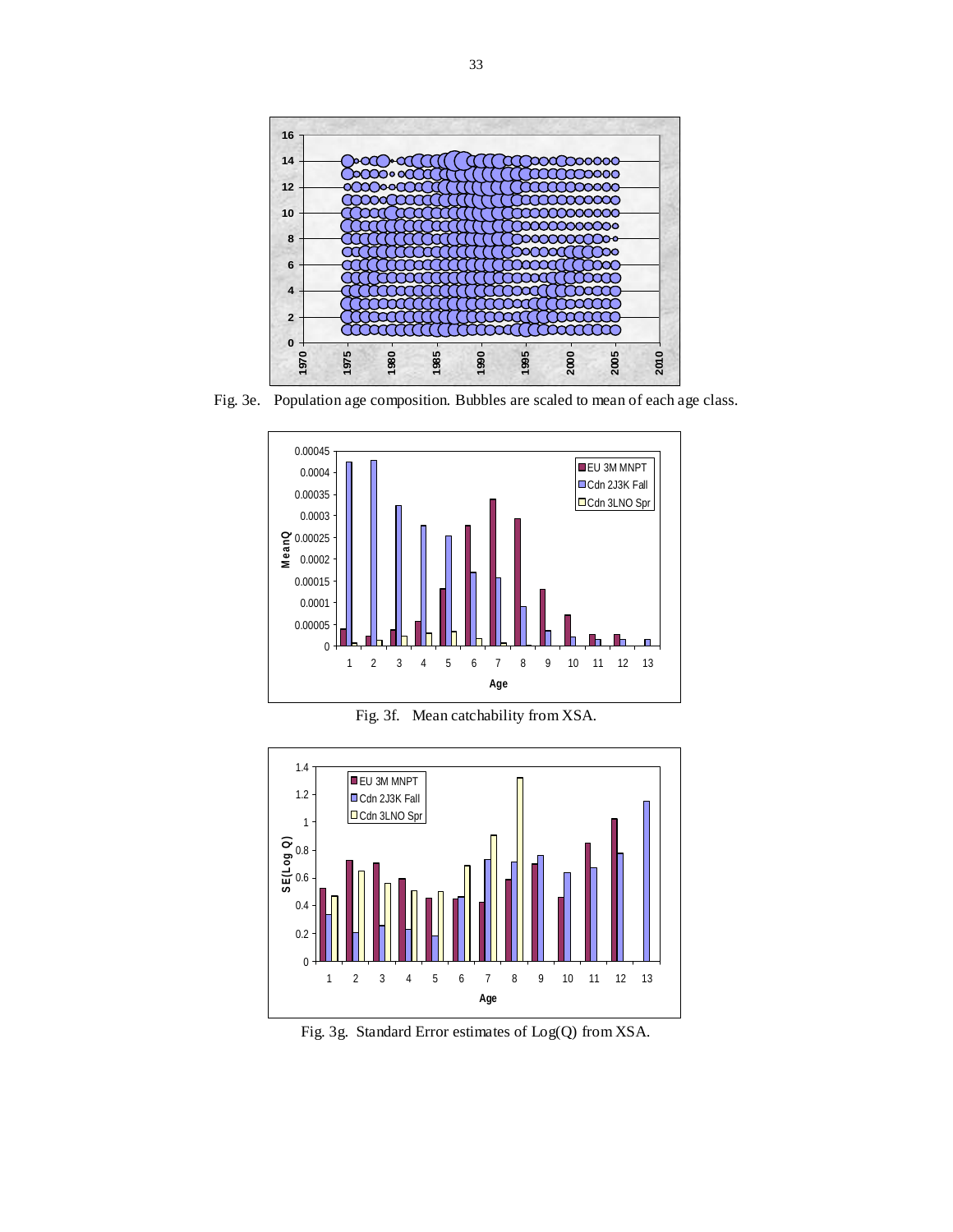Fig. 3e. Population age composition. Bubbles are scaled to mean of each age class.

Fig. 3f. Mean catchability from XSA.

Fig. 3g. Standard Error estimates of Log(Q) from XSA.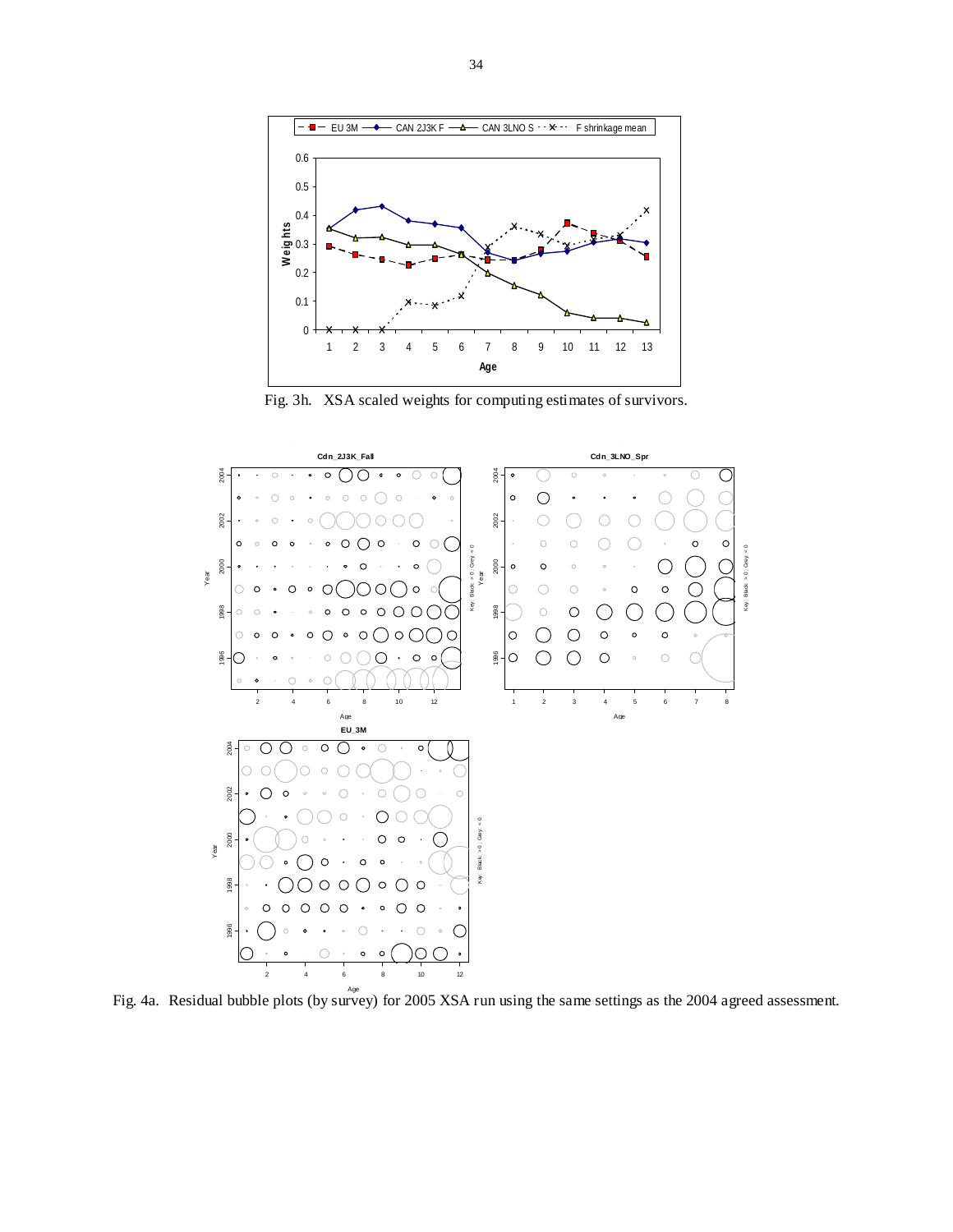Fig. 3h. XSA scaled weights for computing estimates of survivors.

Fig. 4a. Residual bubble plots (by survey) for 2005 XSA run using the same settings as the 2004 agreed assessment.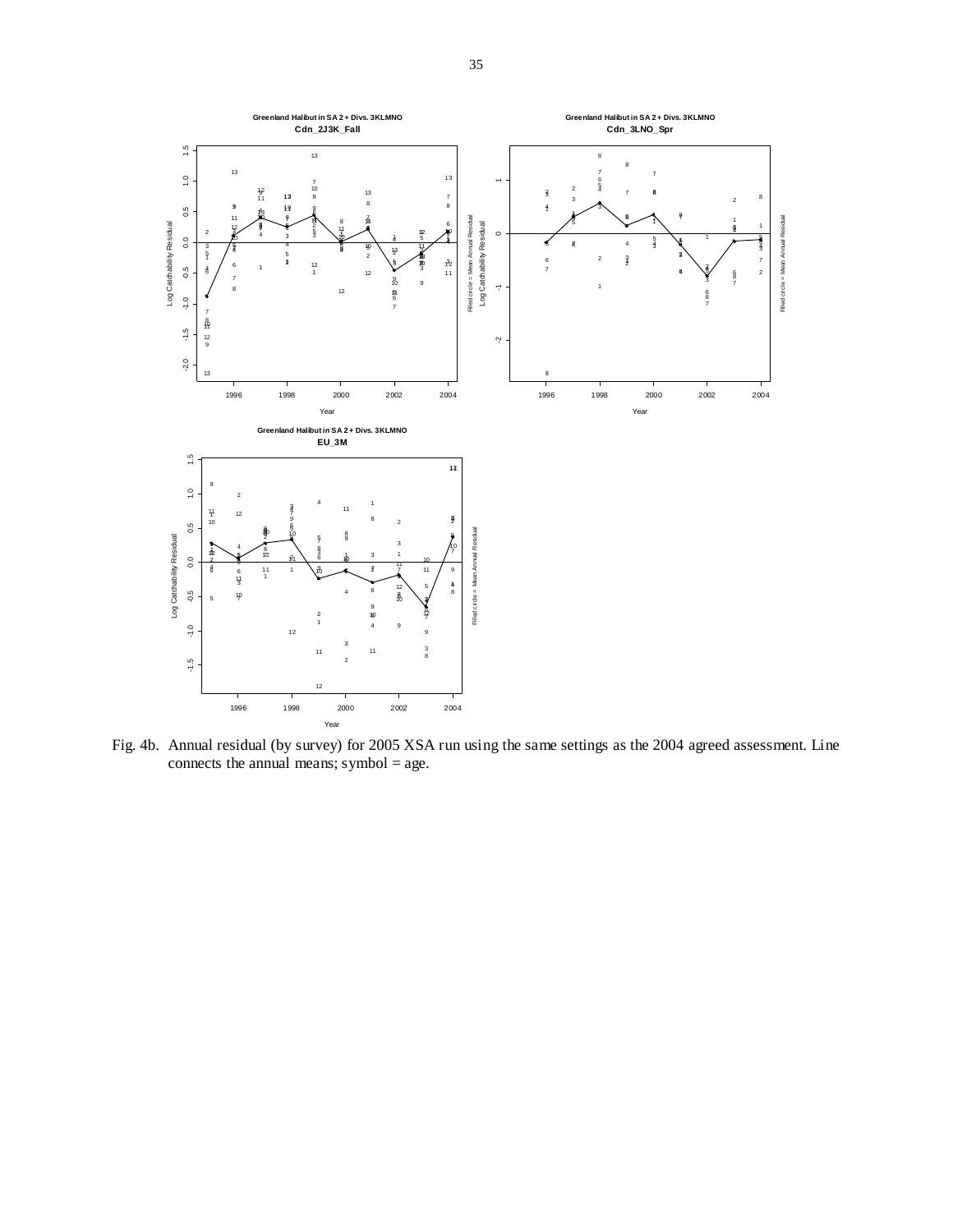Fig. 4b. Annual residual (by survey) for 2005 XSA run using the same settings as the 2004 agreed assessment. Line connects the annual means; symbol = age.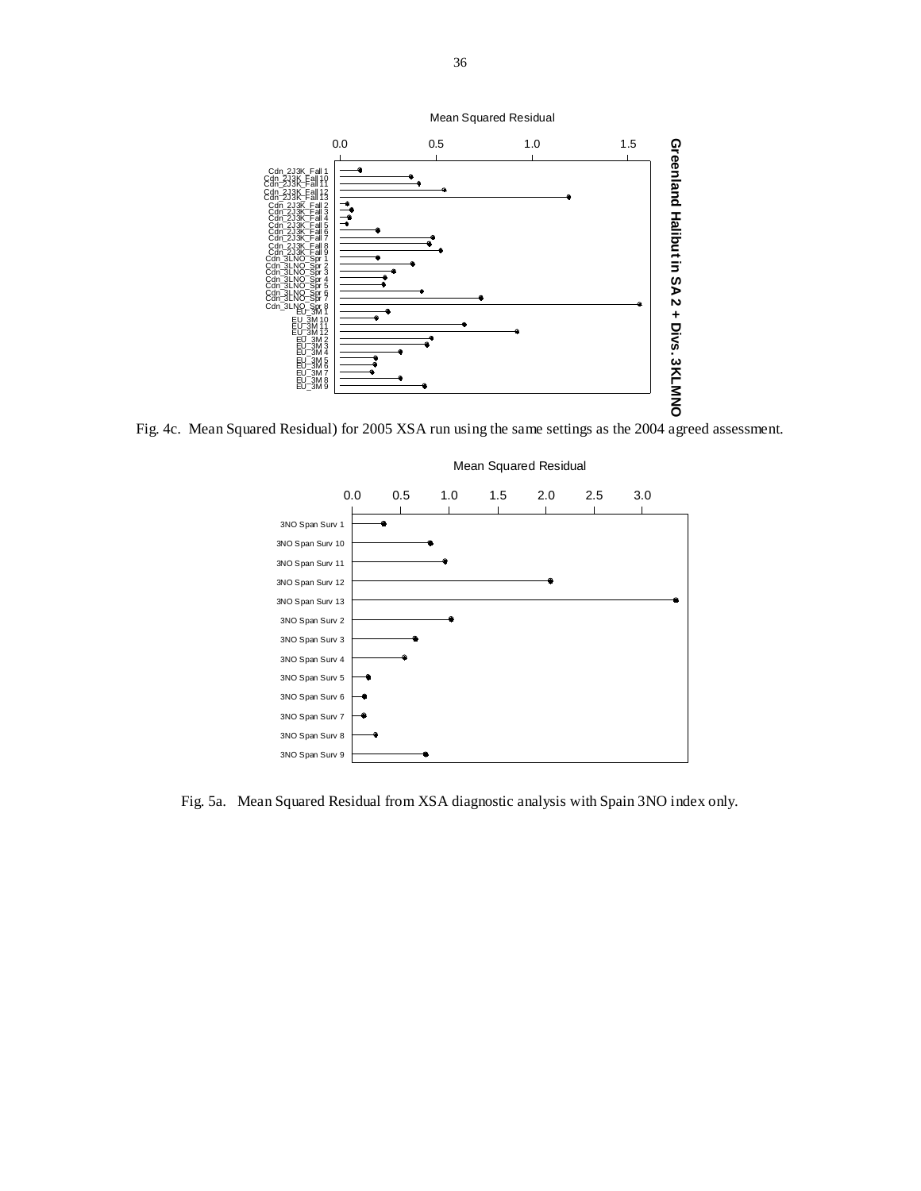Fig. 4c. Mean Squared Residual) for 2005 XSA run using the same settings as the 2004 agreed assessment.

Fig. 5a. Mean Squared Residual from XSA diagnostic analysis with Spain 3NO index only.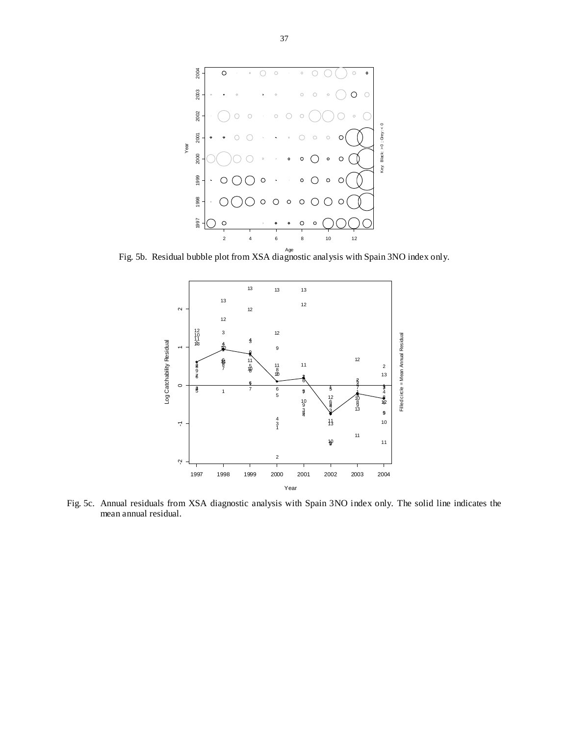Fig. 5b. Residual bubble plot from XSA diagnostic analysis with Spain 3NO index only.

Fig. 5c. Annual residuals from XSA diagnostic analysis with Spain 3NO index only. The solid line indicates the mean annual residual.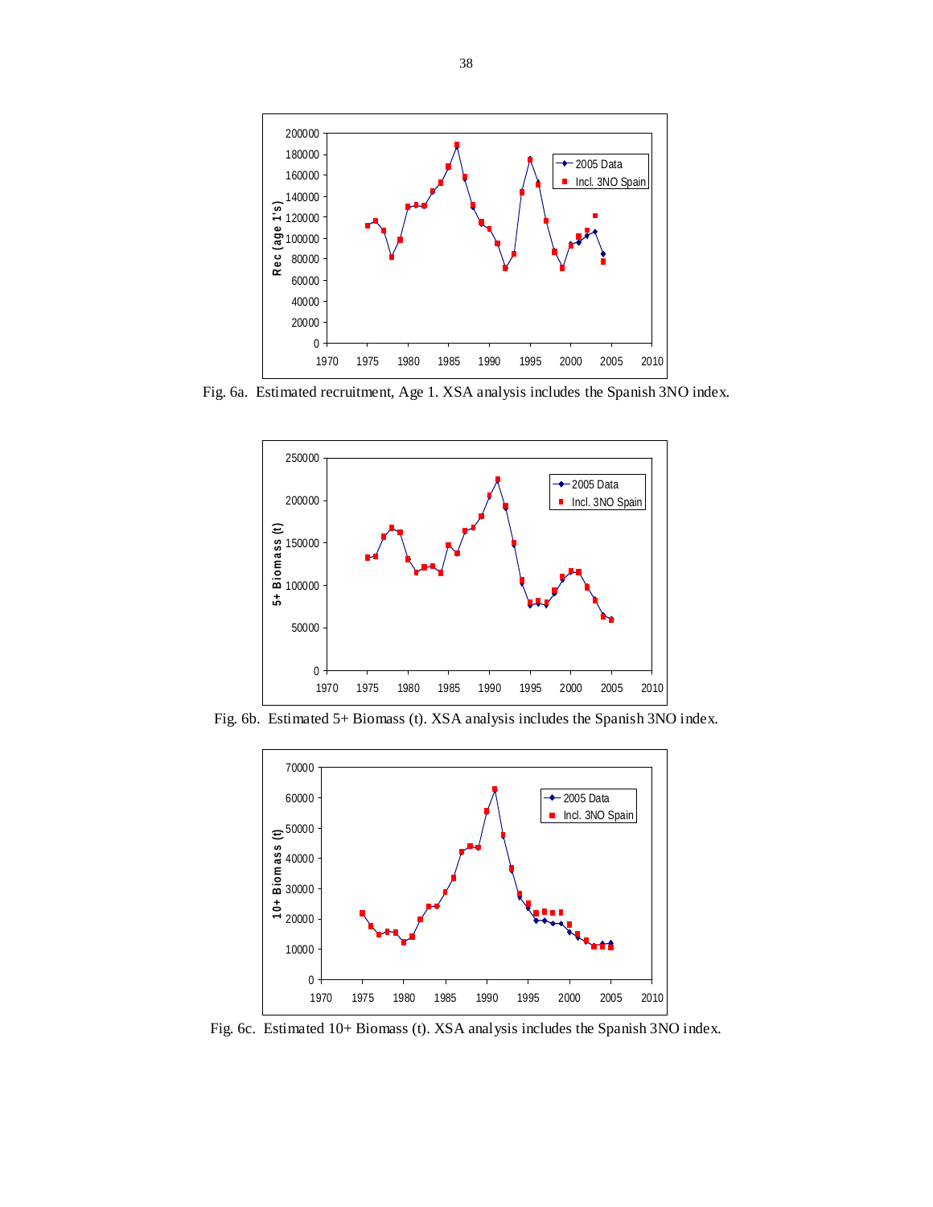Fig. 6a. Estimated recruitment, Age 1. XSA analysis includes the Spanish 3NO index.

Fig. 6b. Estimated 5+ Biomass (t). XSA analysis includes the Spanish 3NO index.

Fig. 6c. Estimated 10+ Biomass (t). XSA analysis includes the Spanish 3NO index.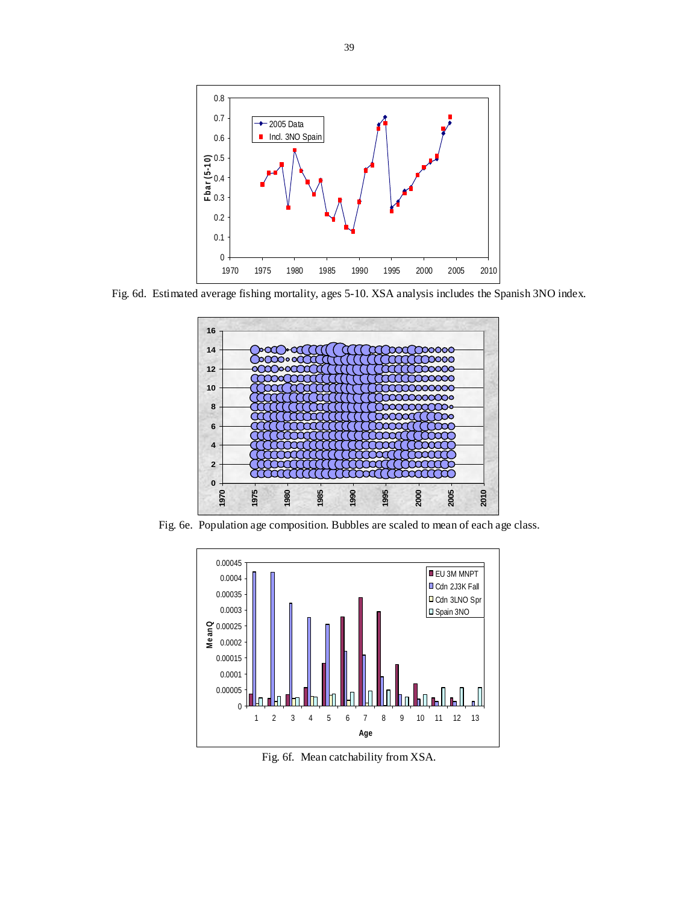Fig. 6d. Estimated average fishing mortality, ages 5-10. XSA analysis includes the Spanish 3NO index.

Fig. 6e. Population age composition. Bubbles are scaled to mean of each age class.

Fig. 6f. Mean catchability from XSA.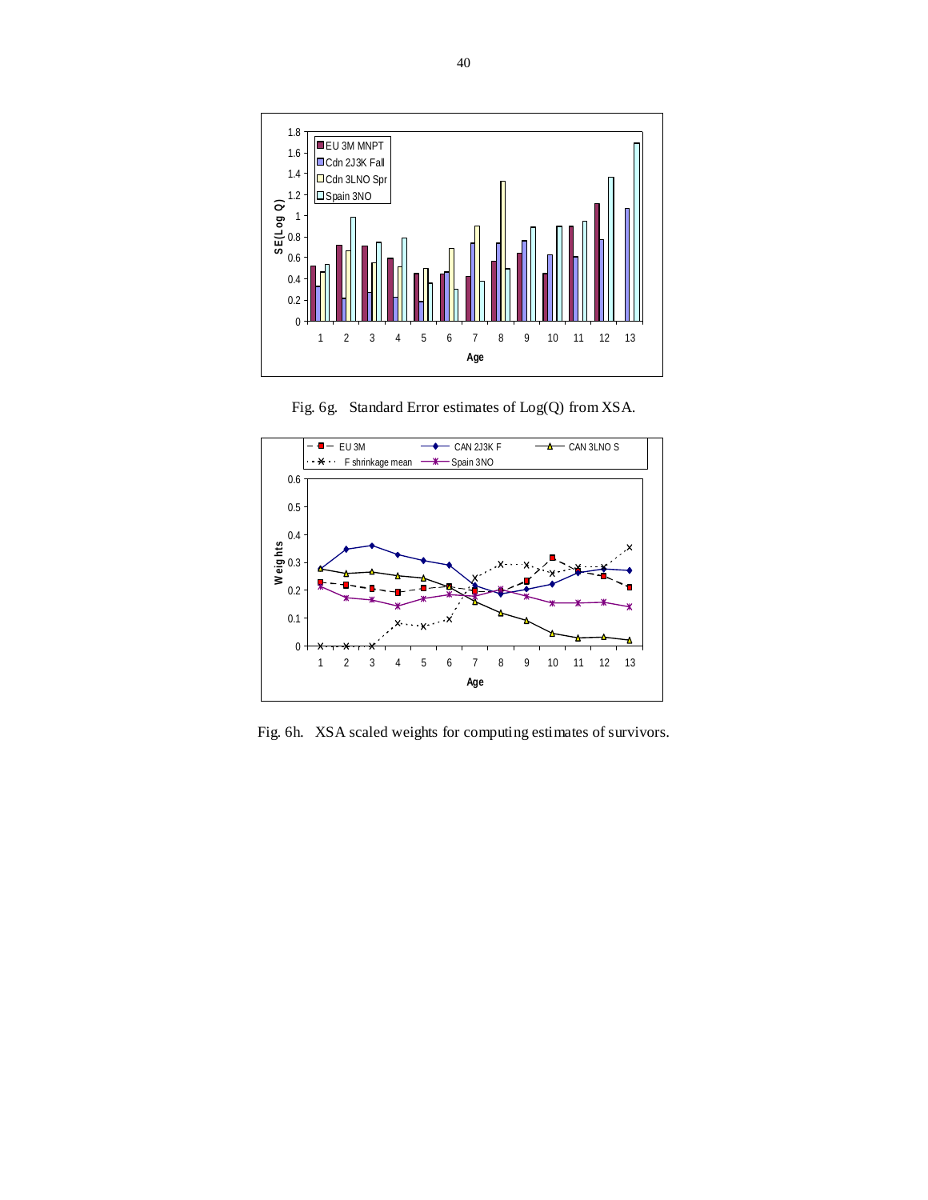Fig. 6g. Standard Error estimates of Log(Q) from XSA.

Fig. 6h. XSA scaled weights for computing estimates of survivors.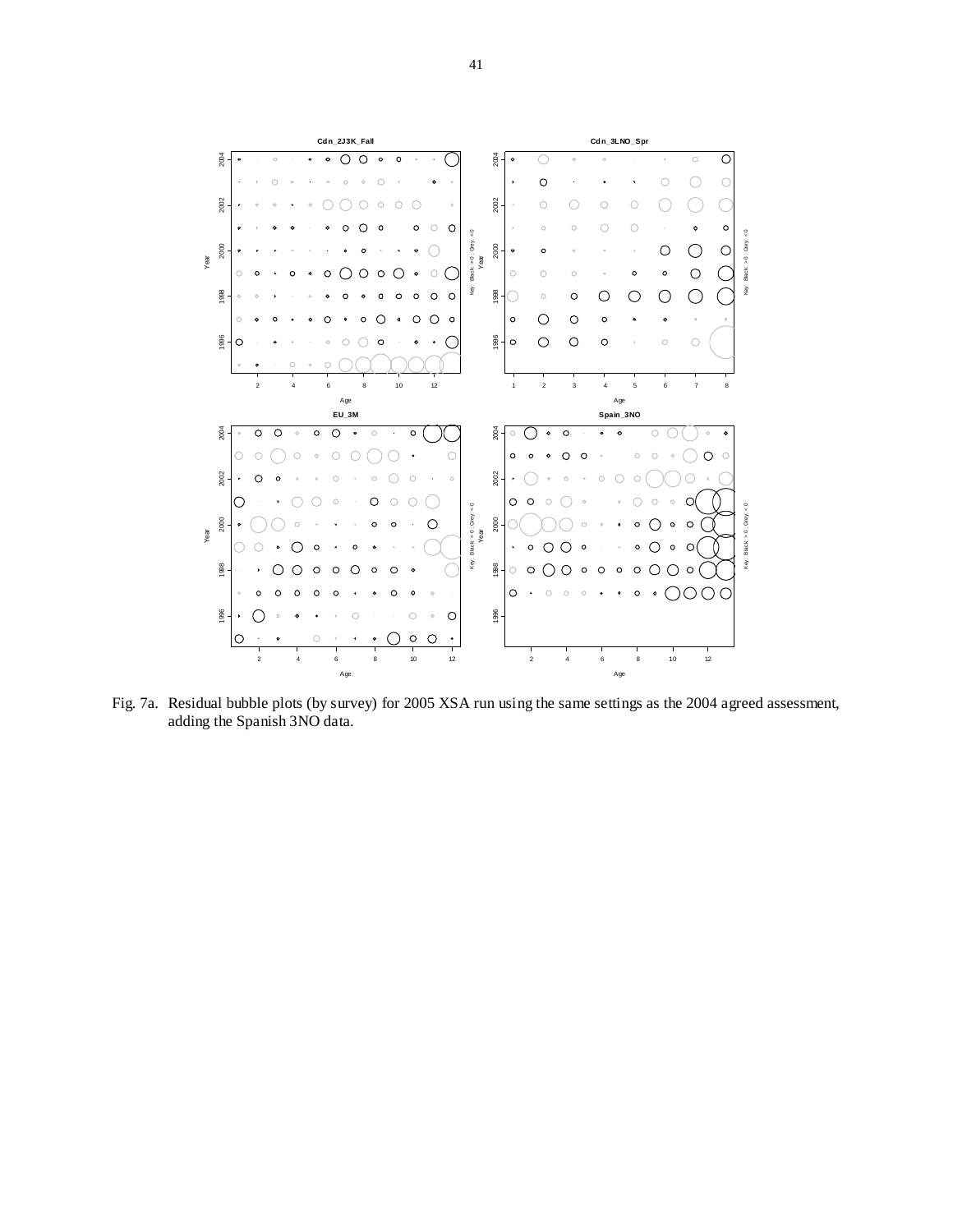Fig. 7a. Residual bubble plots (by survey) for 2005 XSA run using the same settings as the 2004 agreed assessment, adding the Spanish 3NO data.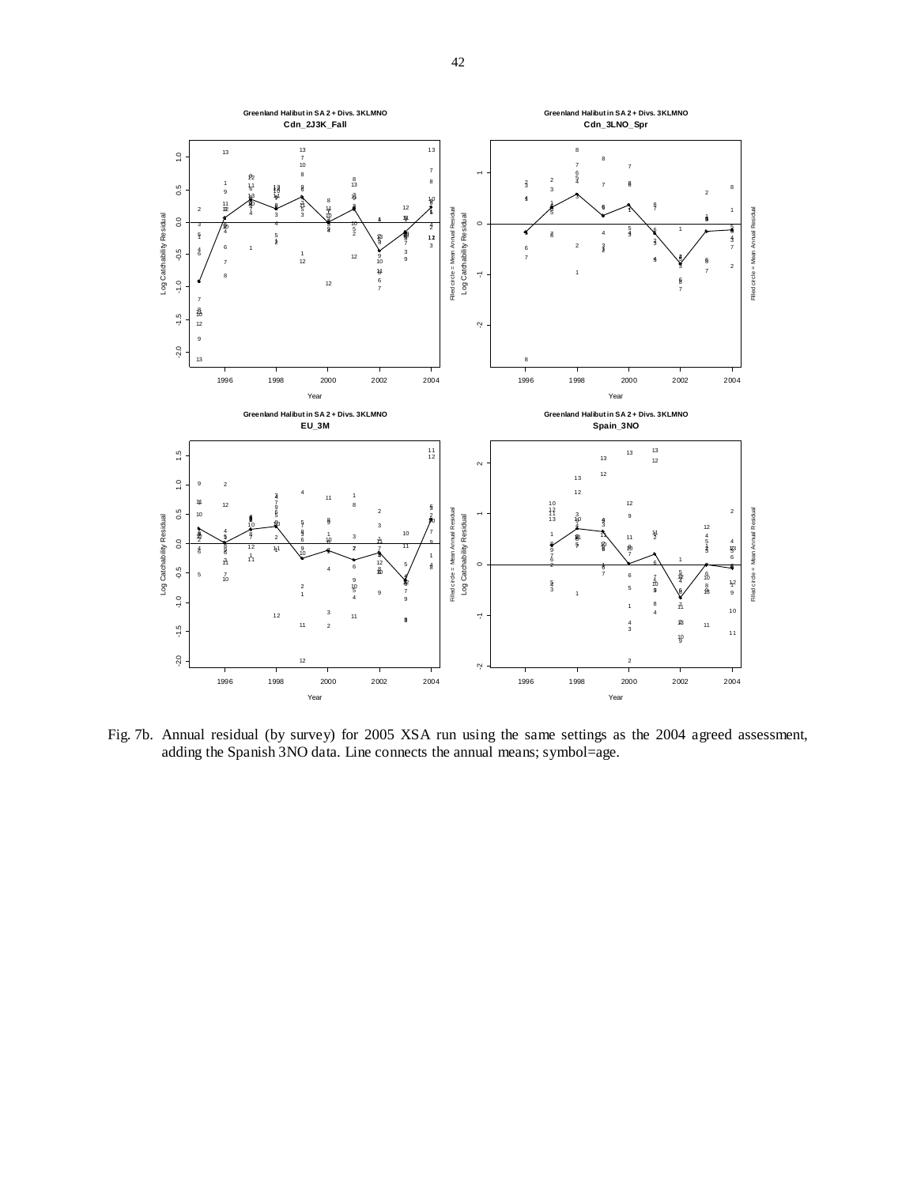Fig. 7b. Annual residual (by survey) for 2005 XSA run using the same settings as the 2004 agreed assessment, adding the Spanish 3NO data. Line connects the annual means; symbol=age.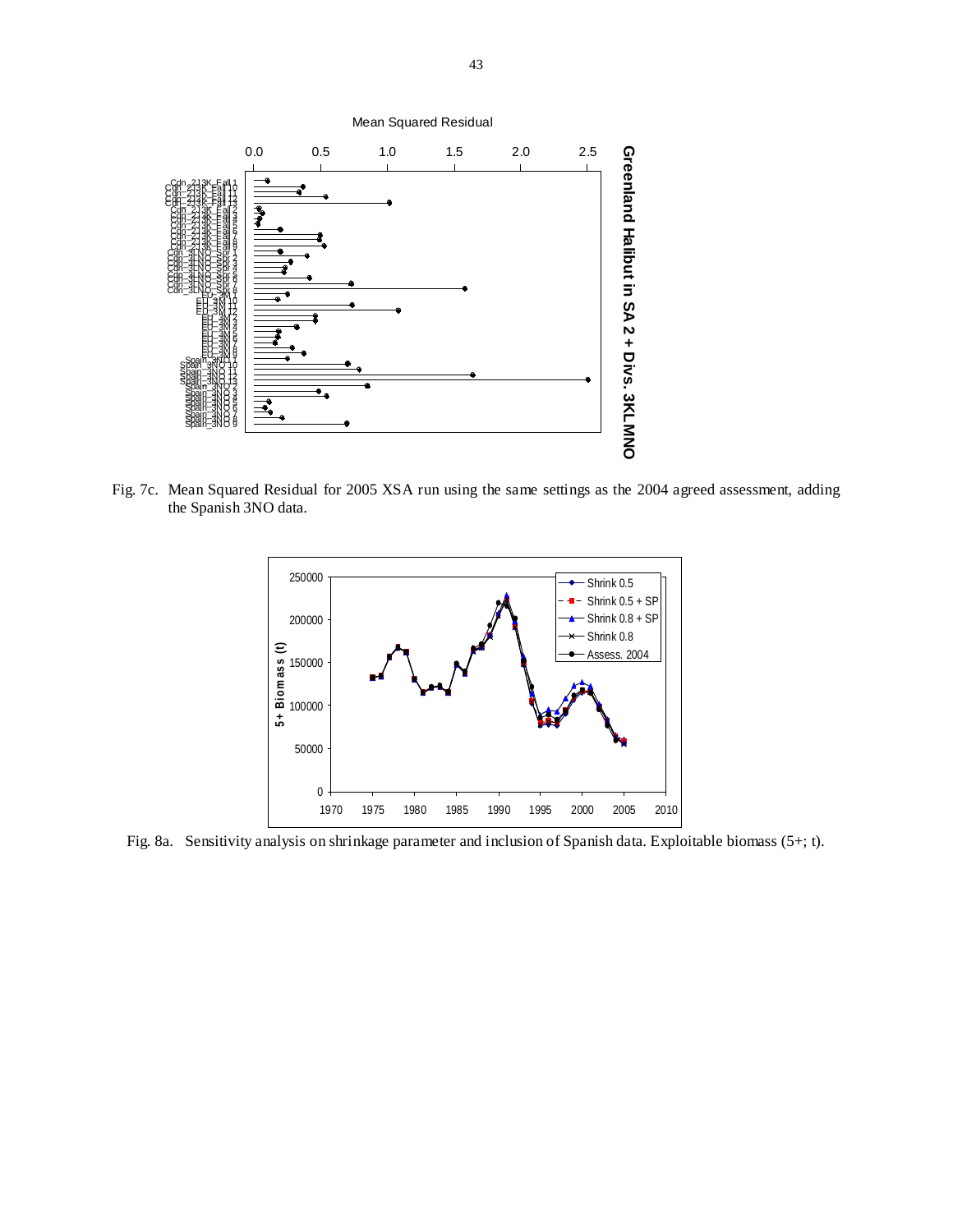Fig. 7c. Mean Squared Residual for 2005 XSA run using the same settings as the 2004 agreed assessment, adding the Spanish 3NO data.

Fig. 8a. Sensitivity analysis on shrinkage parameter and inclusion of Spanish data. Exploitable biomass (5+; t).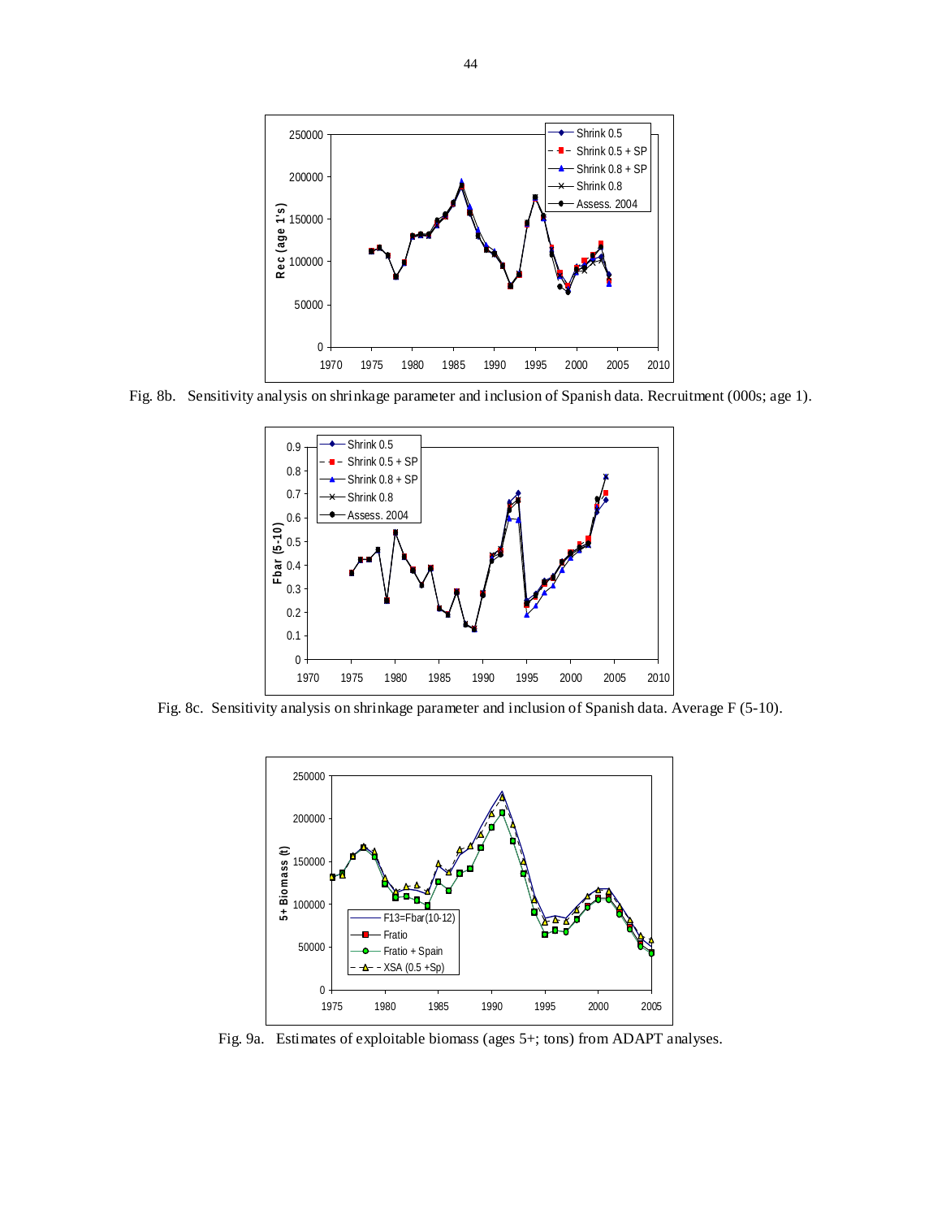Fig. 8b. Sensitivity analysis on shrinkage parameter and inclusion of Spanish data. Recruitment (000s; age 1).

Fig. 8c. Sensitivity analysis on shrinkage parameter and inclusion of Spanish data. Average F (5-10).

Fig. 9a. Estimates of exploitable biomass (ages 5+; tons) from ADAPT analyses.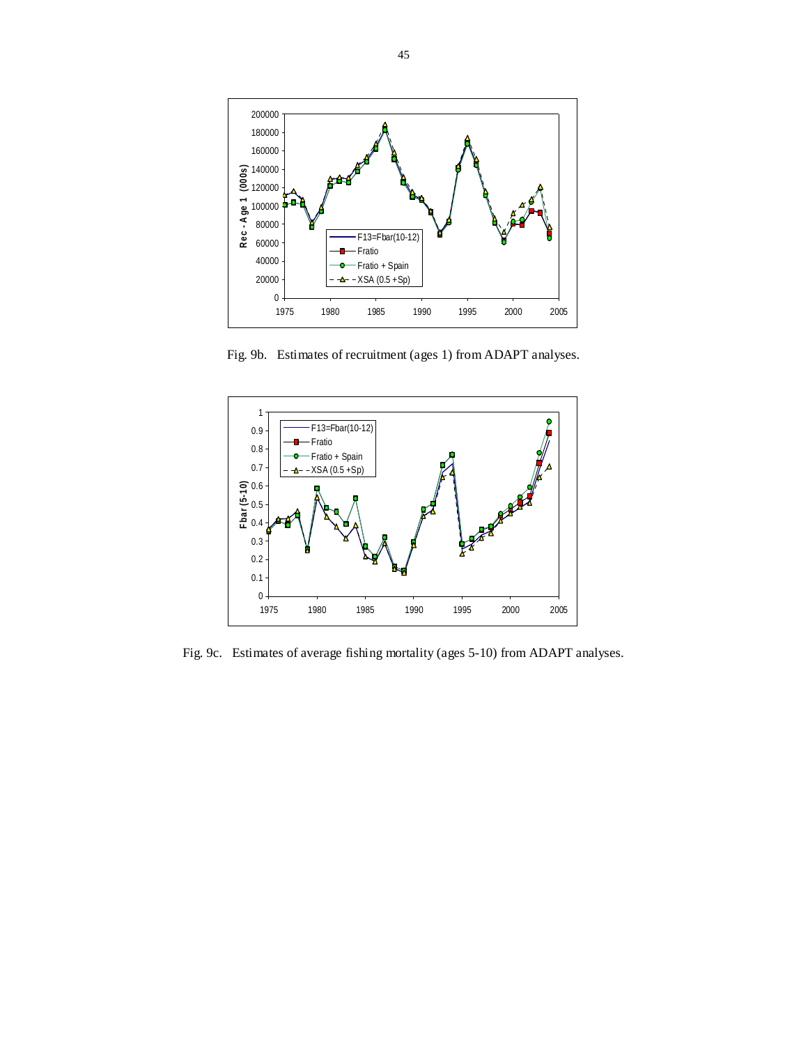Fig. 9b. Estimates of recruitment (ages 1) from ADAPT analyses.

Fig. 9c. Estimates of average fishing mortality (ages 5-10) from ADAPT analyses.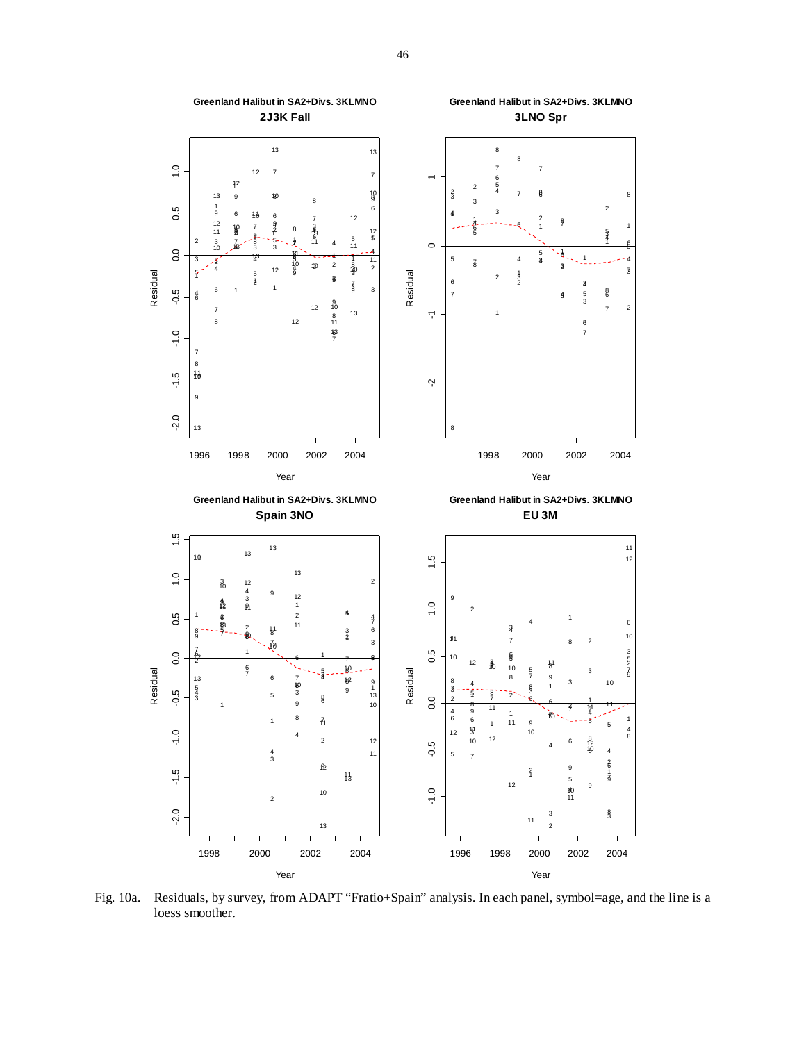Fig. 10a. Residuals, by survey, from ADAPT "Fratio+Spain" analysis. In each panel, symbol=age, and the line is a loess smoother.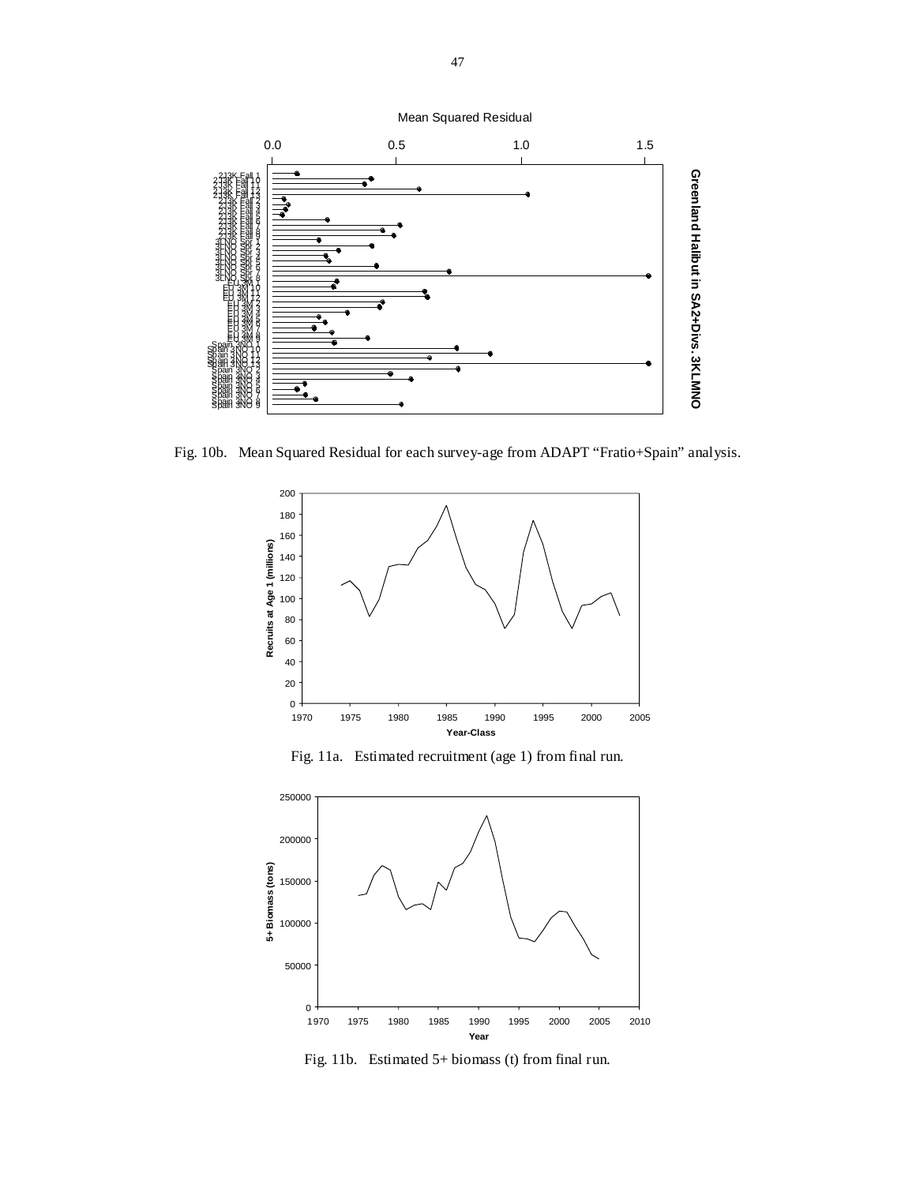Fig. 10b. Mean Squared Residual for each survey-age from ADAPT "Fratio+Spain" analysis.

Fig. 11a. Estimated recruitment (age 1) from final run.

Fig. 11b. Estimated 5+ biomass (t) from final run.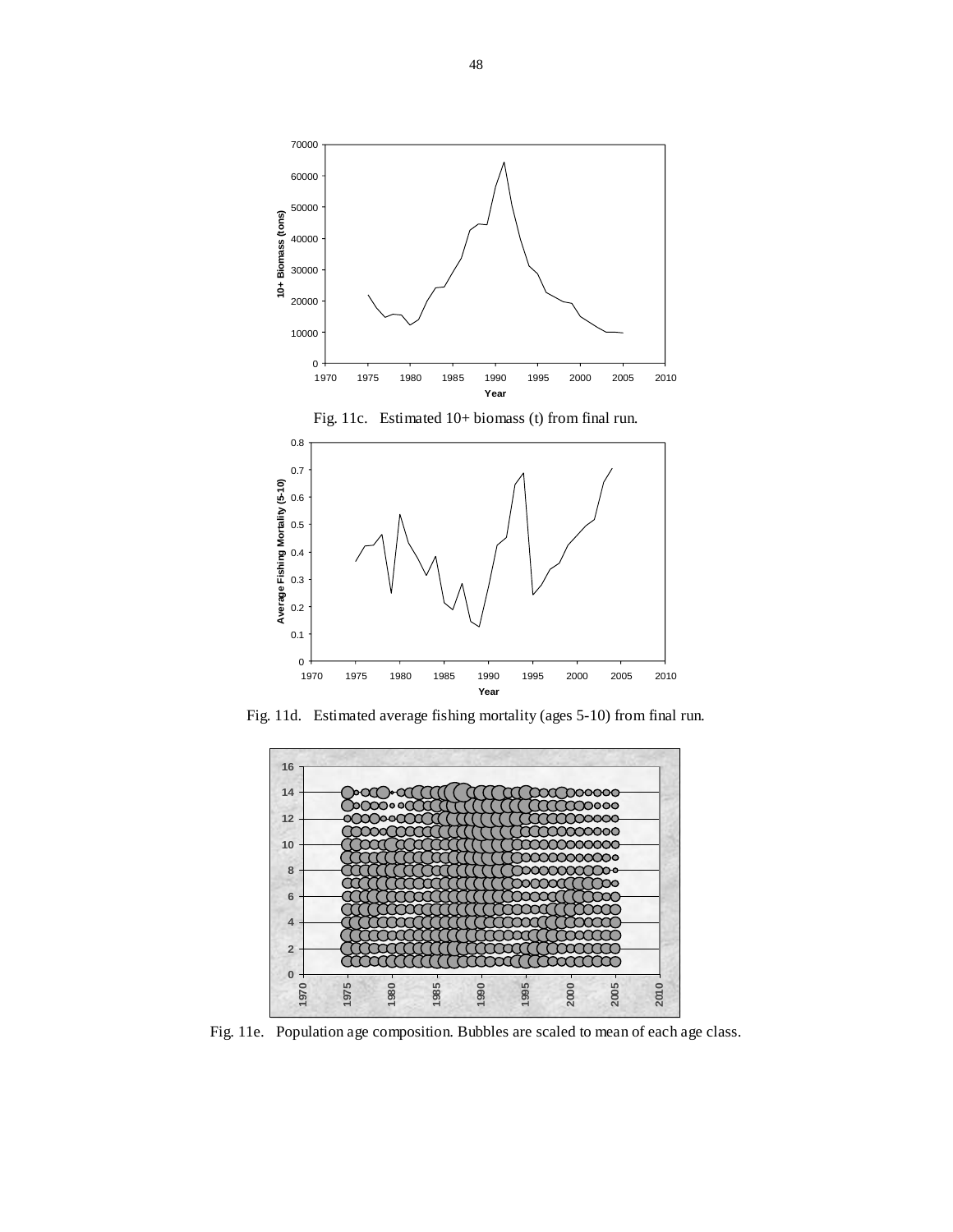Fig. 11c. Estimated 10+ biomass (t) from final run.

Fig. 11d. Estimated average fishing mortality (ages 5-10) from final run.

Fig. 11e. Population age composition. Bubbles are scaled to mean of each age class.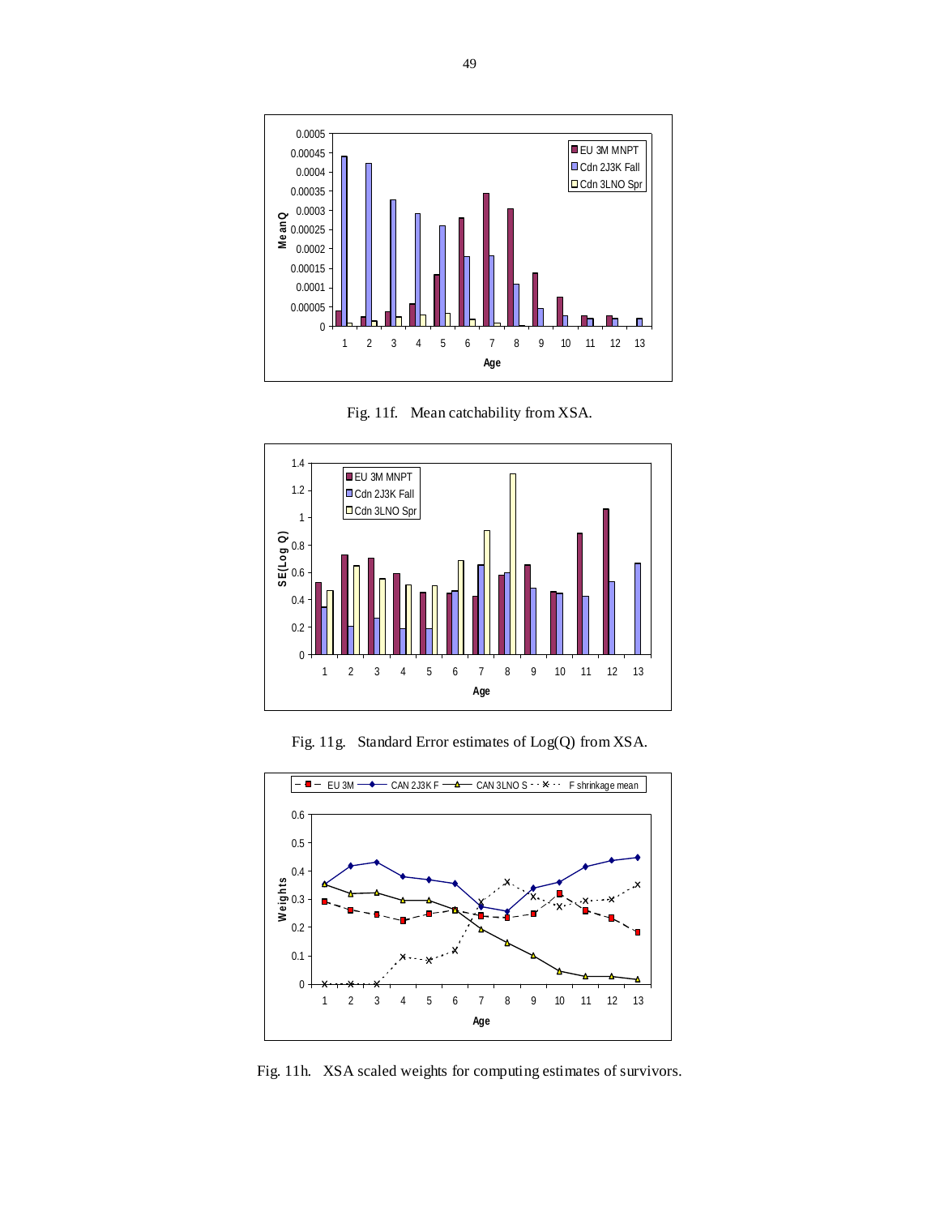Fig. 11f. Mean catchability from XSA.

Fig. 11g. Standard Error estimates of Log(Q) from XSA.

Fig. 11h. XSA scaled weights for computing estimates of survivors.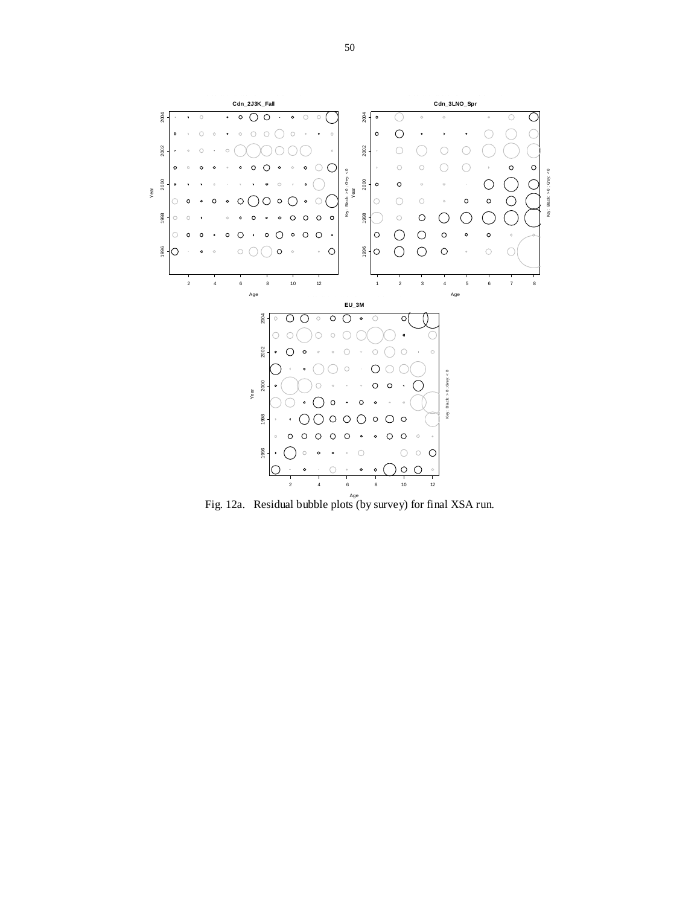Fig. 12a. Residual bubble plots (by survey) for final XSA run.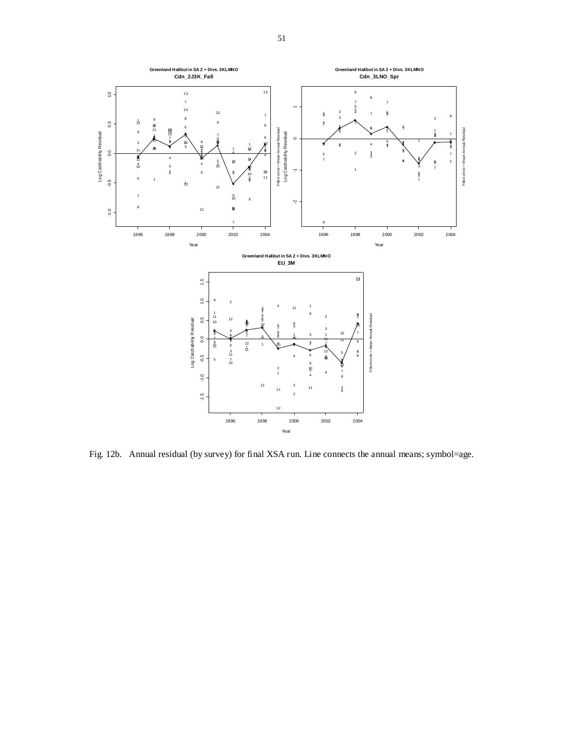Fig. 12b. Annual residual (by survey) for final XSA run. Line connects the annual means; symbol=age.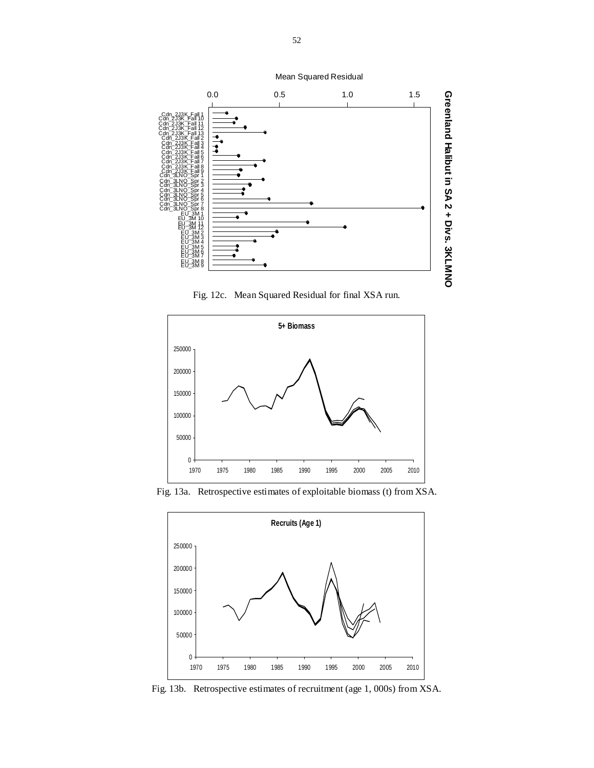Fig. 12c. Mean Squared Residual for final XSA run.

Fig. 13a. Retrospective estimates of exploitable biomass (t) from XSA.

Fig. 13b. Retrospective estimates of recruitment (age 1, 000s) from XSA.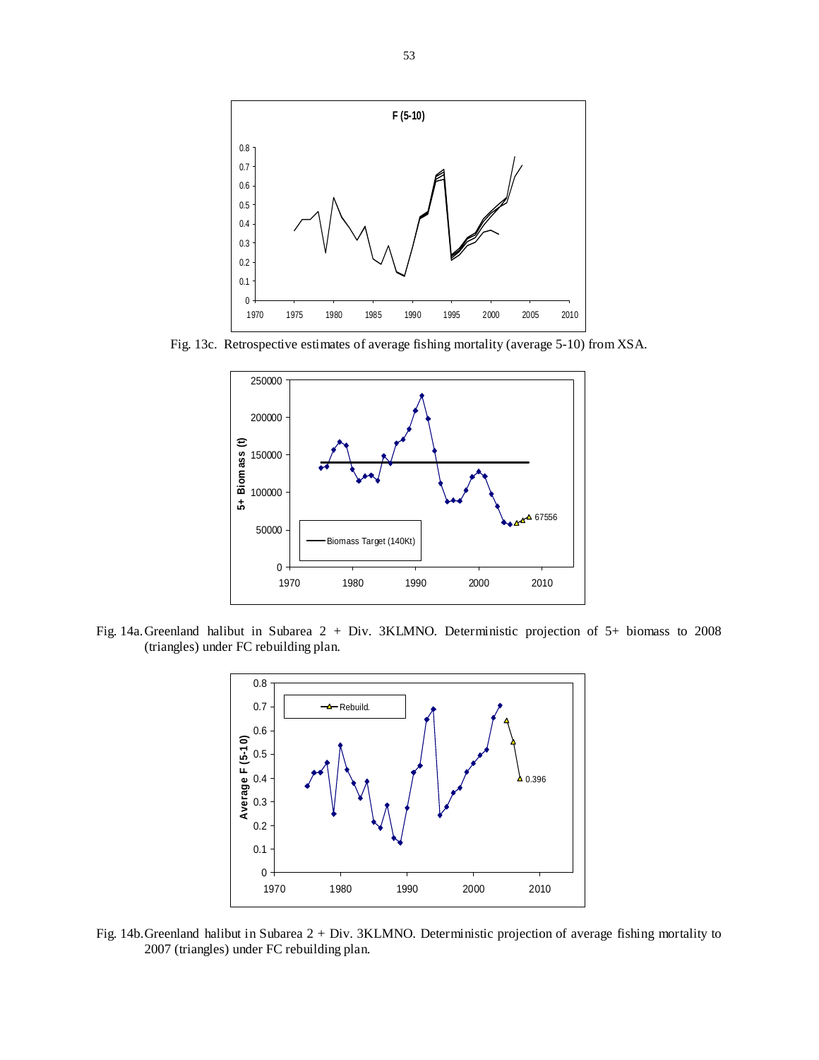Fig. 13c. Retrospective estimates of average fishing mortality (average 5-10) from XSA.

Fig. 14a. Greenland halibut in Subarea 2 + Div. 3KLMNO. Deterministic projection of 5+ biomass to 2008 (triangles) under FC rebuilding plan.

Fig. 14b. Greenland halibut in Subarea 2 + Div. 3KLMNO. Deterministic projection of average fishing mortality to 2007 (triangles) under FC rebuilding plan.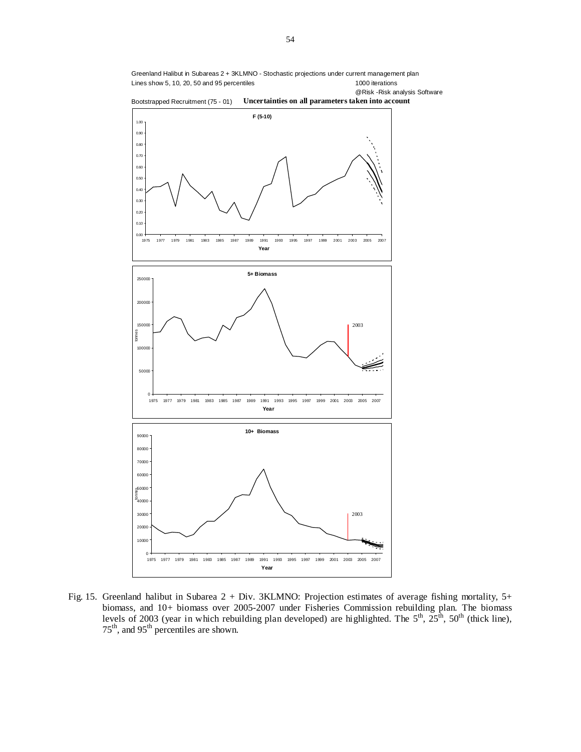Greenland Halibut in Subareas 2 + 3KLMNO - Stochastic projections under current management plan

Lines show 5, 10, 20, 50 and 95 percentiles

1000 iterations

@Risk -Risk analysis Software

Bootstrapped Recruitment (75 - 01)

**Uncertainties on all parameters taken into account**

F (5-10)

1.00
0.90
0.80
0.70
0.60
0.50
0.40
0.30
0.20
0.10
0.00

1975 1977 1979 1981 1983 1985 1987 1989 1991 1993 1995 1997 1999 2001 2003 2005 2007

Year

5+ Biomass

250000
200000
150000
100000
50000
0

tonnes

2003

1975 1977 1979 1981 1983 1985 1987 1989 1991 1993 1995 1997 1999 2001 2003 2005 2007

Year

10+ Biomass

90000
80000
70000
60000
50000
40000
30000
20000
10000
0

tonnes

2003

1975 1977 1979 1981 1983 1985 1987 1989 1991 1993 1995 1997 1999 2001 2003 2005 2007

Year

Fig. 15. Greenland halibut in Subarea 2 + Div. 3KLMNO: Projection estimates of average fishing mortality, 5+ biomass, and 10+ biomass over 2005-2007 under Fisheries Commission rebuilding plan. The biomass levels of 2003 (year in which rebuilding plan developed) are highlighted. The 5th, 25th, 50th (thick line), 75th, and 95th percentiles are shown.